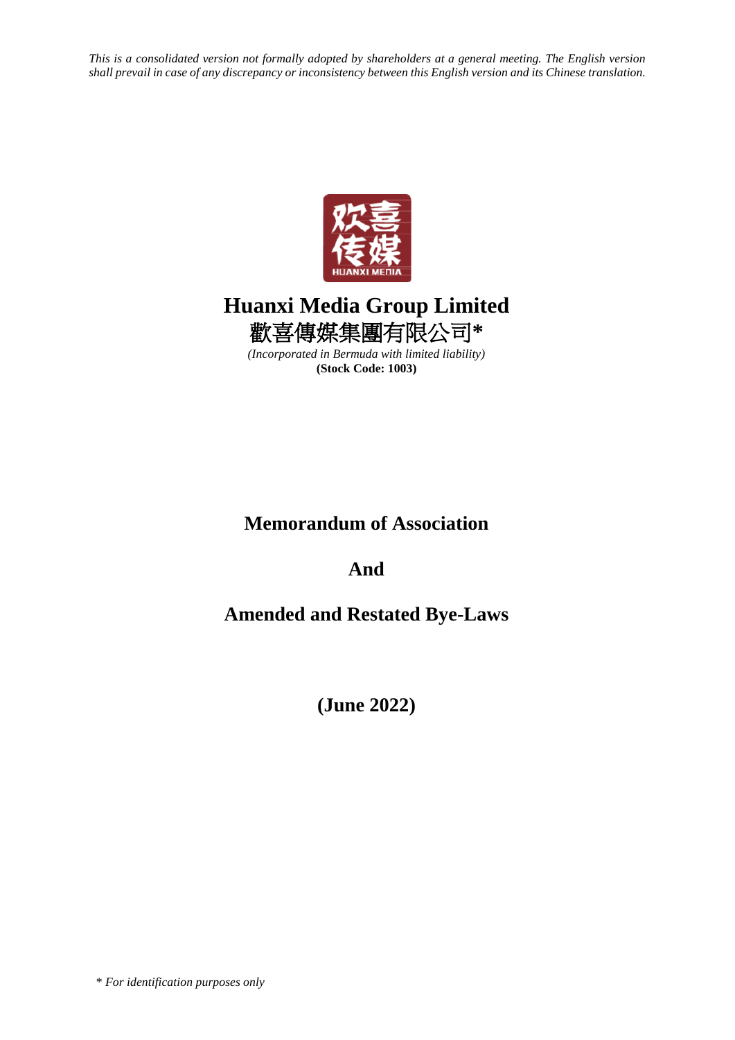*This is a consolidated version not formally adopted by shareholders at a general meeting. The English version shall prevail in case of any discrepancy or inconsistency between this English version and its Chinese translation.*

# Huanxi Media Group Limited
# 歡喜傳媒集團有限公司*

*(Incorporated in Bermuda with limited liability)*
**(Stock Code: 1003)**

## Memorandum of Association

## And

## Amended and Restated Bye-Laws

## (June 2022)

* *For identification purposes only*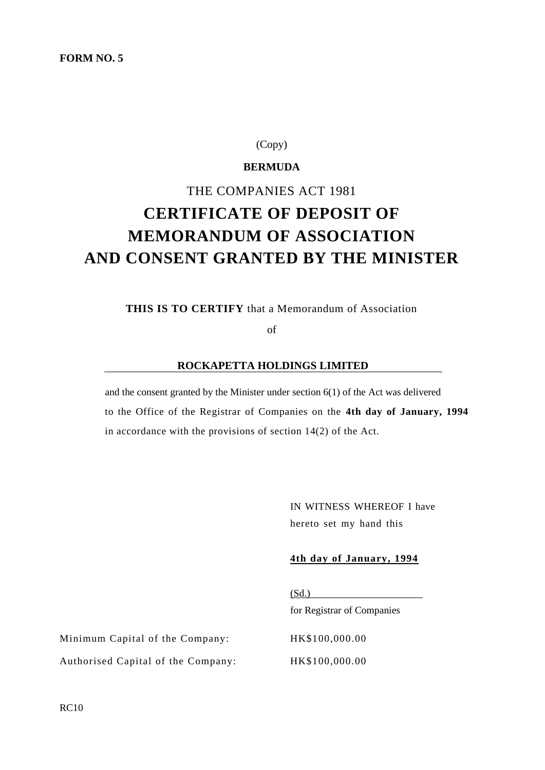**FORM NO. 5**

(Copy)

**BERMUDA**

THE COMPANIES ACT 1981

# CERTIFICATE OF DEPOSIT OF MEMORANDUM OF ASSOCIATION AND CONSENT GRANTED BY THE MINISTER

**THIS IS TO CERTIFY** that a Memorandum of Association

of

**ROCKAPETTA HOLDINGS LIMITED**

and the consent granted by the Minister under section 6(1) of the Act was delivered to the Office of the Registrar of Companies on the **4th day of January, 1994** in accordance with the provisions of section 14(2) of the Act.

IN WITNESS WHEREOF I have hereto set my hand this

**4th day of January, 1994**

(Sd.)

for Registrar of Companies

Minimum Capital of the Company: HK$100,000.00

Authorised Capital of the Company: HK$100,000.00

RC10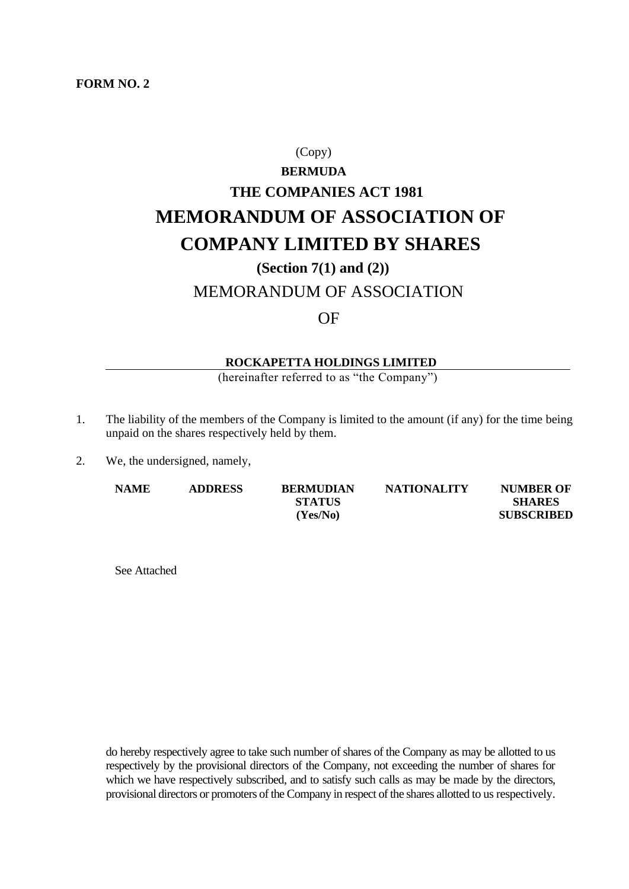**FORM NO. 2**

(Copy)

**BERMUDA**

**THE COMPANIES ACT 1981**

# MEMORANDUM OF ASSOCIATION OF COMPANY LIMITED BY SHARES

**(Section 7(1) and (2))**

MEMORANDUM OF ASSOCIATION

OF

**ROCKAPETTA HOLDINGS LIMITED**

(hereinafter referred to as "the Company")

1. The liability of the members of the Company is limited to the amount (if any) for the time being unpaid on the shares respectively held by them.

2. We, the undersigned, namely,

| NAME | ADDRESS | BERMUDIAN STATUS (Yes/No) | NATIONALITY | NUMBER OF SHARES SUBSCRIBED |
|---|---|---|---|---|

See Attached

do hereby respectively agree to take such number of shares of the Company as may be allotted to us respectively by the provisional directors of the Company, not exceeding the number of shares for which we have respectively subscribed, and to satisfy such calls as may be made by the directors, provisional directors or promoters of the Company in respect of the shares allotted to us respectively.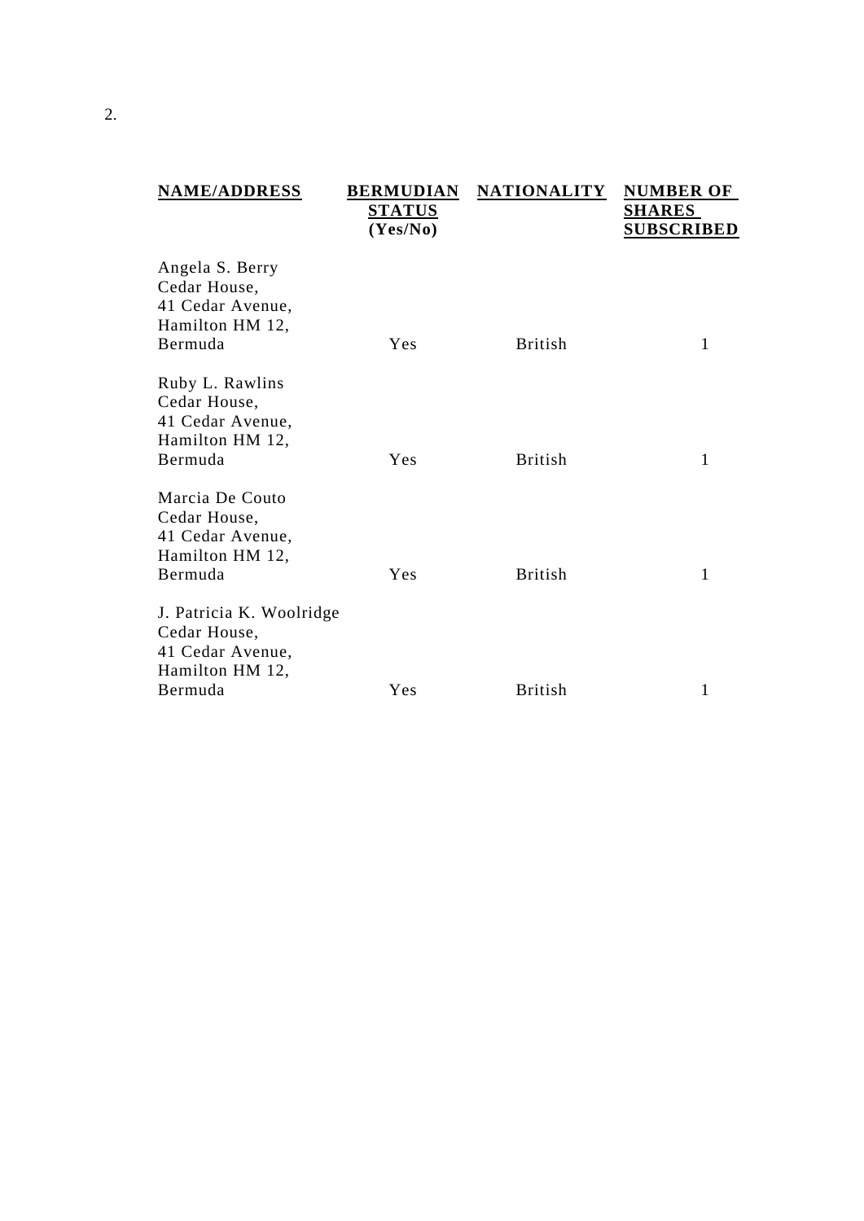| NAME/ADDRESS | BERMUDIAN STATUS (Yes/No) | NATIONALITY | NUMBER OF SHARES SUBSCRIBED |
|---|---|---|---|
| Angela S. Berry<br>Cedar House,<br>41 Cedar Avenue,<br>Hamilton HM 12,<br>Bermuda | Yes | British | 1 |
| Ruby L. Rawlins<br>Cedar House,<br>41 Cedar Avenue,<br>Hamilton HM 12,<br>Bermuda | Yes | British | 1 |
| Marcia De Couto<br>Cedar House,<br>41 Cedar Avenue,<br>Hamilton HM 12,<br>Bermuda | Yes | British | 1 |
| J. Patricia K. Woolridge<br>Cedar House,<br>41 Cedar Avenue,<br>Hamilton HM 12,<br>Bermuda | Yes | British | 1 |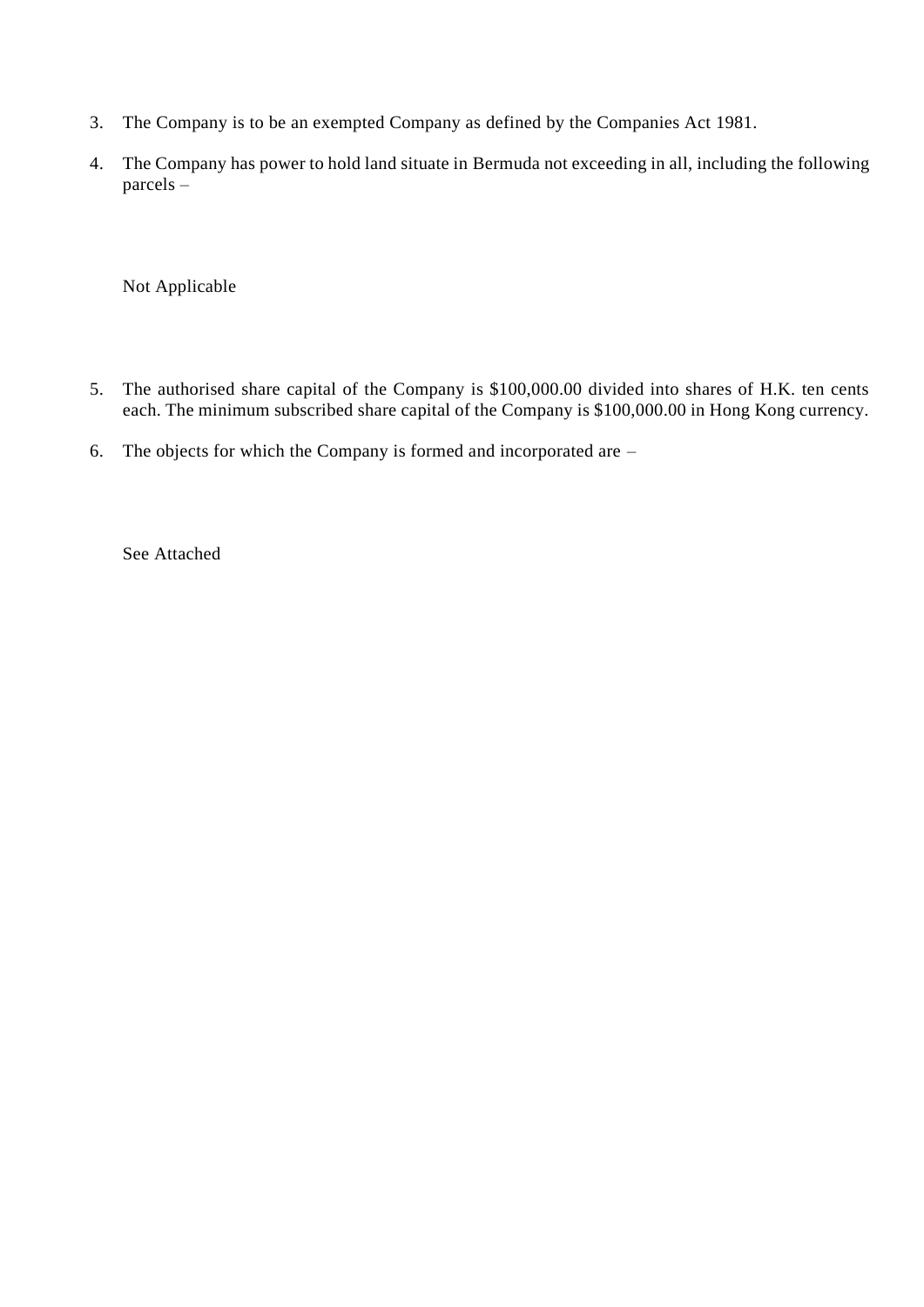3. The Company is to be an exempted Company as defined by the Companies Act 1981.

4. The Company has power to hold land situate in Bermuda not exceeding in all, including the following parcels –

   Not Applicable

5. The authorised share capital of the Company is $100,000.00 divided into shares of H.K. ten cents each. The minimum subscribed share capital of the Company is $100,000.00 in Hong Kong currency.

6. The objects for which the Company is formed and incorporated are –

   See Attached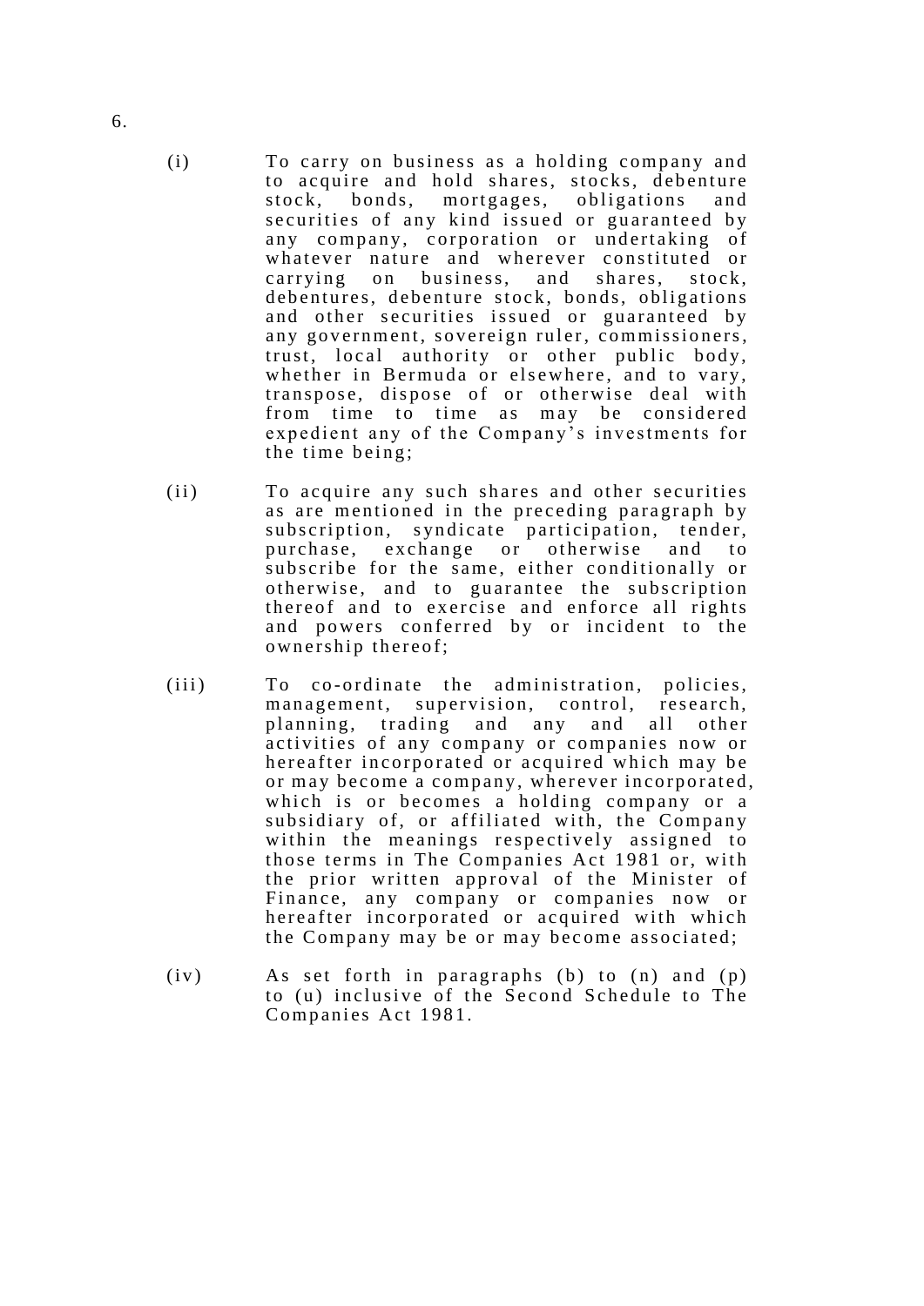6.

(i) To carry on business as a holding company and to acquire and hold shares, stocks, debenture stock, bonds, mortgages, obligations and securities of any kind issued or guaranteed by any company, corporation or undertaking of whatever nature and wherever constituted or carrying on business, and shares, stock, debentures, debenture stock, bonds, obligations and other securities issued or guaranteed by any government, sovereign ruler, commissioners, trust, local authority or other public body, whether in Bermuda or elsewhere, and to vary, transpose, dispose of or otherwise deal with from time to time as may be considered expedient any of the Company's investments for the time being;

(ii) To acquire any such shares and other securities as are mentioned in the preceding paragraph by subscription, syndicate participation, tender, purchase, exchange or otherwise and to subscribe for the same, either conditionally or otherwise, and to guarantee the subscription thereof and to exercise and enforce all rights and powers conferred by or incident to the ownership thereof;

(iii) To co-ordinate the administration, policies, management, supervision, control, research, planning, trading and any and all other activities of any company or companies now or hereafter incorporated or acquired which may be or may become a company, wherever incorporated, which is or becomes a holding company or a subsidiary of, or affiliated with, the Company within the meanings respectively assigned to those terms in The Companies Act 1981 or, with the prior written approval of the Minister of Finance, any company or companies now or hereafter incorporated or acquired with which the Company may be or may become associated;

(iv) As set forth in paragraphs (b) to (n) and (p) to (u) inclusive of the Second Schedule to The Companies Act 1981.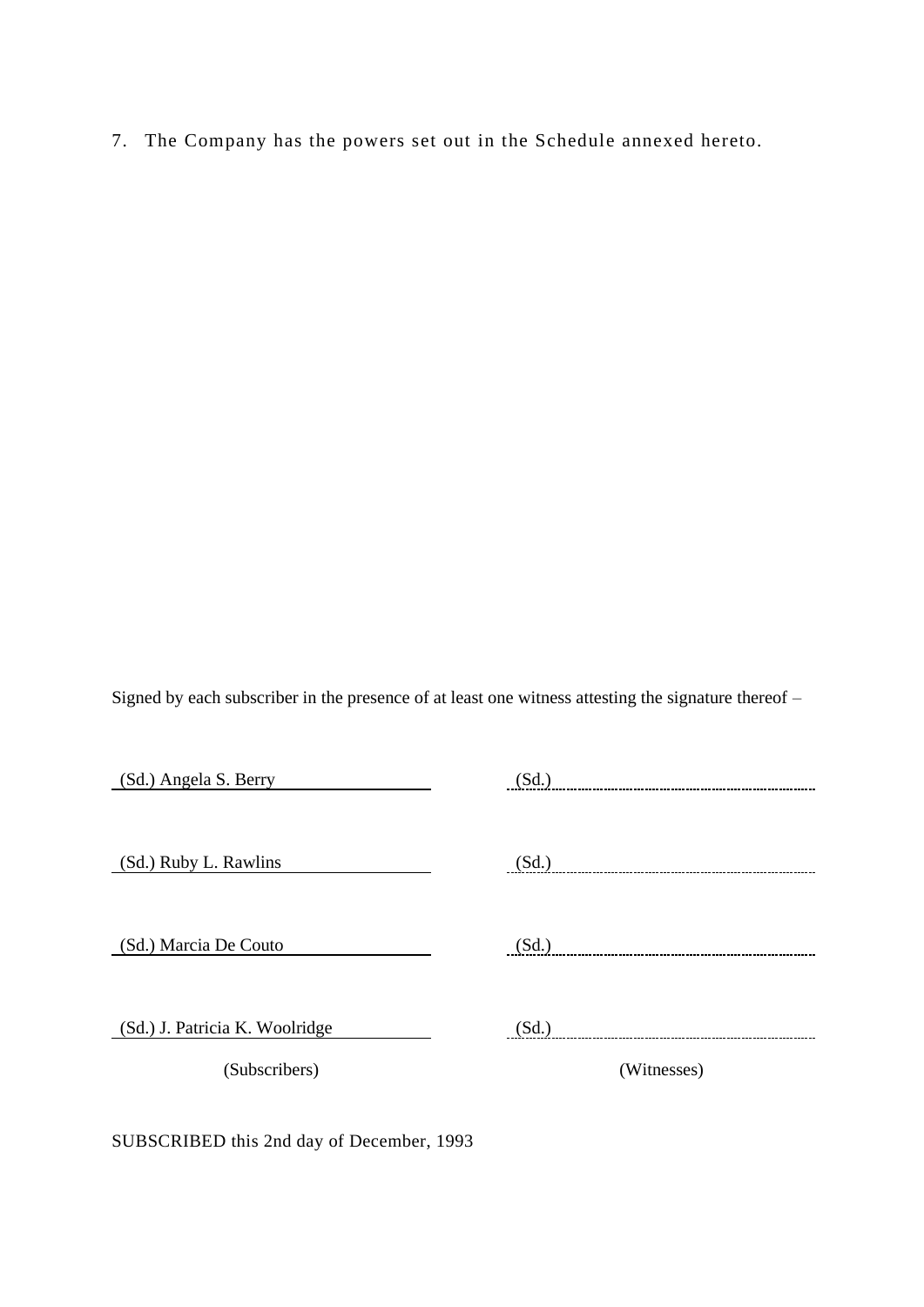7. The Company has the powers set out in the Schedule annexed hereto.

Signed by each subscriber in the presence of at least one witness attesting the signature thereof –

| (Subscribers) | (Witnesses) |
| --- | --- |
| (Sd.) Angela S. Berry | (Sd.) |
| (Sd.) Ruby L. Rawlins | (Sd.) |
| (Sd.) Marcia De Couto | (Sd.) |
| (Sd.) J. Patricia K. Woolridge | (Sd.) |

SUBSCRIBED this 2nd day of December, 1993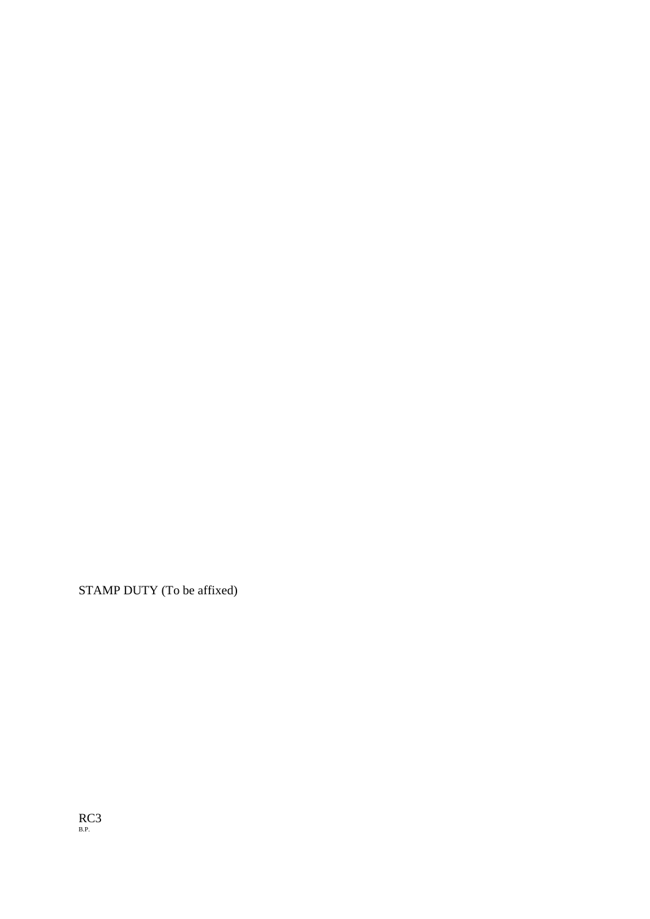STAMP DUTY (To be affixed)

RC3
B.P.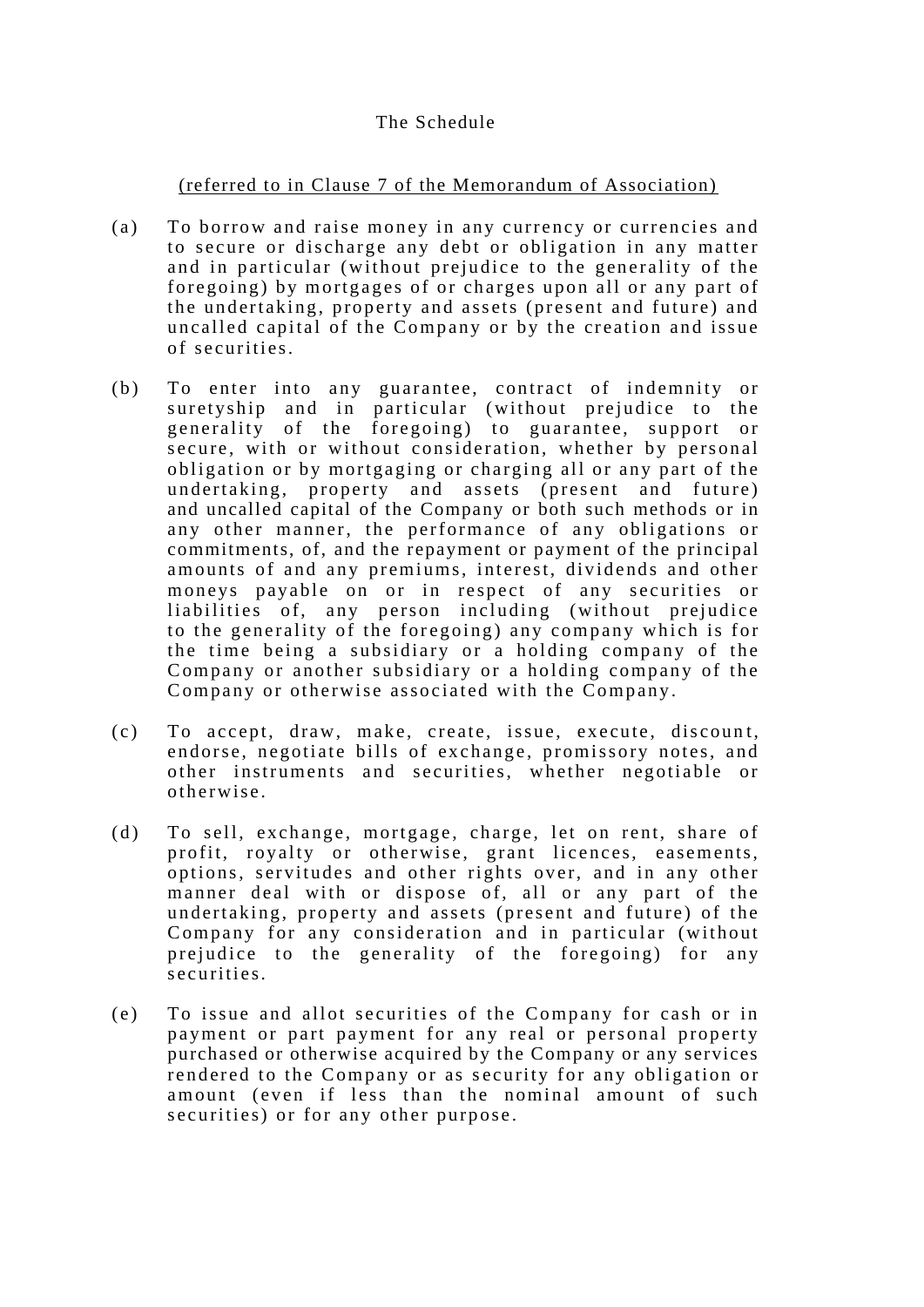# The Schedule

<u>(referred to in Clause 7 of the Memorandum of Association)</u>

(a) To borrow and raise money in any currency or currencies and to secure or discharge any debt or obligation in any matter and in particular (without prejudice to the generality of the foregoing) by mortgages of or charges upon all or any part of the undertaking, property and assets (present and future) and uncalled capital of the Company or by the creation and issue of securities.

(b) To enter into any guarantee, contract of indemnity or suretyship and in particular (without prejudice to the generality of the foregoing) to guarantee, support or secure, with or without consideration, whether by personal obligation or by mortgaging or charging all or any part of the undertaking, property and assets (present and future) and uncalled capital of the Company or both such methods or in any other manner, the performance of any obligations or commitments, of, and the repayment or payment of the principal amounts of and any premiums, interest, dividends and other moneys payable on or in respect of any securities or liabilities of, any person including (without prejudice to the generality of the foregoing) any company which is for the time being a subsidiary or a holding company of the Company or another subsidiary or a holding company of the Company or otherwise associated with the Company.

(c) To accept, draw, make, create, issue, execute, discount, endorse, negotiate bills of exchange, promissory notes, and other instruments and securities, whether negotiable or otherwise.

(d) To sell, exchange, mortgage, charge, let on rent, share of profit, royalty or otherwise, grant licences, easements, options, servitudes and other rights over, and in any other manner deal with or dispose of, all or any part of the undertaking, property and assets (present and future) of the Company for any consideration and in particular (without prejudice to the generality of the foregoing) for any securities.

(e) To issue and allot securities of the Company for cash or in payment or part payment for any real or personal property purchased or otherwise acquired by the Company or any services rendered to the Company or as security for any obligation or amount (even if less than the nominal amount of such securities) or for any other purpose.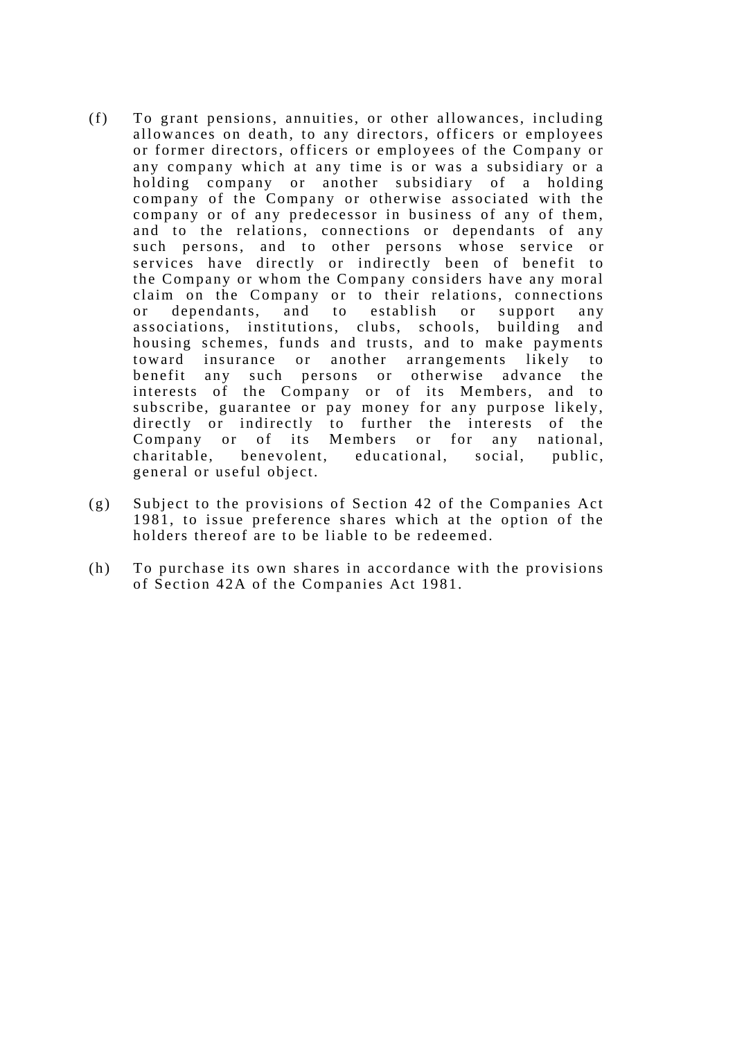(f) To grant pensions, annuities, or other allowances, including allowances on death, to any directors, officers or employees or former directors, officers or employees of the Company or any company which at any time is or was a subsidiary or a holding company or another subsidiary of a holding company of the Company or otherwise associated with the company or of any predecessor in business of any of them, and to the relations, connections or dependants of any such persons, and to other persons whose service or services have directly or indirectly been of benefit to the Company or whom the Company considers have any moral claim on the Company or to their relations, connections or dependants, and to establish or support any associations, institutions, clubs, schools, building and housing schemes, funds and trusts, and to make payments toward insurance or another arrangements likely to benefit any such persons or otherwise advance the interests of the Company or of its Members, and to subscribe, guarantee or pay money for any purpose likely, directly or indirectly to further the interests of the Company or of its Members or for any national, charitable, benevolent, educational, social, public, general or useful object.

(g) Subject to the provisions of Section 42 of the Companies Act 1981, to issue preference shares which at the option of the holders thereof are to be liable to be redeemed.

(h) To purchase its own shares in accordance with the provisions of Section 42A of the Companies Act 1981.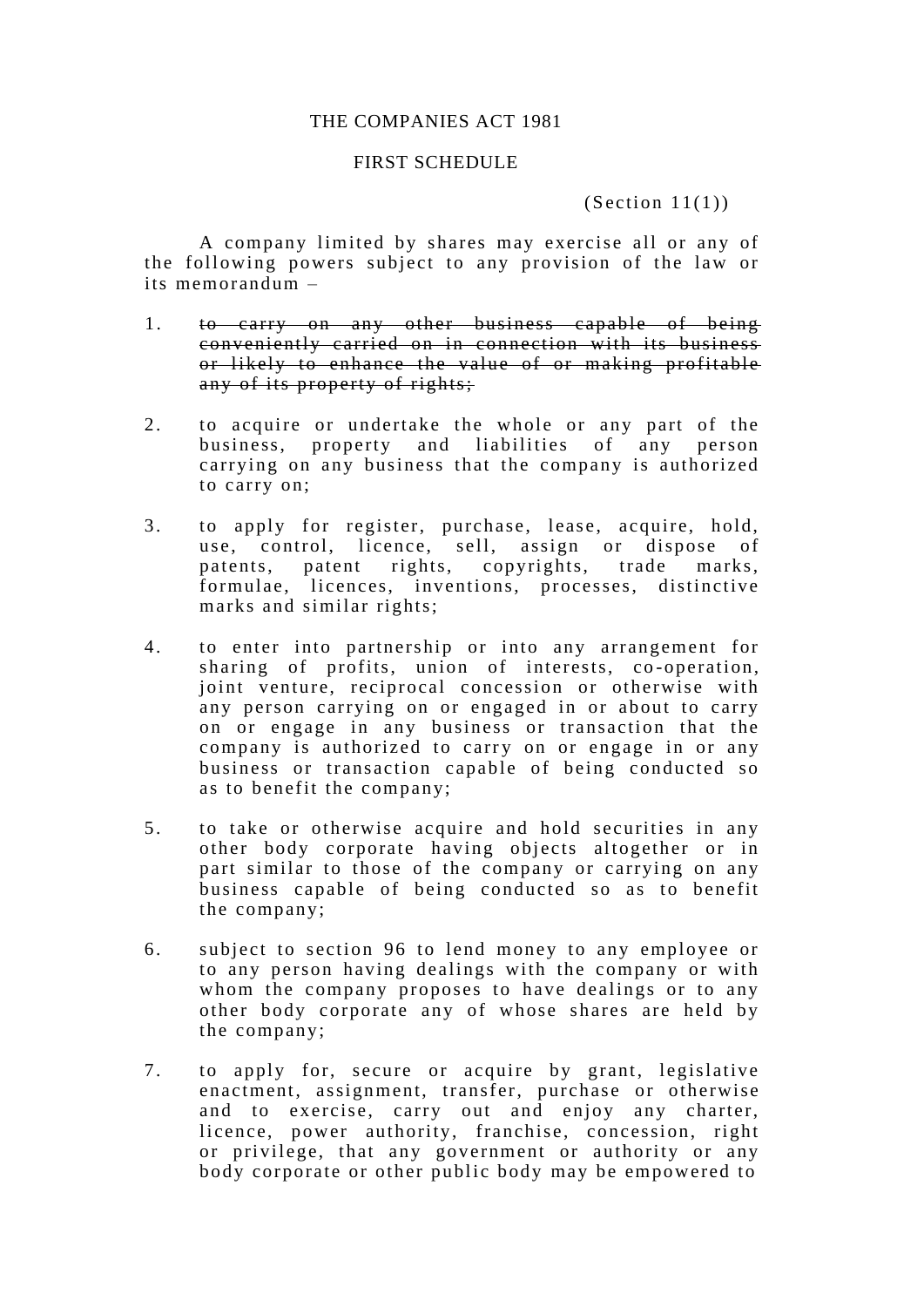THE COMPANIES ACT 1981

FIRST SCHEDULE

(Section 11(1))

A company limited by shares may exercise all or any of the following powers subject to any provision of the law or its memorandum –

1. ~~to carry on any other business capable of being conveniently carried on in connection with its business or likely to enhance the value of or making profitable any of its property of rights;~~

2. to acquire or undertake the whole or any part of the business, property and liabilities of any person carrying on any business that the company is authorized to carry on;

3. to apply for register, purchase, lease, acquire, hold, use, control, licence, sell, assign or dispose of patents, patent rights, copyrights, trade marks, formulae, licences, inventions, processes, distinctive marks and similar rights;

4. to enter into partnership or into any arrangement for sharing of profits, union of interests, co-operation, joint venture, reciprocal concession or otherwise with any person carrying on or engaged in or about to carry on or engage in any business or transaction that the company is authorized to carry on or engage in or any business or transaction capable of being conducted so as to benefit the company;

5. to take or otherwise acquire and hold securities in any other body corporate having objects altogether or in part similar to those of the company or carrying on any business capable of being conducted so as to benefit the company;

6. subject to section 96 to lend money to any employee or to any person having dealings with the company or with whom the company proposes to have dealings or to any other body corporate any of whose shares are held by the company;

7. to apply for, secure or acquire by grant, legislative enactment, assignment, transfer, purchase or otherwise and to exercise, carry out and enjoy any charter, licence, power authority, franchise, concession, right or privilege, that any government or authority or any body corporate or other public body may be empowered to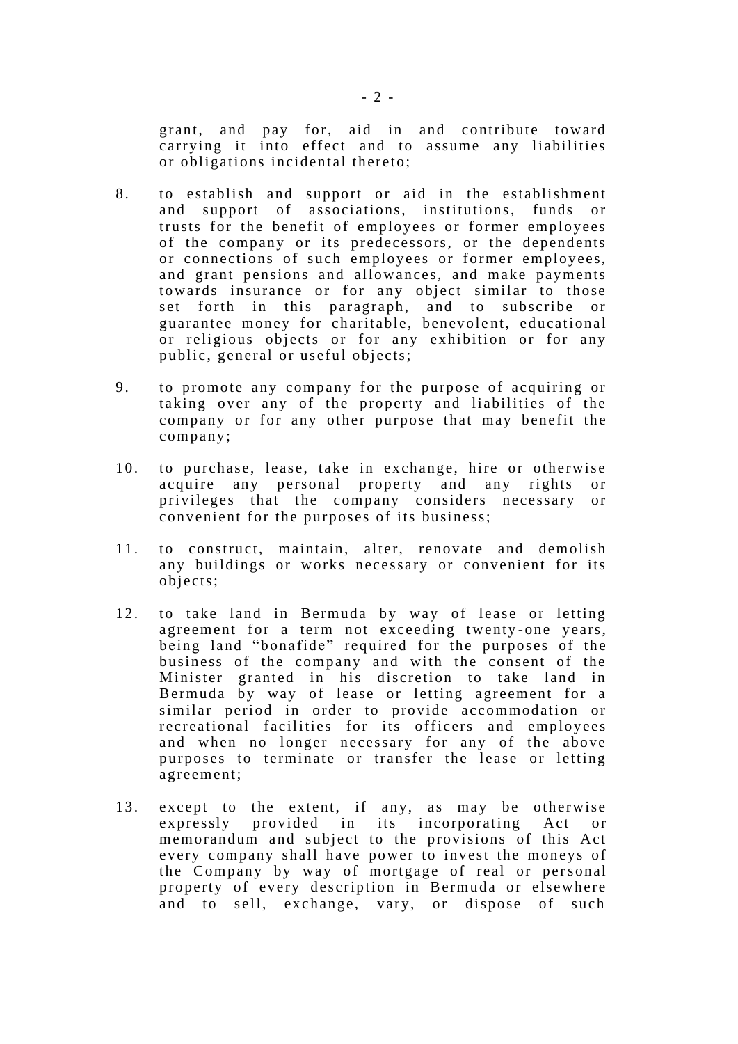grant, and pay for, aid in and contribute toward carrying it into effect and to assume any liabilities or obligations incidental thereto;

8. to establish and support or aid in the establishment and support of associations, institutions, funds or trusts for the benefit of employees or former employees of the company or its predecessors, or the dependents or connections of such employees or former employees, and grant pensions and allowances, and make payments towards insurance or for any object similar to those set forth in this paragraph, and to subscribe or guarantee money for charitable, benevolent, educational or religious objects or for any exhibition or for any public, general or useful objects;

9. to promote any company for the purpose of acquiring or taking over any of the property and liabilities of the company or for any other purpose that may benefit the company;

10. to purchase, lease, take in exchange, hire or otherwise acquire any personal property and any rights or privileges that the company considers necessary or convenient for the purposes of its business;

11. to construct, maintain, alter, renovate and demolish any buildings or works necessary or convenient for its objects;

12. to take land in Bermuda by way of lease or letting agreement for a term not exceeding twenty-one years, being land "bonafide" required for the purposes of the business of the company and with the consent of the Minister granted in his discretion to take land in Bermuda by way of lease or letting agreement for a similar period in order to provide accommodation or recreational facilities for its officers and employees and when no longer necessary for any of the above purposes to terminate or transfer the lease or letting agreement;

13. except to the extent, if any, as may be otherwise expressly provided in its incorporating Act or memorandum and subject to the provisions of this Act every company shall have power to invest the moneys of the Company by way of mortgage of real or personal property of every description in Bermuda or elsewhere and to sell, exchange, vary, or dispose of such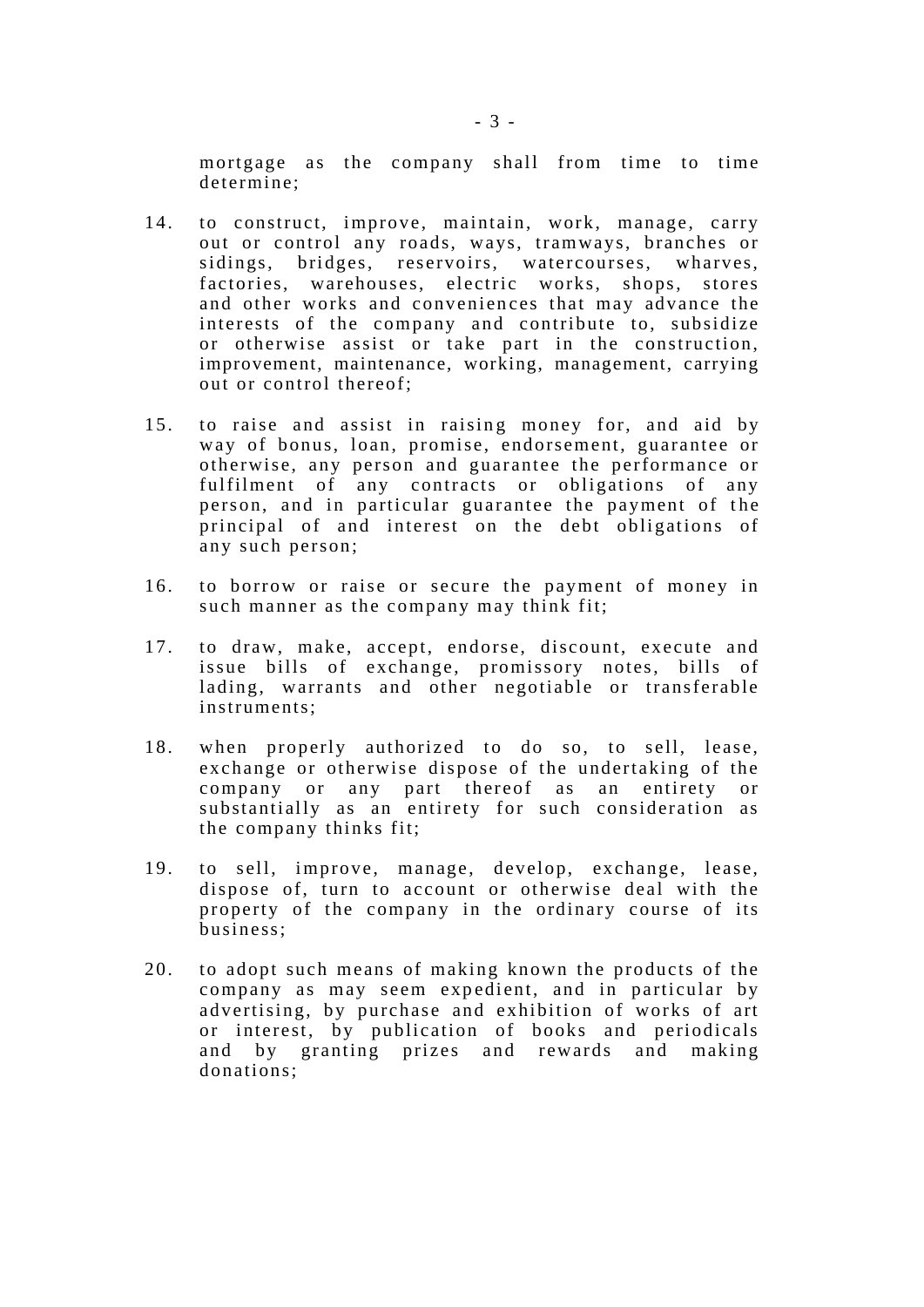mortgage as the company shall from time to time determine;

14. to construct, improve, maintain, work, manage, carry out or control any roads, ways, tramways, branches or sidings, bridges, reservoirs, watercourses, wharves, factories, warehouses, electric works, shops, stores and other works and conveniences that may advance the interests of the company and contribute to, subsidize or otherwise assist or take part in the construction, improvement, maintenance, working, management, carrying out or control thereof;

15. to raise and assist in raising money for, and aid by way of bonus, loan, promise, endorsement, guarantee or otherwise, any person and guarantee the performance or fulfilment of any contracts or obligations of any person, and in particular guarantee the payment of the principal of and interest on the debt obligations of any such person;

16. to borrow or raise or secure the payment of money in such manner as the company may think fit;

17. to draw, make, accept, endorse, discount, execute and issue bills of exchange, promissory notes, bills of lading, warrants and other negotiable or transferable instruments;

18. when properly authorized to do so, to sell, lease, exchange or otherwise dispose of the undertaking of the company or any part thereof as an entirety or substantially as an entirety for such consideration as the company thinks fit;

19. to sell, improve, manage, develop, exchange, lease, dispose of, turn to account or otherwise deal with the property of the company in the ordinary course of its business;

20. to adopt such means of making known the products of the company as may seem expedient, and in particular by advertising, by purchase and exhibition of works of art or interest, by publication of books and periodicals and by granting prizes and rewards and making donations;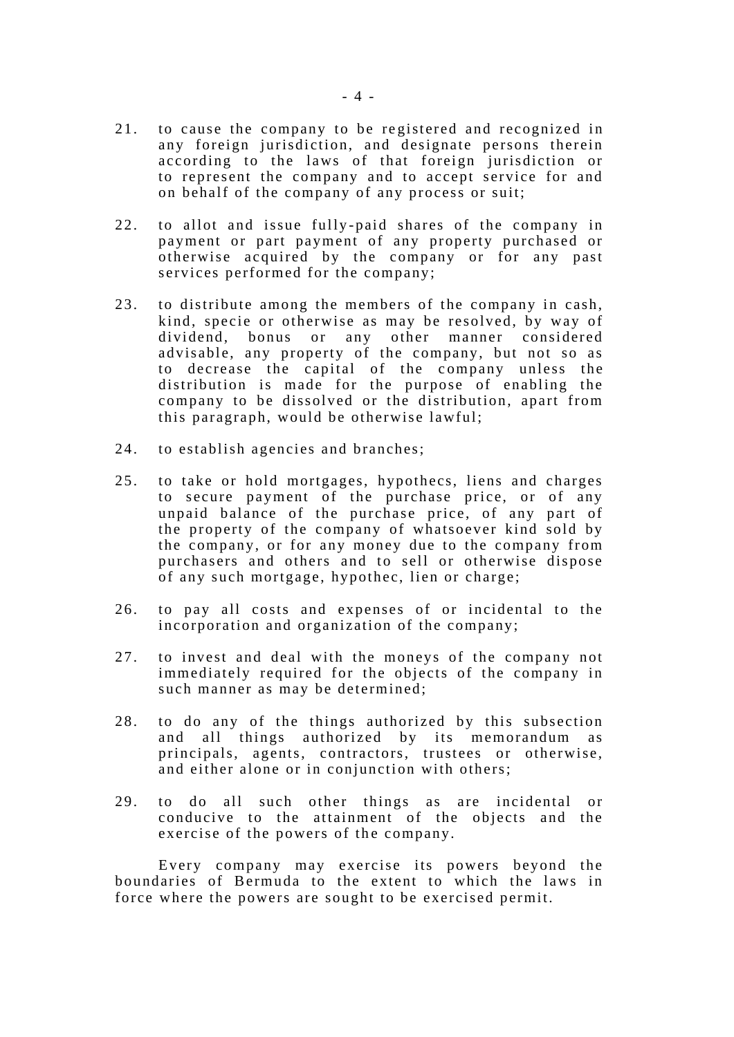21. to cause the company to be registered and recognized in any foreign jurisdiction, and designate persons therein according to the laws of that foreign jurisdiction or to represent the company and to accept service for and on behalf of the company of any process or suit;

22. to allot and issue fully-paid shares of the company in payment or part payment of any property purchased or otherwise acquired by the company or for any past services performed for the company;

23. to distribute among the members of the company in cash, kind, specie or otherwise as may be resolved, by way of dividend, bonus or any other manner considered advisable, any property of the company, but not so as to decrease the capital of the company unless the distribution is made for the purpose of enabling the company to be dissolved or the distribution, apart from this paragraph, would be otherwise lawful;

24. to establish agencies and branches;

25. to take or hold mortgages, hypothecs, liens and charges to secure payment of the purchase price, or of any unpaid balance of the purchase price, of any part of the property of the company of whatsoever kind sold by the company, or for any money due to the company from purchasers and others and to sell or otherwise dispose of any such mortgage, hypothec, lien or charge;

26. to pay all costs and expenses of or incidental to the incorporation and organization of the company;

27. to invest and deal with the moneys of the company not immediately required for the objects of the company in such manner as may be determined;

28. to do any of the things authorized by this subsection and all things authorized by its memorandum as principals, agents, contractors, trustees or otherwise, and either alone or in conjunction with others;

29. to do all such other things as are incidental or conducive to the attainment of the objects and the exercise of the powers of the company.

Every company may exercise its powers beyond the boundaries of Bermuda to the extent to which the laws in force where the powers are sought to be exercised permit.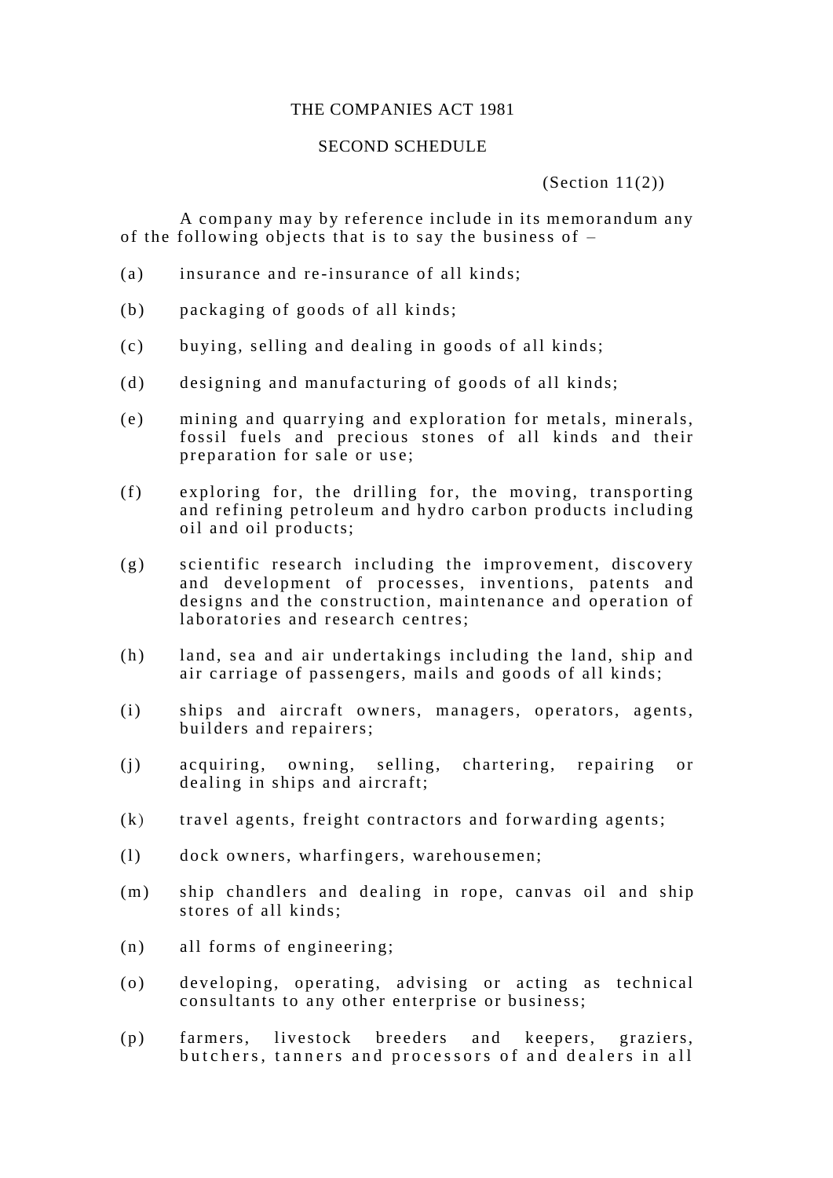THE COMPANIES ACT 1981

SECOND SCHEDULE

(Section 11(2))

A company may by reference include in its memorandum any of the following objects that is to say the business of –

(a) insurance and re-insurance of all kinds;

(b) packaging of goods of all kinds;

(c) buying, selling and dealing in goods of all kinds;

(d) designing and manufacturing of goods of all kinds;

(e) mining and quarrying and exploration for metals, minerals, fossil fuels and precious stones of all kinds and their preparation for sale or use;

(f) exploring for, the drilling for, the moving, transporting and refining petroleum and hydro carbon products including oil and oil products;

(g) scientific research including the improvement, discovery and development of processes, inventions, patents and designs and the construction, maintenance and operation of laboratories and research centres;

(h) land, sea and air undertakings including the land, ship and air carriage of passengers, mails and goods of all kinds;

(i) ships and aircraft owners, managers, operators, agents, builders and repairers;

(j) acquiring, owning, selling, chartering, repairing or dealing in ships and aircraft;

(k) travel agents, freight contractors and forwarding agents;

(l) dock owners, wharfingers, warehousemen;

(m) ship chandlers and dealing in rope, canvas oil and ship stores of all kinds;

(n) all forms of engineering;

(o) developing, operating, advising or acting as technical consultants to any other enterprise or business;

(p) farmers, livestock breeders and keepers, graziers, butchers, tanners and processors of and dealers in all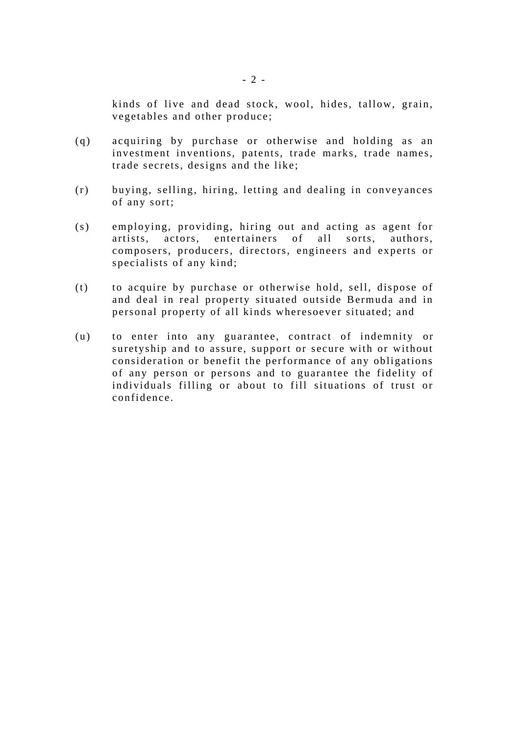kinds of live and dead stock, wool, hides, tallow, grain, vegetables and other produce;

(q) acquiring by purchase or otherwise and holding as an investment inventions, patents, trade marks, trade names, trade secrets, designs and the like;

(r) buying, selling, hiring, letting and dealing in conveyances of any sort;

(s) employing, providing, hiring out and acting as agent for artists, actors, entertainers of all sorts, authors, composers, producers, directors, engineers and experts or specialists of any kind;

(t) to acquire by purchase or otherwise hold, sell, dispose of and deal in real property situated outside Bermuda and in personal property of all kinds wheresoever situated; and

(u) to enter into any guarantee, contract of indemnity or suretyship and to assure, support or secure with or without consideration or benefit the performance of any obligations of any person or persons and to guarantee the fidelity of individuals filling or about to fill situations of trust or confidence.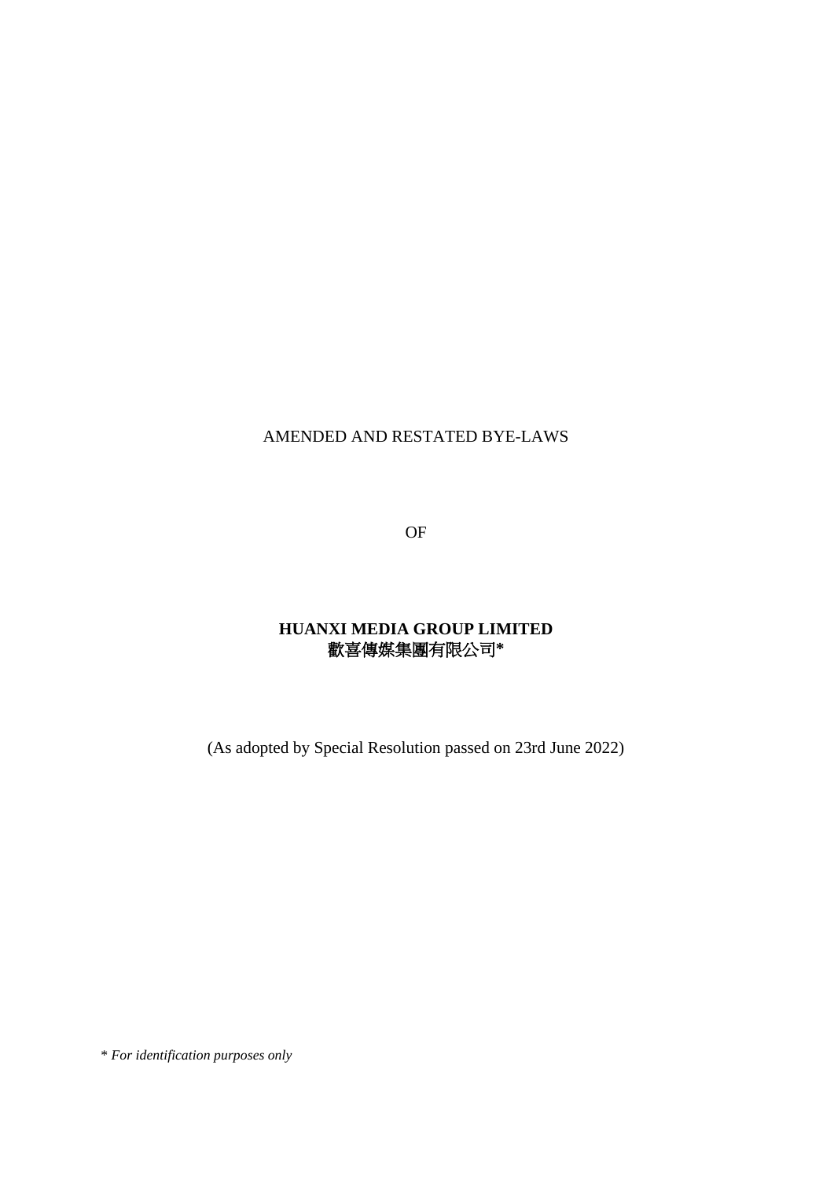AMENDED AND RESTATED BYE-LAWS

OF

**HUANXI MEDIA GROUP LIMITED**
**歡喜傳媒集團有限公司***

(As adopted by Special Resolution passed on 23rd June 2022)

\* *For identification purposes only*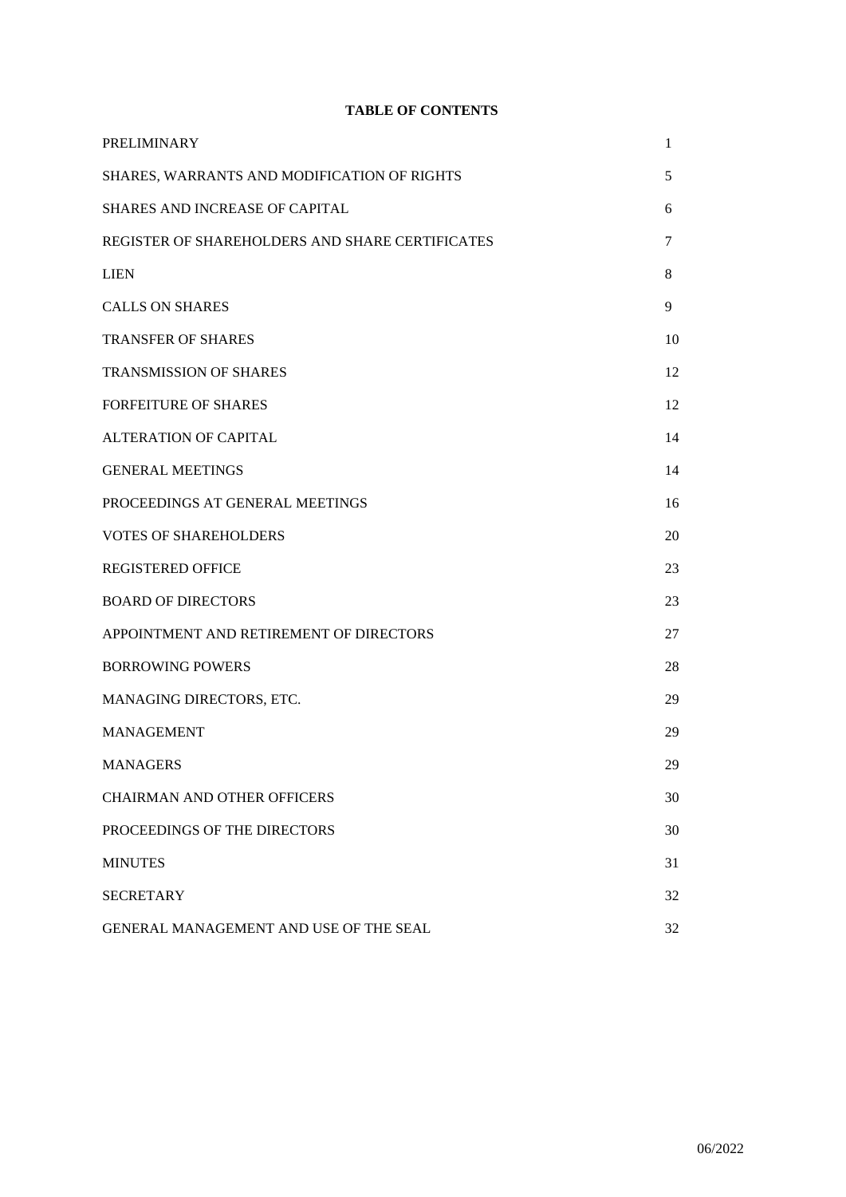**TABLE OF CONTENTS**

| | |
|---|---|
| PRELIMINARY | 1 |
| SHARES, WARRANTS AND MODIFICATION OF RIGHTS | 5 |
| SHARES AND INCREASE OF CAPITAL | 6 |
| REGISTER OF SHAREHOLDERS AND SHARE CERTIFICATES | 7 |
| LIEN | 8 |
| CALLS ON SHARES | 9 |
| TRANSFER OF SHARES | 10 |
| TRANSMISSION OF SHARES | 12 |
| FORFEITURE OF SHARES | 12 |
| ALTERATION OF CAPITAL | 14 |
| GENERAL MEETINGS | 14 |
| PROCEEDINGS AT GENERAL MEETINGS | 16 |
| VOTES OF SHAREHOLDERS | 20 |
| REGISTERED OFFICE | 23 |
| BOARD OF DIRECTORS | 23 |
| APPOINTMENT AND RETIREMENT OF DIRECTORS | 27 |
| BORROWING POWERS | 28 |
| MANAGING DIRECTORS, ETC. | 29 |
| MANAGEMENT | 29 |
| MANAGERS | 29 |
| CHAIRMAN AND OTHER OFFICERS | 30 |
| PROCEEDINGS OF THE DIRECTORS | 30 |
| MINUTES | 31 |
| SECRETARY | 32 |
| GENERAL MANAGEMENT AND USE OF THE SEAL | 32 |

06/2022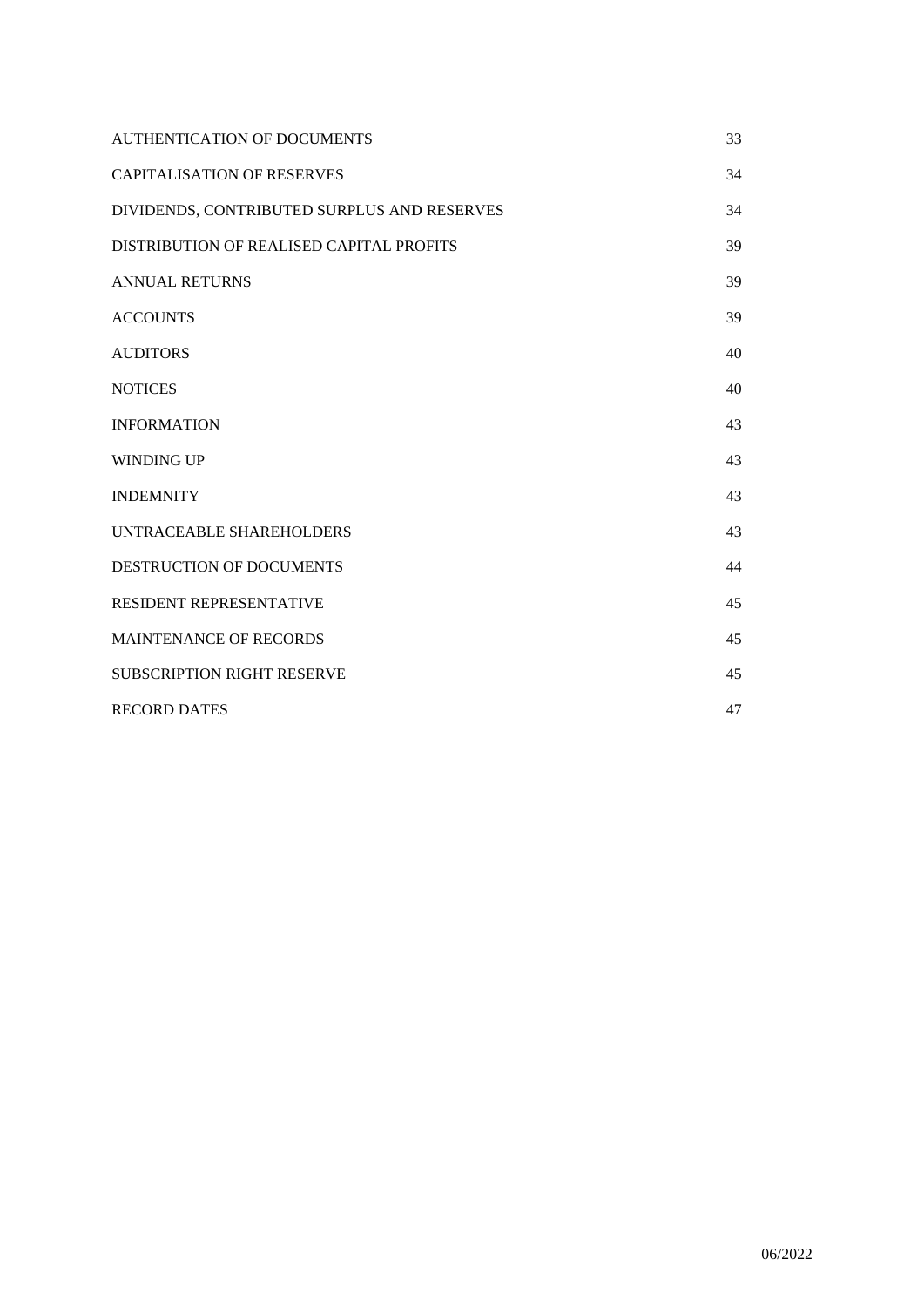| | |
|---|---|
| AUTHENTICATION OF DOCUMENTS | 33 |
| CAPITALISATION OF RESERVES | 34 |
| DIVIDENDS, CONTRIBUTED SURPLUS AND RESERVES | 34 |
| DISTRIBUTION OF REALISED CAPITAL PROFITS | 39 |
| ANNUAL RETURNS | 39 |
| ACCOUNTS | 39 |
| AUDITORS | 40 |
| NOTICES | 40 |
| INFORMATION | 43 |
| WINDING UP | 43 |
| INDEMNITY | 43 |
| UNTRACEABLE SHAREHOLDERS | 43 |
| DESTRUCTION OF DOCUMENTS | 44 |
| RESIDENT REPRESENTATIVE | 45 |
| MAINTENANCE OF RECORDS | 45 |
| SUBSCRIPTION RIGHT RESERVE | 45 |
| RECORD DATES | 47 |

06/2022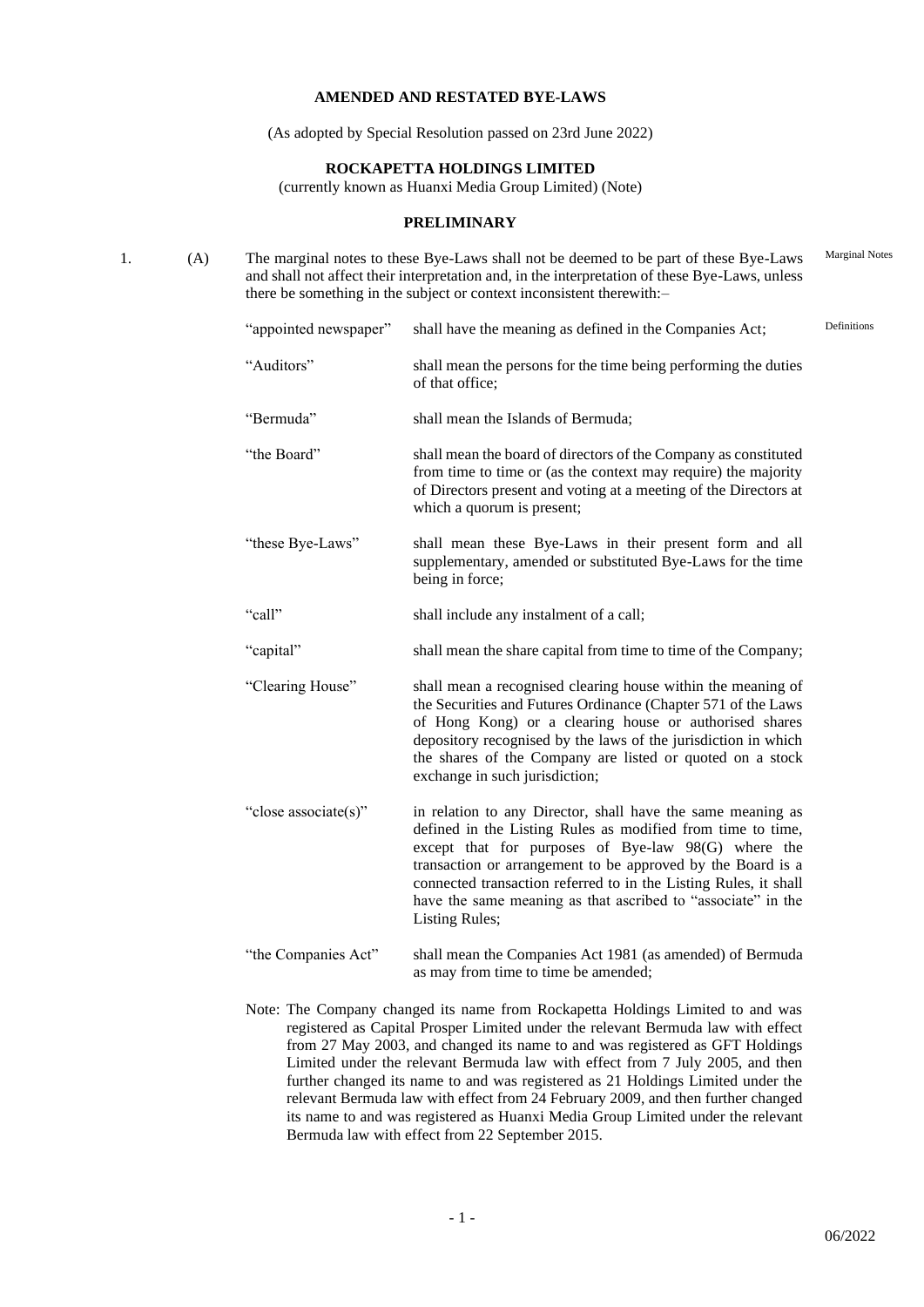**AMENDED AND RESTATED BYE-LAWS**

(As adopted by Special Resolution passed on 23rd June 2022)

**ROCKAPETTA HOLDINGS LIMITED**

(currently known as Huanxi Media Group Limited) (Note)

**PRELIMINARY**

1. (A) The marginal notes to these Bye-Laws shall not be deemed to be part of these Bye-Laws and shall not affect their interpretation and, in the interpretation of these Bye-Laws, unless there be something in the subject or context inconsistent therewith:– *(Marginal Notes)*

*(Definitions)*

| Term | Meaning |
| --- | --- |
| "appointed newspaper" | shall have the meaning as defined in the Companies Act; |
| "Auditors" | shall mean the persons for the time being performing the duties of that office; |
| "Bermuda" | shall mean the Islands of Bermuda; |
| "the Board" | shall mean the board of directors of the Company as constituted from time to time or (as the context may require) the majority of Directors present and voting at a meeting of the Directors at which a quorum is present; |
| "these Bye-Laws" | shall mean these Bye-Laws in their present form and all supplementary, amended or substituted Bye-Laws for the time being in force; |
| "call" | shall include any instalment of a call; |
| "capital" | shall mean the share capital from time to time of the Company; |
| "Clearing House" | shall mean a recognised clearing house within the meaning of the Securities and Futures Ordinance (Chapter 571 of the Laws of Hong Kong) or a clearing house or authorised shares depository recognised by the laws of the jurisdiction in which the shares of the Company are listed or quoted on a stock exchange in such jurisdiction; |
| "close associate(s)" | in relation to any Director, shall have the same meaning as defined in the Listing Rules as modified from time to time, except that for purposes of Bye-law 98(G) where the transaction or arrangement to be approved by the Board is a connected transaction referred to in the Listing Rules, it shall have the same meaning as that ascribed to "associate" in the Listing Rules; |
| "the Companies Act" | shall mean the Companies Act 1981 (as amended) of Bermuda as may from time to time be amended; |

Note: The Company changed its name from Rockapetta Holdings Limited to and was registered as Capital Prosper Limited under the relevant Bermuda law with effect from 27 May 2003, and changed its name to and was registered as GFT Holdings Limited under the relevant Bermuda law with effect from 7 July 2005, and then further changed its name to and was registered as 21 Holdings Limited under the relevant Bermuda law with effect from 24 February 2009, and then further changed its name to and was registered as Huanxi Media Group Limited under the relevant Bermuda law with effect from 22 September 2015.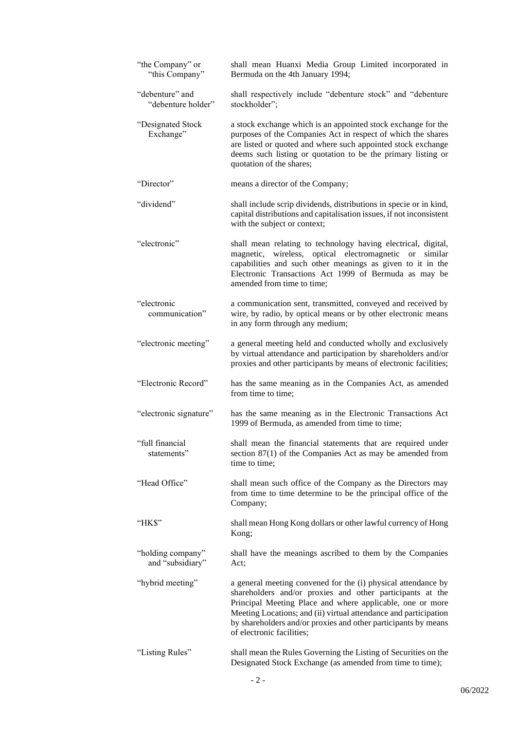| | |
|---|---|
| "the Company" or "this Company" | shall mean Huanxi Media Group Limited incorporated in Bermuda on the 4th January 1994; |
| "debenture" and "debenture holder" | shall respectively include "debenture stock" and "debenture stockholder"; |
| "Designated Stock Exchange" | a stock exchange which is an appointed stock exchange for the purposes of the Companies Act in respect of which the shares are listed or quoted and where such appointed stock exchange deems such listing or quotation to be the primary listing or quotation of the shares; |
| "Director" | means a director of the Company; |
| "dividend" | shall include scrip dividends, distributions in specie or in kind, capital distributions and capitalisation issues, if not inconsistent with the subject or context; |
| "electronic" | shall mean relating to technology having electrical, digital, magnetic, wireless, optical electromagnetic or similar capabilities and such other meanings as given to it in the Electronic Transactions Act 1999 of Bermuda as may be amended from time to time; |
| "electronic communication" | a communication sent, transmitted, conveyed and received by wire, by radio, by optical means or by other electronic means in any form through any medium; |
| "electronic meeting" | a general meeting held and conducted wholly and exclusively by virtual attendance and participation by shareholders and/or proxies and other participants by means of electronic facilities; |
| "Electronic Record" | has the same meaning as in the Companies Act, as amended from time to time; |
| "electronic signature" | has the same meaning as in the Electronic Transactions Act 1999 of Bermuda, as amended from time to time; |
| "full financial statements" | shall mean the financial statements that are required under section 87(1) of the Companies Act as may be amended from time to time; |
| "Head Office" | shall mean such office of the Company as the Directors may from time to time determine to be the principal office of the Company; |
| "HK$" | shall mean Hong Kong dollars or other lawful currency of Hong Kong; |
| "holding company" and "subsidiary" | shall have the meanings ascribed to them by the Companies Act; |
| "hybrid meeting" | a general meeting convened for the (i) physical attendance by shareholders and/or proxies and other participants at the Principal Meeting Place and where applicable, one or more Meeting Locations; and (ii) virtual attendance and participation by shareholders and/or proxies and other participants by means of electronic facilities; |
| "Listing Rules" | shall mean the Rules Governing the Listing of Securities on the Designated Stock Exchange (as amended from time to time); |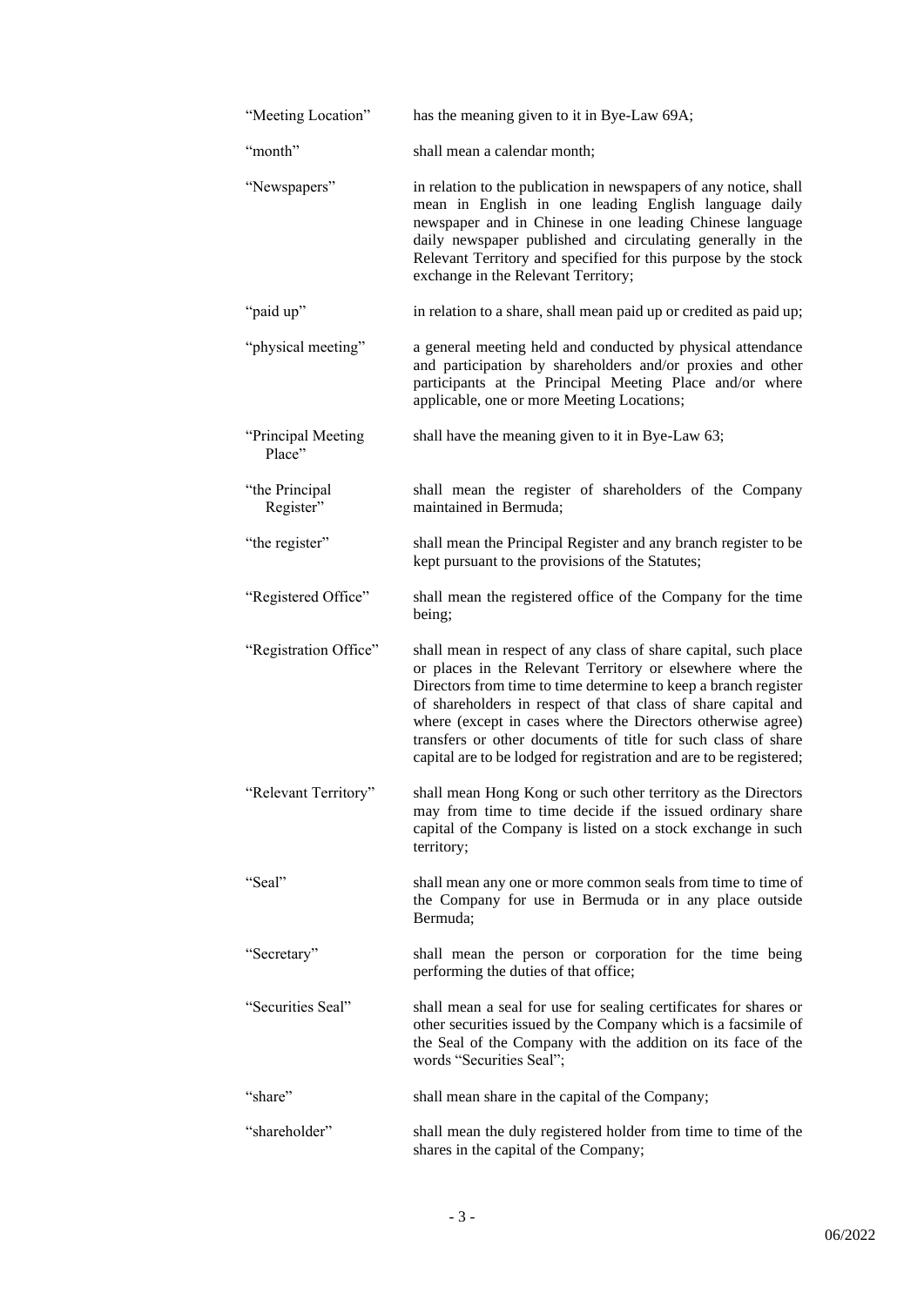| | |
|---|---|
| "Meeting Location" | has the meaning given to it in Bye-Law 69A; |
| "month" | shall mean a calendar month; |
| "Newspapers" | in relation to the publication in newspapers of any notice, shall mean in English in one leading English language daily newspaper and in Chinese in one leading Chinese language daily newspaper published and circulating generally in the Relevant Territory and specified for this purpose by the stock exchange in the Relevant Territory; |
| "paid up" | in relation to a share, shall mean paid up or credited as paid up; |
| "physical meeting" | a general meeting held and conducted by physical attendance and participation by shareholders and/or proxies and other participants at the Principal Meeting Place and/or where applicable, one or more Meeting Locations; |
| "Principal Meeting Place" | shall have the meaning given to it in Bye-Law 63; |
| "the Principal Register" | shall mean the register of shareholders of the Company maintained in Bermuda; |
| "the register" | shall mean the Principal Register and any branch register to be kept pursuant to the provisions of the Statutes; |
| "Registered Office" | shall mean the registered office of the Company for the time being; |
| "Registration Office" | shall mean in respect of any class of share capital, such place or places in the Relevant Territory or elsewhere where the Directors from time to time determine to keep a branch register of shareholders in respect of that class of share capital and where (except in cases where the Directors otherwise agree) transfers or other documents of title for such class of share capital are to be lodged for registration and are to be registered; |
| "Relevant Territory" | shall mean Hong Kong or such other territory as the Directors may from time to time decide if the issued ordinary share capital of the Company is listed on a stock exchange in such territory; |
| "Seal" | shall mean any one or more common seals from time to time of the Company for use in Bermuda or in any place outside Bermuda; |
| "Secretary" | shall mean the person or corporation for the time being performing the duties of that office; |
| "Securities Seal" | shall mean a seal for use for sealing certificates for shares or other securities issued by the Company which is a facsimile of the Seal of the Company with the addition on its face of the words "Securities Seal"; |
| "share" | shall mean share in the capital of the Company; |
| "shareholder" | shall mean the duly registered holder from time to time of the shares in the capital of the Company; |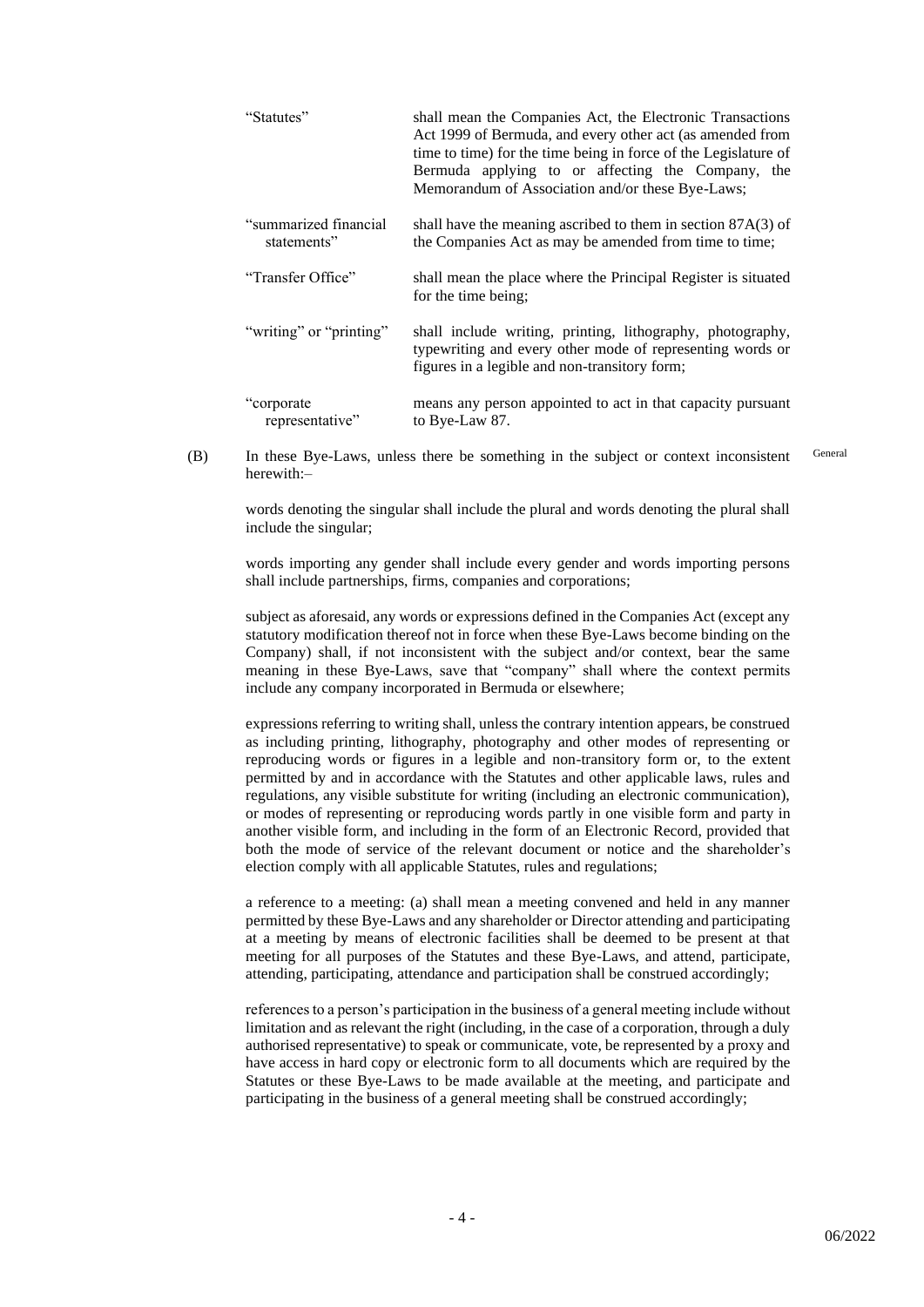| | |
|---|---|
| "Statutes" | shall mean the Companies Act, the Electronic Transactions Act 1999 of Bermuda, and every other act (as amended from time to time) for the time being in force of the Legislature of Bermuda applying to or affecting the Company, the Memorandum of Association and/or these Bye-Laws; |
| "summarized financial statements" | shall have the meaning ascribed to them in section 87A(3) of the Companies Act as may be amended from time to time; |
| "Transfer Office" | shall mean the place where the Principal Register is situated for the time being; |
| "writing" or "printing" | shall include writing, printing, lithography, photography, typewriting and every other mode of representing words or figures in a legible and non-transitory form; |
| "corporate representative" | means any person appointed to act in that capacity pursuant to Bye-Law 87. |

(B) In these Bye-Laws, unless there be something in the subject or context inconsistent herewith:– *General*

words denoting the singular shall include the plural and words denoting the plural shall include the singular;

words importing any gender shall include every gender and words importing persons shall include partnerships, firms, companies and corporations;

subject as aforesaid, any words or expressions defined in the Companies Act (except any statutory modification thereof not in force when these Bye-Laws become binding on the Company) shall, if not inconsistent with the subject and/or context, bear the same meaning in these Bye-Laws, save that "company" shall where the context permits include any company incorporated in Bermuda or elsewhere;

expressions referring to writing shall, unless the contrary intention appears, be construed as including printing, lithography, photography and other modes of representing or reproducing words or figures in a legible and non-transitory form or, to the extent permitted by and in accordance with the Statutes and other applicable laws, rules and regulations, any visible substitute for writing (including an electronic communication), or modes of representing or reproducing words partly in one visible form and party in another visible form, and including in the form of an Electronic Record, provided that both the mode of service of the relevant document or notice and the shareholder's election comply with all applicable Statutes, rules and regulations;

a reference to a meeting: (a) shall mean a meeting convened and held in any manner permitted by these Bye-Laws and any shareholder or Director attending and participating at a meeting by means of electronic facilities shall be deemed to be present at that meeting for all purposes of the Statutes and these Bye-Laws, and attend, participate, attending, participating, attendance and participation shall be construed accordingly;

references to a person's participation in the business of a general meeting include without limitation and as relevant the right (including, in the case of a corporation, through a duly authorised representative) to speak or communicate, vote, be represented by a proxy and have access in hard copy or electronic form to all documents which are required by the Statutes or these Bye-Laws to be made available at the meeting, and participate and participating in the business of a general meeting shall be construed accordingly;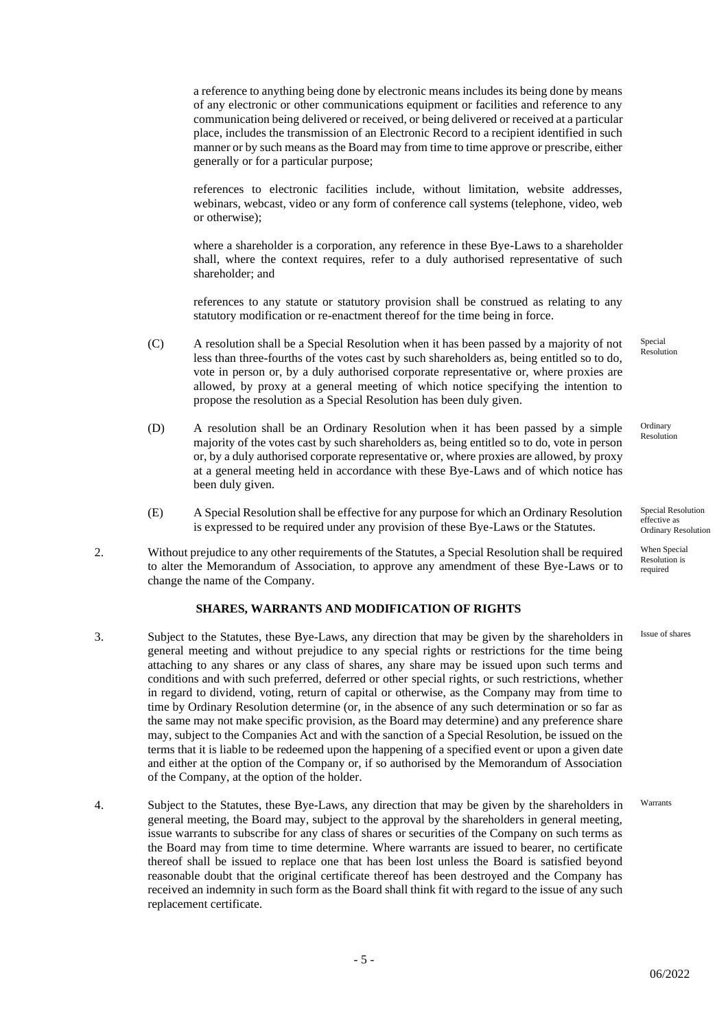a reference to anything being done by electronic means includes its being done by means of any electronic or other communications equipment or facilities and reference to any communication being delivered or received, or being delivered or received at a particular place, includes the transmission of an Electronic Record to a recipient identified in such manner or by such means as the Board may from time to time approve or prescribe, either generally or for a particular purpose;

references to electronic facilities include, without limitation, website addresses, webinars, webcast, video or any form of conference call systems (telephone, video, web or otherwise);

where a shareholder is a corporation, any reference in these Bye-Laws to a shareholder shall, where the context requires, refer to a duly authorised representative of such shareholder; and

references to any statute or statutory provision shall be construed as relating to any statutory modification or re-enactment thereof for the time being in force.

(C) A resolution shall be a Special Resolution when it has been passed by a majority of not less than three-fourths of the votes cast by such shareholders as, being entitled so to do, vote in person or, by a duly authorised corporate representative or, where proxies are allowed, by proxy at a general meeting of which notice specifying the intention to propose the resolution as a Special Resolution has been duly given. *Special Resolution*

(D) A resolution shall be an Ordinary Resolution when it has been passed by a simple majority of the votes cast by such shareholders as, being entitled so to do, vote in person or, by a duly authorised corporate representative or, where proxies are allowed, by proxy at a general meeting held in accordance with these Bye-Laws and of which notice has been duly given. *Ordinary Resolution*

(E) A Special Resolution shall be effective for any purpose for which an Ordinary Resolution is expressed to be required under any provision of these Bye-Laws or the Statutes. *Special Resolution effective as Ordinary Resolution*

2. Without prejudice to any other requirements of the Statutes, a Special Resolution shall be required to alter the Memorandum of Association, to approve any amendment of these Bye-Laws or to change the name of the Company. *When Special Resolution is required*

## SHARES, WARRANTS AND MODIFICATION OF RIGHTS

3. Subject to the Statutes, these Bye-Laws, any direction that may be given by the shareholders in general meeting and without prejudice to any special rights or restrictions for the time being attaching to any shares or any class of shares, any share may be issued upon such terms and conditions and with such preferred, deferred or other special rights, or such restrictions, whether in regard to dividend, voting, return of capital or otherwise, as the Company may from time to time by Ordinary Resolution determine (or, in the absence of any such determination or so far as the same may not make specific provision, as the Board may determine) and any preference share may, subject to the Companies Act and with the sanction of a Special Resolution, be issued on the terms that it is liable to be redeemed upon the happening of a specified event or upon a given date and either at the option of the Company or, if so authorised by the Memorandum of Association of the Company, at the option of the holder. *Issue of shares*

4. Subject to the Statutes, these Bye-Laws, any direction that may be given by the shareholders in general meeting, the Board may, subject to the approval by the shareholders in general meeting, issue warrants to subscribe for any class of shares or securities of the Company on such terms as the Board may from time to time determine. Where warrants are issued to bearer, no certificate thereof shall be issued to replace one that has been lost unless the Board is satisfied beyond reasonable doubt that the original certificate thereof has been destroyed and the Company has received an indemnity in such form as the Board shall think fit with regard to the issue of any such replacement certificate. *Warrants*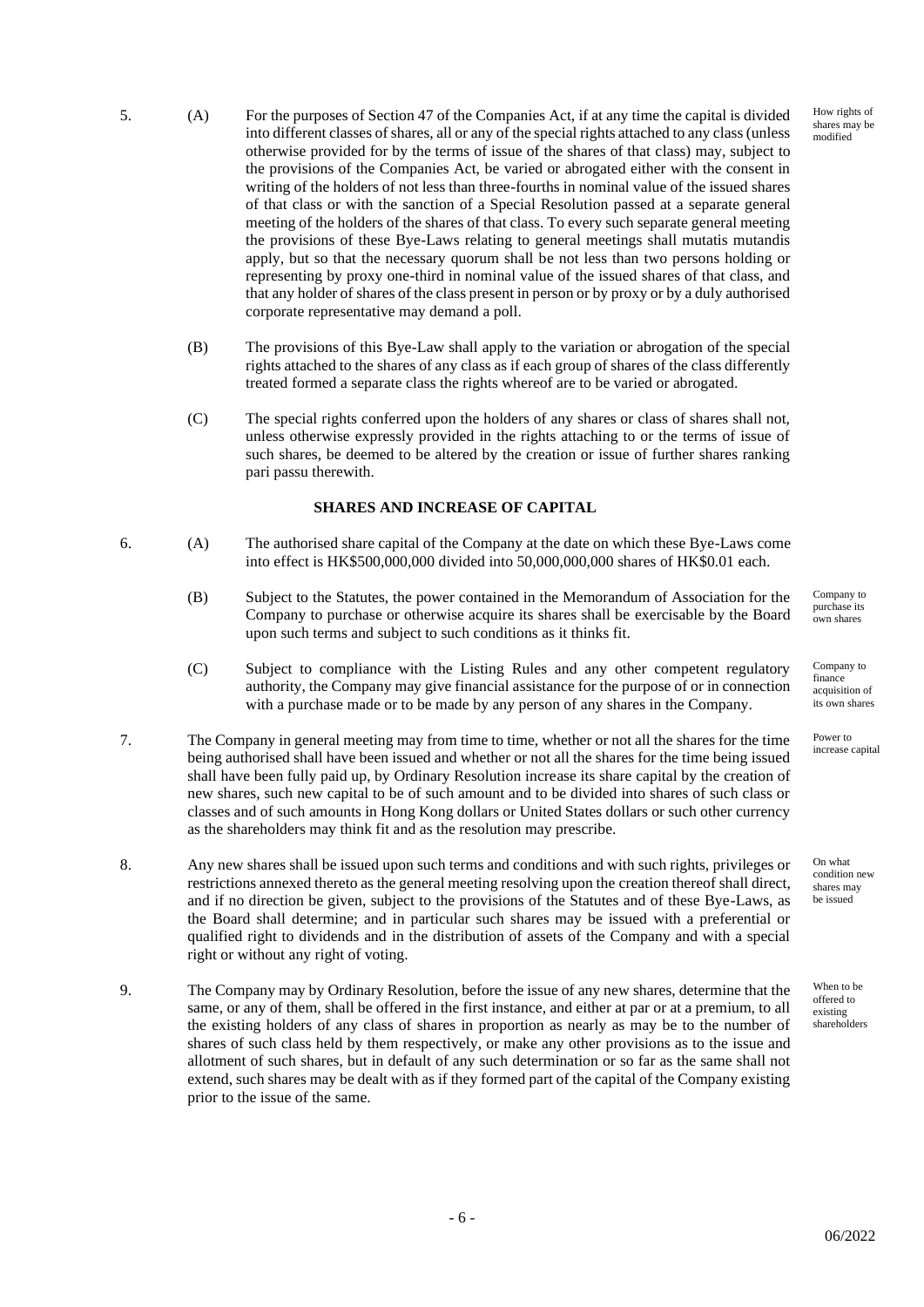5. (A) For the purposes of Section 47 of the Companies Act, if at any time the capital is divided into different classes of shares, all or any of the special rights attached to any class (unless otherwise provided for by the terms of issue of the shares of that class) may, subject to the provisions of the Companies Act, be varied or abrogated either with the consent in writing of the holders of not less than three-fourths in nominal value of the issued shares of that class or with the sanction of a Special Resolution passed at a separate general meeting of the holders of the shares of that class. To every such separate general meeting the provisions of these Bye-Laws relating to general meetings shall mutatis mutandis apply, but so that the necessary quorum shall be not less than two persons holding or representing by proxy one-third in nominal value of the issued shares of that class, and that any holder of shares of the class present in person or by proxy or by a duly authorised corporate representative may demand a poll.

*How rights of shares may be modified*

(B) The provisions of this Bye-Law shall apply to the variation or abrogation of the special rights attached to the shares of any class as if each group of shares of the class differently treated formed a separate class the rights whereof are to be varied or abrogated.

(C) The special rights conferred upon the holders of any shares or class of shares shall not, unless otherwise expressly provided in the rights attaching to or the terms of issue of such shares, be deemed to be altered by the creation or issue of further shares ranking pari passu therewith.

**SHARES AND INCREASE OF CAPITAL**

6. (A) The authorised share capital of the Company at the date on which these Bye-Laws come into effect is HK$500,000,000 divided into 50,000,000,000 shares of HK$0.01 each.

(B) Subject to the Statutes, the power contained in the Memorandum of Association for the Company to purchase or otherwise acquire its shares shall be exercisable by the Board upon such terms and subject to such conditions as it thinks fit.

*Company to purchase its own shares*

(C) Subject to compliance with the Listing Rules and any other competent regulatory authority, the Company may give financial assistance for the purpose of or in connection with a purchase made or to be made by any person of any shares in the Company.

*Company to finance acquisition of its own shares*

7. The Company in general meeting may from time to time, whether or not all the shares for the time being authorised shall have been issued and whether or not all the shares for the time being issued shall have been fully paid up, by Ordinary Resolution increase its share capital by the creation of new shares, such new capital to be of such amount and to be divided into shares of such class or classes and of such amounts in Hong Kong dollars or United States dollars or such other currency as the shareholders may think fit and as the resolution may prescribe.

*Power to increase capital*

8. Any new shares shall be issued upon such terms and conditions and with such rights, privileges or restrictions annexed thereto as the general meeting resolving upon the creation thereof shall direct, and if no direction be given, subject to the provisions of the Statutes and of these Bye-Laws, as the Board shall determine; and in particular such shares may be issued with a preferential or qualified right to dividends and in the distribution of assets of the Company and with a special right or without any right of voting.

*On what condition new shares may be issued*

9. The Company may by Ordinary Resolution, before the issue of any new shares, determine that the same, or any of them, shall be offered in the first instance, and either at par or at a premium, to all the existing holders of any class of shares in proportion as nearly as may be to the number of shares of such class held by them respectively, or make any other provisions as to the issue and allotment of such shares, but in default of any such determination or so far as the same shall not extend, such shares may be dealt with as if they formed part of the capital of the Company existing prior to the issue of the same.

*When to be offered to existing shareholders*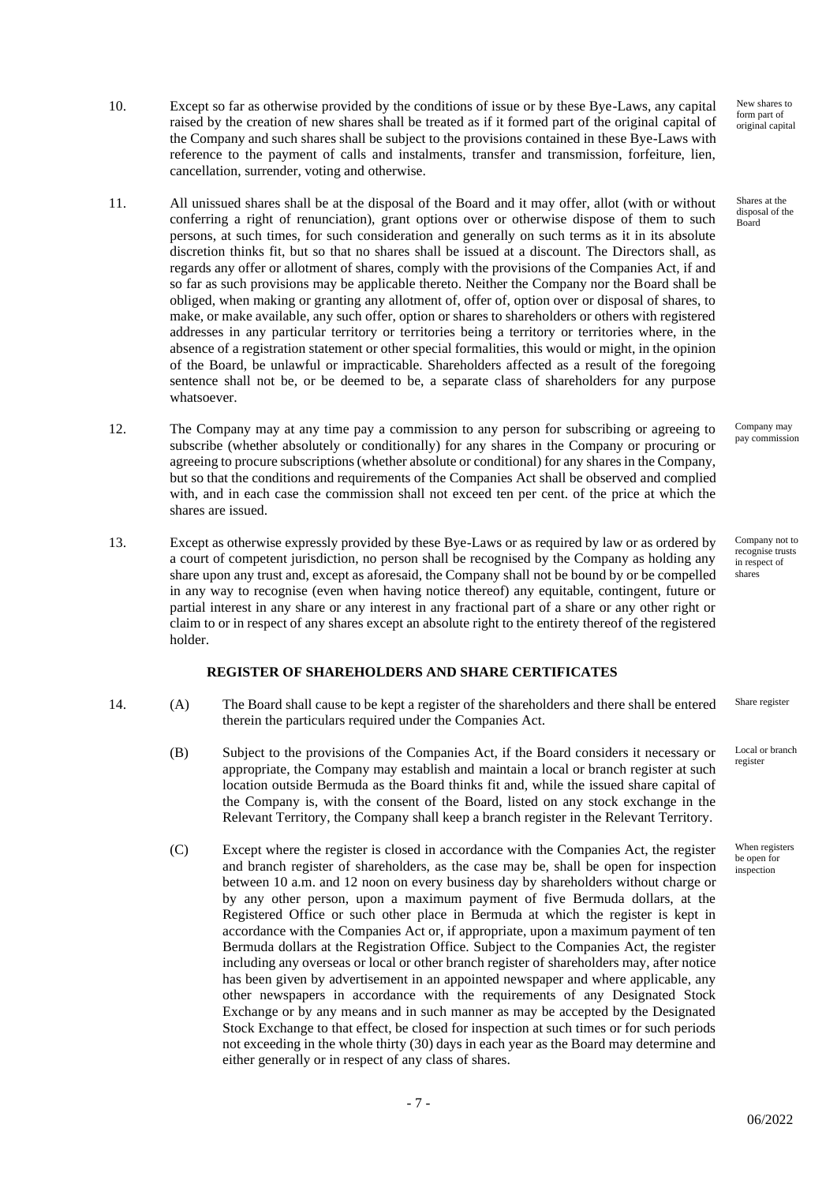10. Except so far as otherwise provided by the conditions of issue or by these Bye-Laws, any capital raised by the creation of new shares shall be treated as if it formed part of the original capital of the Company and such shares shall be subject to the provisions contained in these Bye-Laws with reference to the payment of calls and instalments, transfer and transmission, forfeiture, lien, cancellation, surrender, voting and otherwise.

New shares to form part of original capital

11. All unissued shares shall be at the disposal of the Board and it may offer, allot (with or without conferring a right of renunciation), grant options over or otherwise dispose of them to such persons, at such times, for such consideration and generally on such terms as it in its absolute discretion thinks fit, but so that no shares shall be issued at a discount. The Directors shall, as regards any offer or allotment of shares, comply with the provisions of the Companies Act, if and so far as such provisions may be applicable thereto. Neither the Company nor the Board shall be obliged, when making or granting any allotment of, offer of, option over or disposal of shares, to make, or make available, any such offer, option or shares to shareholders or others with registered addresses in any particular territory or territories being a territory or territories where, in the absence of a registration statement or other special formalities, this would or might, in the opinion of the Board, be unlawful or impracticable. Shareholders affected as a result of the foregoing sentence shall not be, or be deemed to be, a separate class of shareholders for any purpose whatsoever.

Shares at the disposal of the Board

12. The Company may at any time pay a commission to any person for subscribing or agreeing to subscribe (whether absolutely or conditionally) for any shares in the Company or procuring or agreeing to procure subscriptions (whether absolute or conditional) for any shares in the Company, but so that the conditions and requirements of the Companies Act shall be observed and complied with, and in each case the commission shall not exceed ten per cent. of the price at which the shares are issued.

Company may pay commission

13. Except as otherwise expressly provided by these Bye-Laws or as required by law or as ordered by a court of competent jurisdiction, no person shall be recognised by the Company as holding any share upon any trust and, except as aforesaid, the Company shall not be bound by or be compelled in any way to recognise (even when having notice thereof) any equitable, contingent, future or partial interest in any share or any interest in any fractional part of a share or any other right or claim to or in respect of any shares except an absolute right to the entirety thereof of the registered holder.

Company not to recognise trusts in respect of shares

## REGISTER OF SHAREHOLDERS AND SHARE CERTIFICATES

14. (A) The Board shall cause to be kept a register of the shareholders and there shall be entered therein the particulars required under the Companies Act.

Share register

(B) Subject to the provisions of the Companies Act, if the Board considers it necessary or appropriate, the Company may establish and maintain a local or branch register at such location outside Bermuda as the Board thinks fit and, while the issued share capital of the Company is, with the consent of the Board, listed on any stock exchange in the Relevant Territory, the Company shall keep a branch register in the Relevant Territory.

Local or branch register

(C) Except where the register is closed in accordance with the Companies Act, the register and branch register of shareholders, as the case may be, shall be open for inspection between 10 a.m. and 12 noon on every business day by shareholders without charge or by any other person, upon a maximum payment of five Bermuda dollars, at the Registered Office or such other place in Bermuda at which the register is kept in accordance with the Companies Act or, if appropriate, upon a maximum payment of ten Bermuda dollars at the Registration Office. Subject to the Companies Act, the register including any overseas or local or other branch register of shareholders may, after notice has been given by advertisement in an appointed newspaper and where applicable, any other newspapers in accordance with the requirements of any Designated Stock Exchange or by any means and in such manner as may be accepted by the Designated Stock Exchange to that effect, be closed for inspection at such times or for such periods not exceeding in the whole thirty (30) days in each year as the Board may determine and either generally or in respect of any class of shares.

When registers be open for inspection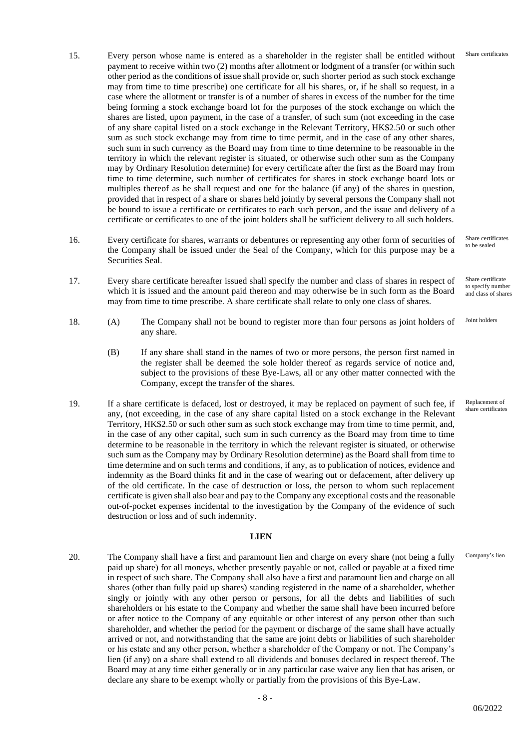15. Every person whose name is entered as a shareholder in the register shall be entitled without payment to receive within two (2) months after allotment or lodgment of a transfer (or within such other period as the conditions of issue shall provide or, such shorter period as such stock exchange may from time to time prescribe) one certificate for all his shares, or, if he shall so request, in a case where the allotment or transfer is of a number of shares in excess of the number for the time being forming a stock exchange board lot for the purposes of the stock exchange on which the shares are listed, upon payment, in the case of a transfer, of such sum (not exceeding in the case of any share capital listed on a stock exchange in the Relevant Territory, HK$2.50 or such other sum as such stock exchange may from time to time permit, and in the case of any other shares, such sum in such currency as the Board may from time to time determine to be reasonable in the territory in which the relevant register is situated, or otherwise such other sum as the Company may by Ordinary Resolution determine) for every certificate after the first as the Board may from time to time determine, such number of certificates for shares in stock exchange board lots or multiples thereof as he shall request and one for the balance (if any) of the shares in question, provided that in respect of a share or shares held jointly by several persons the Company shall not be bound to issue a certificate or certificates to each such person, and the issue and delivery of a certificate or certificates to one of the joint holders shall be sufficient delivery to all such holders. *(Share certificates)*

16. Every certificate for shares, warrants or debentures or representing any other form of securities of the Company shall be issued under the Seal of the Company, which for this purpose may be a Securities Seal. *(Share certificates to be sealed)*

17. Every share certificate hereafter issued shall specify the number and class of shares in respect of which it is issued and the amount paid thereon and may otherwise be in such form as the Board may from time to time prescribe. A share certificate shall relate to only one class of shares. *(Share certificate to specify number and class of shares)*

18. *(Joint holders)*
    (A) The Company shall not be bound to register more than four persons as joint holders of any share.

    (B) If any share shall stand in the names of two or more persons, the person first named in the register shall be deemed the sole holder thereof as regards service of notice and, subject to the provisions of these Bye-Laws, all or any other matter connected with the Company, except the transfer of the shares.

19. If a share certificate is defaced, lost or destroyed, it may be replaced on payment of such fee, if any, (not exceeding, in the case of any share capital listed on a stock exchange in the Relevant Territory, HK$2.50 or such other sum as such stock exchange may from time to time permit, and, in the case of any other capital, such sum in such currency as the Board may from time to time determine to be reasonable in the territory in which the relevant register is situated, or otherwise such sum as the Company may by Ordinary Resolution determine) as the Board shall from time to time determine and on such terms and conditions, if any, as to publication of notices, evidence and indemnity as the Board thinks fit and in the case of wearing out or defacement, after delivery up of the old certificate. In the case of destruction or loss, the person to whom such replacement certificate is given shall also bear and pay to the Company any exceptional costs and the reasonable out-of-pocket expenses incidental to the investigation by the Company of the evidence of such destruction or loss and of such indemnity. *(Replacement of share certificates)*

## LIEN

20. The Company shall have a first and paramount lien and charge on every share (not being a fully paid up share) for all moneys, whether presently payable or not, called or payable at a fixed time in respect of such share. The Company shall also have a first and paramount lien and charge on all shares (other than fully paid up shares) standing registered in the name of a shareholder, whether singly or jointly with any other person or persons, for all the debts and liabilities of such shareholders or his estate to the Company and whether the same shall have been incurred before or after notice to the Company of any equitable or other interest of any person other than such shareholder, and whether the period for the payment or discharge of the same shall have actually arrived or not, and notwithstanding that the same are joint debts or liabilities of such shareholder or his estate and any other person, whether a shareholder of the Company or not. The Company's lien (if any) on a share shall extend to all dividends and bonuses declared in respect thereof. The Board may at any time either generally or in any particular case waive any lien that has arisen, or declare any share to be exempt wholly or partially from the provisions of this Bye-Law. *(Company's lien)*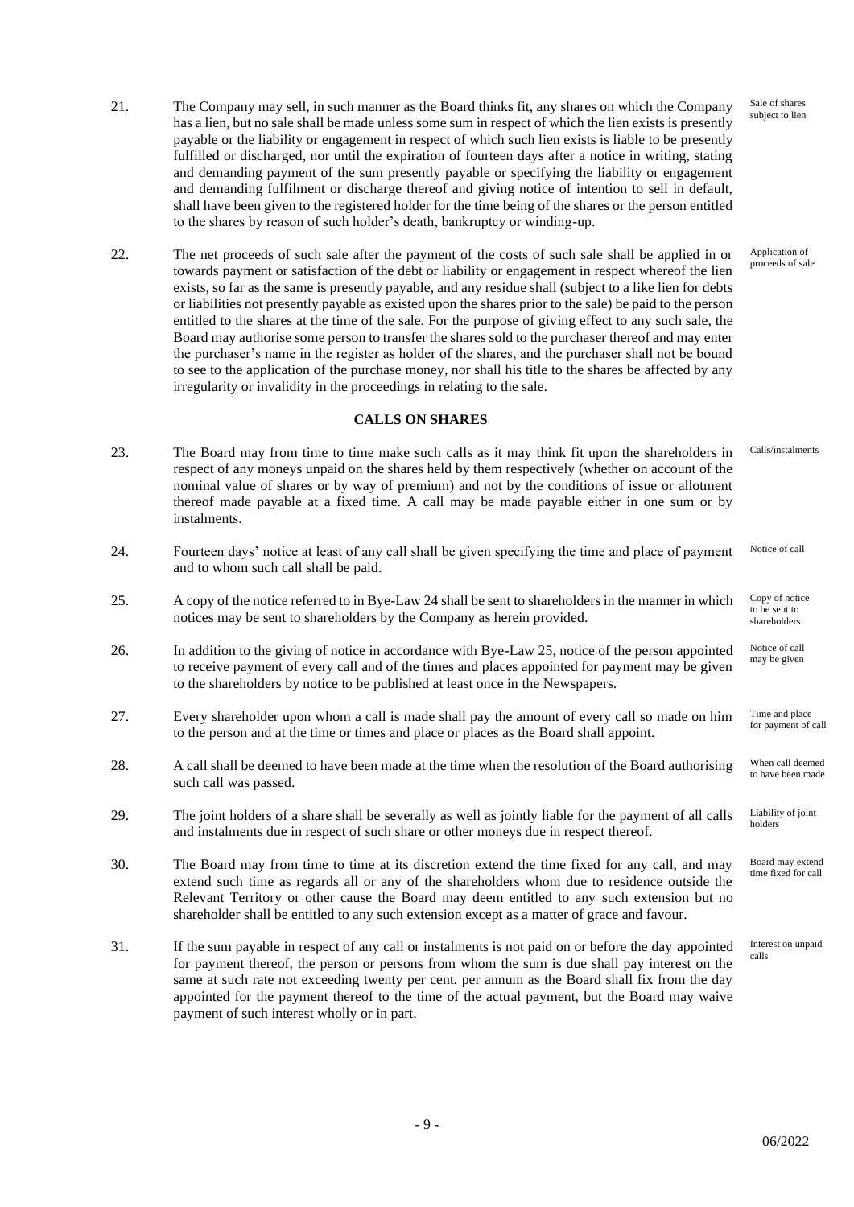21. The Company may sell, in such manner as the Board thinks fit, any shares on which the Company has a lien, but no sale shall be made unless some sum in respect of which the lien exists is presently payable or the liability or engagement in respect of which such lien exists is liable to be presently fulfilled or discharged, nor until the expiration of fourteen days after a notice in writing, stating and demanding payment of the sum presently payable or specifying the liability or engagement and demanding fulfilment or discharge thereof and giving notice of intention to sell in default, shall have been given to the registered holder for the time being of the shares or the person entitled to the shares by reason of such holder's death, bankruptcy or winding-up. *Sale of shares subject to lien*

22. The net proceeds of such sale after the payment of the costs of such sale shall be applied in or towards payment or satisfaction of the debt or liability or engagement in respect whereof the lien exists, so far as the same is presently payable, and any residue shall (subject to a like lien for debts or liabilities not presently payable as existed upon the shares prior to the sale) be paid to the person entitled to the shares at the time of the sale. For the purpose of giving effect to any such sale, the Board may authorise some person to transfer the shares sold to the purchaser thereof and may enter the purchaser's name in the register as holder of the shares, and the purchaser shall not be bound to see to the application of the purchase money, nor shall his title to the shares be affected by any irregularity or invalidity in the proceedings in relating to the sale. *Application of proceeds of sale*

## CALLS ON SHARES

23. The Board may from time to time make such calls as it may think fit upon the shareholders in respect of any moneys unpaid on the shares held by them respectively (whether on account of the nominal value of shares or by way of premium) and not by the conditions of issue or allotment thereof made payable at a fixed time. A call may be made payable either in one sum or by instalments. *Calls/instalments*

24. Fourteen days' notice at least of any call shall be given specifying the time and place of payment and to whom such call shall be paid. *Notice of call*

25. A copy of the notice referred to in Bye-Law 24 shall be sent to shareholders in the manner in which notices may be sent to shareholders by the Company as herein provided. *Copy of notice to be sent to shareholders*

26. In addition to the giving of notice in accordance with Bye-Law 25, notice of the person appointed to receive payment of every call and of the times and places appointed for payment may be given to the shareholders by notice to be published at least once in the Newspapers. *Notice of call may be given*

27. Every shareholder upon whom a call is made shall pay the amount of every call so made on him to the person and at the time or times and place or places as the Board shall appoint. *Time and place for payment of call*

28. A call shall be deemed to have been made at the time when the resolution of the Board authorising such call was passed. *When call deemed to have been made*

29. The joint holders of a share shall be severally as well as jointly liable for the payment of all calls and instalments due in respect of such share or other moneys due in respect thereof. *Liability of joint holders*

30. The Board may from time to time at its discretion extend the time fixed for any call, and may extend such time as regards all or any of the shareholders whom due to residence outside the Relevant Territory or other cause the Board may deem entitled to any such extension but no shareholder shall be entitled to any such extension except as a matter of grace and favour. *Board may extend time fixed for call*

31. If the sum payable in respect of any call or instalments is not paid on or before the day appointed for payment thereof, the person or persons from whom the sum is due shall pay interest on the same at such rate not exceeding twenty per cent. per annum as the Board shall fix from the day appointed for the payment thereof to the time of the actual payment, but the Board may waive payment of such interest wholly or in part. *Interest on unpaid calls*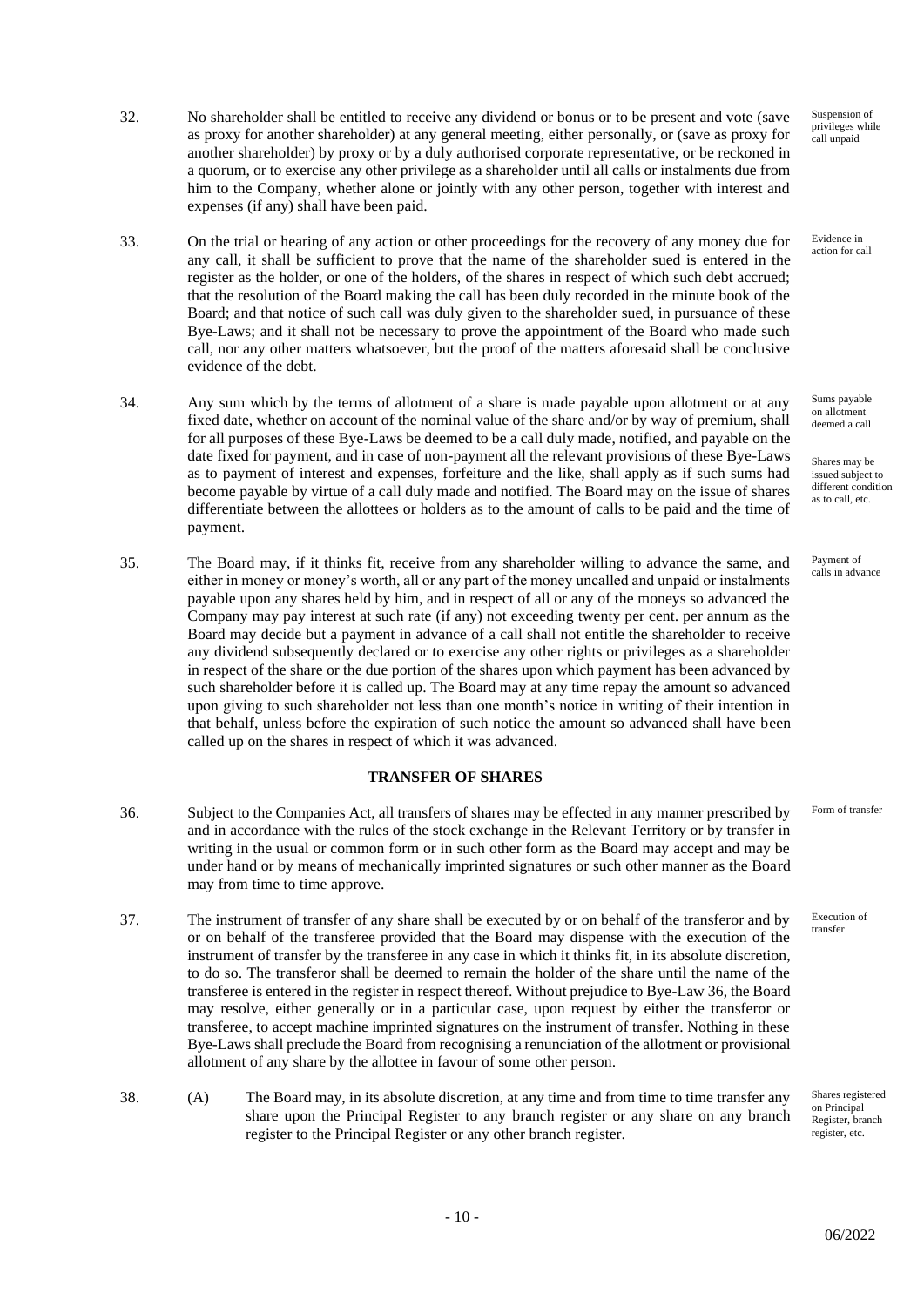32. No shareholder shall be entitled to receive any dividend or bonus or to be present and vote (save as proxy for another shareholder) at any general meeting, either personally, or (save as proxy for another shareholder) by proxy or by a duly authorised corporate representative, or be reckoned in a quorum, or to exercise any other privilege as a shareholder until all calls or instalments due from him to the Company, whether alone or jointly with any other person, together with interest and expenses (if any) shall have been paid.

*Suspension of privileges while call unpaid*

33. On the trial or hearing of any action or other proceedings for the recovery of any money due for any call, it shall be sufficient to prove that the name of the shareholder sued is entered in the register as the holder, or one of the holders, of the shares in respect of which such debt accrued; that the resolution of the Board making the call has been duly recorded in the minute book of the Board; and that notice of such call was duly given to the shareholder sued, in pursuance of these Bye-Laws; and it shall not be necessary to prove the appointment of the Board who made such call, nor any other matters whatsoever, but the proof of the matters aforesaid shall be conclusive evidence of the debt.

*Evidence in action for call*

34. Any sum which by the terms of allotment of a share is made payable upon allotment or at any fixed date, whether on account of the nominal value of the share and/or by way of premium, shall for all purposes of these Bye-Laws be deemed to be a call duly made, notified, and payable on the date fixed for payment, and in case of non-payment all the relevant provisions of these Bye-Laws as to payment of interest and expenses, forfeiture and the like, shall apply as if such sums had become payable by virtue of a call duly made and notified. The Board may on the issue of shares differentiate between the allottees or holders as to the amount of calls to be paid and the time of payment.

*Sums payable on allotment deemed a call*

*Shares may be issued subject to different condition as to call, etc.*

35. The Board may, if it thinks fit, receive from any shareholder willing to advance the same, and either in money or money's worth, all or any part of the money uncalled and unpaid or instalments payable upon any shares held by him, and in respect of all or any of the moneys so advanced the Company may pay interest at such rate (if any) not exceeding twenty per cent. per annum as the Board may decide but a payment in advance of a call shall not entitle the shareholder to receive any dividend subsequently declared or to exercise any other rights or privileges as a shareholder in respect of the share or the due portion of the shares upon which payment has been advanced by such shareholder before it is called up. The Board may at any time repay the amount so advanced upon giving to such shareholder not less than one month's notice in writing of their intention in that behalf, unless before the expiration of such notice the amount so advanced shall have been called up on the shares in respect of which it was advanced.

*Payment of calls in advance*

## TRANSFER OF SHARES

36. Subject to the Companies Act, all transfers of shares may be effected in any manner prescribed by and in accordance with the rules of the stock exchange in the Relevant Territory or by transfer in writing in the usual or common form or in such other form as the Board may accept and may be under hand or by means of mechanically imprinted signatures or such other manner as the Board may from time to time approve.

*Form of transfer*

37. The instrument of transfer of any share shall be executed by or on behalf of the transferor and by or on behalf of the transferee provided that the Board may dispense with the execution of the instrument of transfer by the transferee in any case in which it thinks fit, in its absolute discretion, to do so. The transferor shall be deemed to remain the holder of the share until the name of the transferee is entered in the register in respect thereof. Without prejudice to Bye-Law 36, the Board may resolve, either generally or in a particular case, upon request by either the transferor or transferee, to accept machine imprinted signatures on the instrument of transfer. Nothing in these Bye-Laws shall preclude the Board from recognising a renunciation of the allotment or provisional allotment of any share by the allottee in favour of some other person.

*Execution of transfer*

38. (A) The Board may, in its absolute discretion, at any time and from time to time transfer any share upon the Principal Register to any branch register or any share on any branch register to the Principal Register or any other branch register.

*Shares registered on Principal Register, branch register, etc.*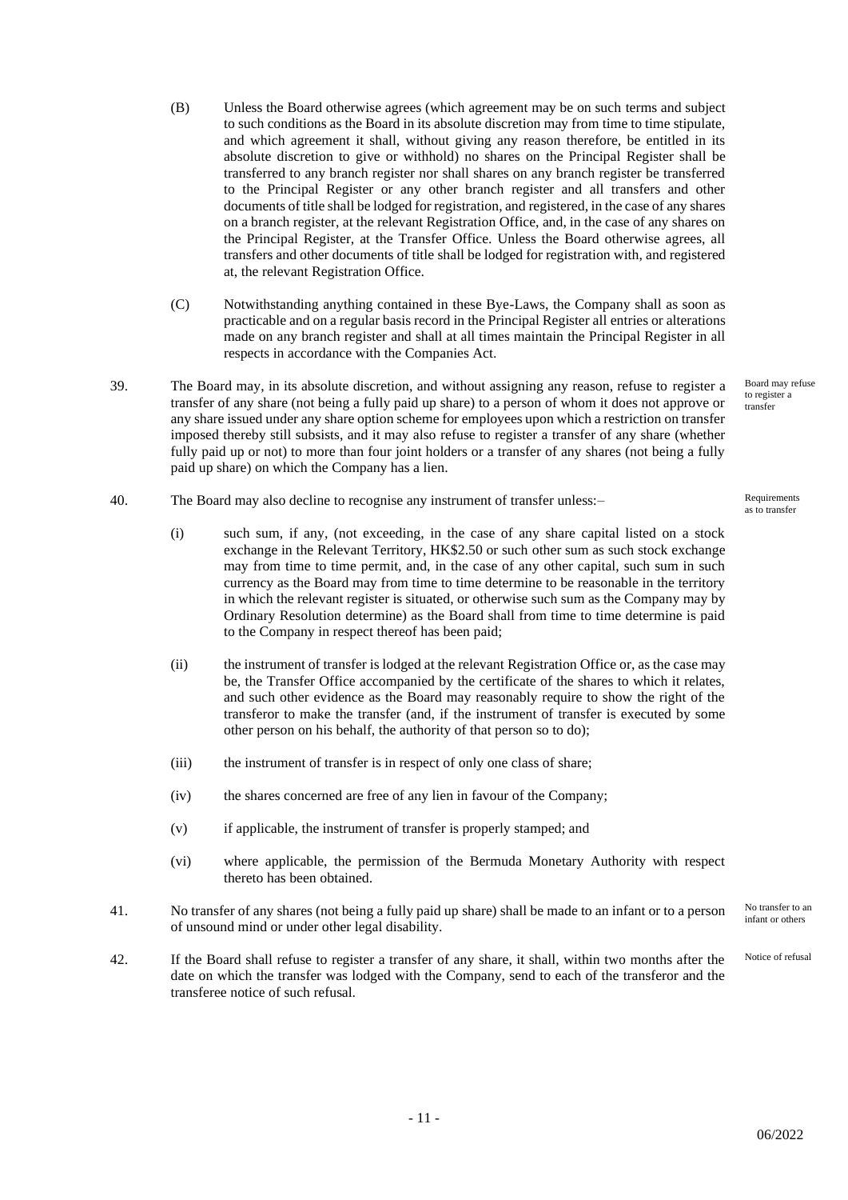(B) Unless the Board otherwise agrees (which agreement may be on such terms and subject to such conditions as the Board in its absolute discretion may from time to time stipulate, and which agreement it shall, without giving any reason therefore, be entitled in its absolute discretion to give or withhold) no shares on the Principal Register shall be transferred to any branch register nor shall shares on any branch register be transferred to the Principal Register or any other branch register and all transfers and other documents of title shall be lodged for registration, and registered, in the case of any shares on a branch register, at the relevant Registration Office, and, in the case of any shares on the Principal Register, at the Transfer Office. Unless the Board otherwise agrees, all transfers and other documents of title shall be lodged for registration with, and registered at, the relevant Registration Office.

(C) Notwithstanding anything contained in these Bye-Laws, the Company shall as soon as practicable and on a regular basis record in the Principal Register all entries or alterations made on any branch register and shall at all times maintain the Principal Register in all respects in accordance with the Companies Act.

39. The Board may, in its absolute discretion, and without assigning any reason, refuse to register a transfer of any share (not being a fully paid up share) to a person of whom it does not approve or any share issued under any share option scheme for employees upon which a restriction on transfer imposed thereby still subsists, and it may also refuse to register a transfer of any share (whether fully paid up or not) to more than four joint holders or a transfer of any shares (not being a fully paid up share) on which the Company has a lien.

*Board may refuse to register a transfer*

40. The Board may also decline to recognise any instrument of transfer unless:–

*Requirements as to transfer*

(i) such sum, if any, (not exceeding, in the case of any share capital listed on a stock exchange in the Relevant Territory, HK$2.50 or such other sum as such stock exchange may from time to time permit, and, in the case of any other capital, such sum in such currency as the Board may from time to time determine to be reasonable in the territory in which the relevant register is situated, or otherwise such sum as the Company may by Ordinary Resolution determine) as the Board shall from time to time determine is paid to the Company in respect thereof has been paid;

(ii) the instrument of transfer is lodged at the relevant Registration Office or, as the case may be, the Transfer Office accompanied by the certificate of the shares to which it relates, and such other evidence as the Board may reasonably require to show the right of the transferor to make the transfer (and, if the instrument of transfer is executed by some other person on his behalf, the authority of that person so to do);

(iii) the instrument of transfer is in respect of only one class of share;

(iv) the shares concerned are free of any lien in favour of the Company;

(v) if applicable, the instrument of transfer is properly stamped; and

(vi) where applicable, the permission of the Bermuda Monetary Authority with respect thereto has been obtained.

41. No transfer of any shares (not being a fully paid up share) shall be made to an infant or to a person of unsound mind or under other legal disability.

*No transfer to an infant or others*

42. If the Board shall refuse to register a transfer of any share, it shall, within two months after the date on which the transfer was lodged with the Company, send to each of the transferor and the transferee notice of such refusal.

*Notice of refusal*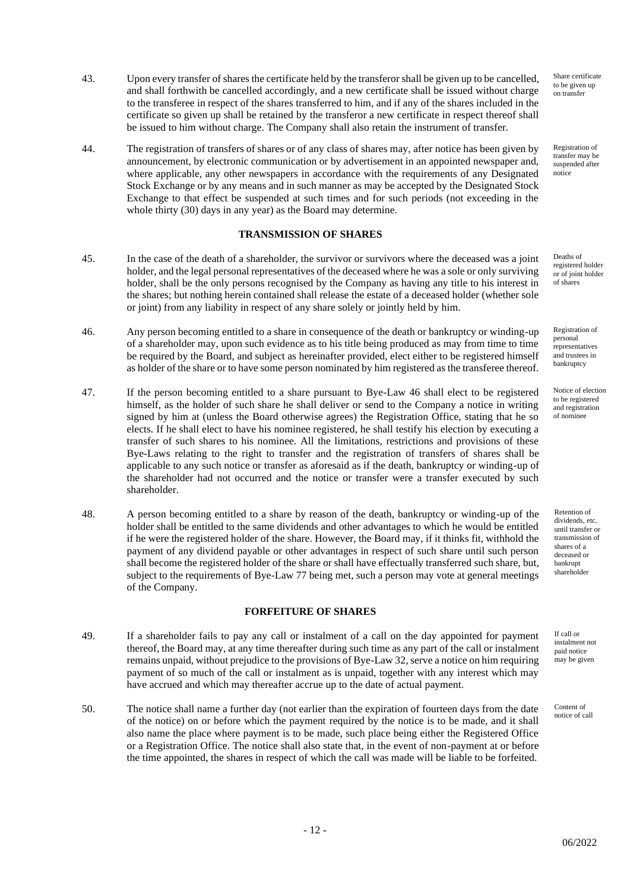43. Upon every transfer of shares the certificate held by the transferor shall be given up to be cancelled, and shall forthwith be cancelled accordingly, and a new certificate shall be issued without charge to the transferee in respect of the shares transferred to him, and if any of the shares included in the certificate so given up shall be retained by the transferor a new certificate in respect thereof shall be issued to him without charge. The Company shall also retain the instrument of transfer.

*Share certificate to be given up on transfer*

44. The registration of transfers of shares or of any class of shares may, after notice has been given by announcement, by electronic communication or by advertisement in an appointed newspaper and, where applicable, any other newspapers in accordance with the requirements of any Designated Stock Exchange or by any means and in such manner as may be accepted by the Designated Stock Exchange to that effect be suspended at such times and for such periods (not exceeding in the whole thirty (30) days in any year) as the Board may determine.

*Registration of transfer may be suspended after notice*

## TRANSMISSION OF SHARES

45. In the case of the death of a shareholder, the survivor or survivors where the deceased was a joint holder, and the legal personal representatives of the deceased where he was a sole or only surviving holder, shall be the only persons recognised by the Company as having any title to his interest in the shares; but nothing herein contained shall release the estate of a deceased holder (whether sole or joint) from any liability in respect of any share solely or jointly held by him.

*Deaths of registered holder or of joint holder of shares*

46. Any person becoming entitled to a share in consequence of the death or bankruptcy or winding-up of a shareholder may, upon such evidence as to his title being produced as may from time to time be required by the Board, and subject as hereinafter provided, elect either to be registered himself as holder of the share or to have some person nominated by him registered as the transferee thereof.

*Registration of personal representatives and trustees in bankruptcy*

47. If the person becoming entitled to a share pursuant to Bye-Law 46 shall elect to be registered himself, as the holder of such share he shall deliver or send to the Company a notice in writing signed by him at (unless the Board otherwise agrees) the Registration Office, stating that he so elects. If he shall elect to have his nominee registered, he shall testify his election by executing a transfer of such shares to his nominee. All the limitations, restrictions and provisions of these Bye-Laws relating to the right to transfer and the registration of transfers of shares shall be applicable to any such notice or transfer as aforesaid as if the death, bankruptcy or winding-up of the shareholder had not occurred and the notice or transfer were a transfer executed by such shareholder.

*Notice of election to be registered and registration of nominee*

48. A person becoming entitled to a share by reason of the death, bankruptcy or winding-up of the holder shall be entitled to the same dividends and other advantages to which he would be entitled if he were the registered holder of the share. However, the Board may, if it thinks fit, withhold the payment of any dividend payable or other advantages in respect of such share until such person shall become the registered holder of the share or shall have effectually transferred such share, but, subject to the requirements of Bye-Law 77 being met, such a person may vote at general meetings of the Company.

*Retention of dividends, etc. until transfer or transmission of shares of a deceased or bankrupt shareholder*

## FORFEITURE OF SHARES

49. If a shareholder fails to pay any call or instalment of a call on the day appointed for payment thereof, the Board may, at any time thereafter during such time as any part of the call or instalment remains unpaid, without prejudice to the provisions of Bye-Law 32, serve a notice on him requiring payment of so much of the call or instalment as is unpaid, together with any interest which may have accrued and which may thereafter accrue up to the date of actual payment.

*If call or instalment not paid notice may be given*

50. The notice shall name a further day (not earlier than the expiration of fourteen days from the date of the notice) on or before which the payment required by the notice is to be made, and it shall also name the place where payment is to be made, such place being either the Registered Office or a Registration Office. The notice shall also state that, in the event of non-payment at or before the time appointed, the shares in respect of which the call was made will be liable to be forfeited.

*Content of notice of call*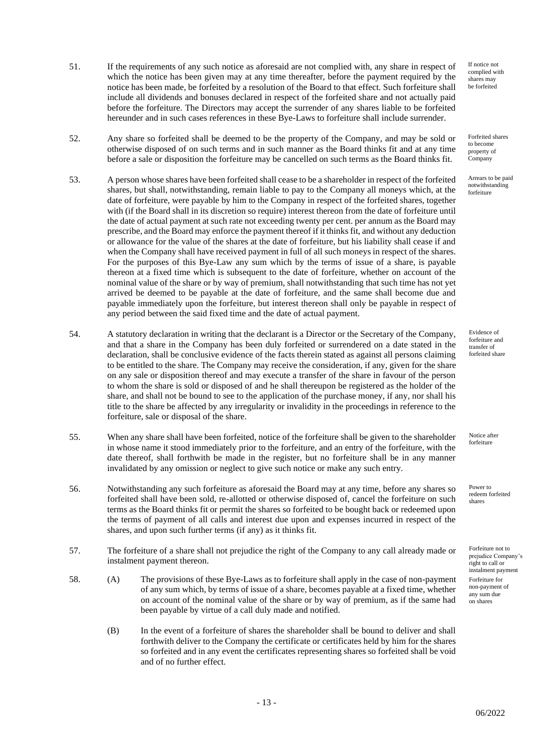51. If the requirements of any such notice as aforesaid are not complied with, any share in respect of which the notice has been given may at any time thereafter, before the payment required by the notice has been made, be forfeited by a resolution of the Board to that effect. Such forfeiture shall include all dividends and bonuses declared in respect of the forfeited share and not actually paid before the forfeiture. The Directors may accept the surrender of any shares liable to be forfeited hereunder and in such cases references in these Bye-Laws to forfeiture shall include surrender.

*If notice not complied with shares may be forfeited*

52. Any share so forfeited shall be deemed to be the property of the Company, and may be sold or otherwise disposed of on such terms and in such manner as the Board thinks fit and at any time before a sale or disposition the forfeiture may be cancelled on such terms as the Board thinks fit.

*Forfeited shares to become property of Company*

53. A person whose shares have been forfeited shall cease to be a shareholder in respect of the forfeited shares, but shall, notwithstanding, remain liable to pay to the Company all moneys which, at the date of forfeiture, were payable by him to the Company in respect of the forfeited shares, together with (if the Board shall in its discretion so require) interest thereon from the date of forfeiture until the date of actual payment at such rate not exceeding twenty per cent. per annum as the Board may prescribe, and the Board may enforce the payment thereof if it thinks fit, and without any deduction or allowance for the value of the shares at the date of forfeiture, but his liability shall cease if and when the Company shall have received payment in full of all such moneys in respect of the shares. For the purposes of this Bye-Law any sum which by the terms of issue of a share, is payable thereon at a fixed time which is subsequent to the date of forfeiture, whether on account of the nominal value of the share or by way of premium, shall notwithstanding that such time has not yet arrived be deemed to be payable at the date of forfeiture, and the same shall become due and payable immediately upon the forfeiture, but interest thereon shall only be payable in respect of any period between the said fixed time and the date of actual payment.

*Arrears to be paid notwithstanding forfeiture*

54. A statutory declaration in writing that the declarant is a Director or the Secretary of the Company, and that a share in the Company has been duly forfeited or surrendered on a date stated in the declaration, shall be conclusive evidence of the facts therein stated as against all persons claiming to be entitled to the share. The Company may receive the consideration, if any, given for the share on any sale or disposition thereof and may execute a transfer of the share in favour of the person to whom the share is sold or disposed of and he shall thereupon be registered as the holder of the share, and shall not be bound to see to the application of the purchase money, if any, nor shall his title to the share be affected by any irregularity or invalidity in the proceedings in reference to the forfeiture, sale or disposal of the share.

*Evidence of forfeiture and transfer of forfeited share*

55. When any share shall have been forfeited, notice of the forfeiture shall be given to the shareholder in whose name it stood immediately prior to the forfeiture, and an entry of the forfeiture, with the date thereof, shall forthwith be made in the register, but no forfeiture shall be in any manner invalidated by any omission or neglect to give such notice or make any such entry.

*Notice after forfeiture*

56. Notwithstanding any such forfeiture as aforesaid the Board may at any time, before any shares so forfeited shall have been sold, re-allotted or otherwise disposed of, cancel the forfeiture on such terms as the Board thinks fit or permit the shares so forfeited to be bought back or redeemed upon the terms of payment of all calls and interest due upon and expenses incurred in respect of the shares, and upon such further terms (if any) as it thinks fit.

*Power to redeem forfeited shares*

57. The forfeiture of a share shall not prejudice the right of the Company to any call already made or instalment payment thereon.

*Forfeiture not to prejudice Company's right to call or instalment payment*

58. (A) The provisions of these Bye-Laws as to forfeiture shall apply in the case of non-payment of any sum which, by terms of issue of a share, becomes payable at a fixed time, whether on account of the nominal value of the share or by way of premium, as if the same had been payable by virtue of a call duly made and notified.

*Forfeiture for non-payment of any sum due on shares*

(B) In the event of a forfeiture of shares the shareholder shall be bound to deliver and shall forthwith deliver to the Company the certificate or certificates held by him for the shares so forfeited and in any event the certificates representing shares so forfeited shall be void and of no further effect.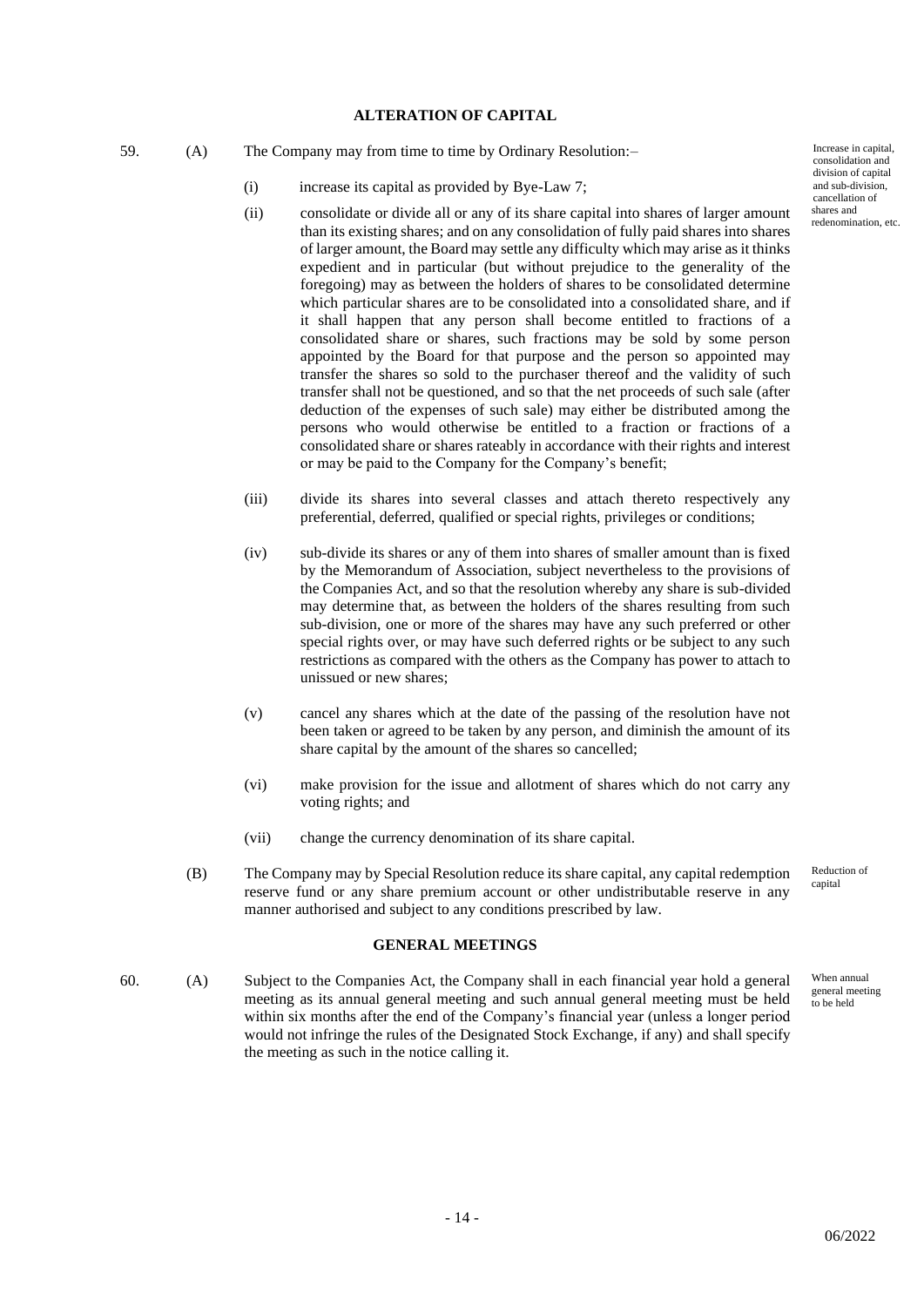## ALTERATION OF CAPITAL

59. (A) The Company may from time to time by Ordinary Resolution:–

*Increase in capital, consolidation and division of capital and sub-division, cancellation of shares and redenomination, etc.*

(i) increase its capital as provided by Bye-Law 7;

(ii) consolidate or divide all or any of its share capital into shares of larger amount than its existing shares; and on any consolidation of fully paid shares into shares of larger amount, the Board may settle any difficulty which may arise as it thinks expedient and in particular (but without prejudice to the generality of the foregoing) may as between the holders of shares to be consolidated determine which particular shares are to be consolidated into a consolidated share, and if it shall happen that any person shall become entitled to fractions of a consolidated share or shares, such fractions may be sold by some person appointed by the Board for that purpose and the person so appointed may transfer the shares so sold to the purchaser thereof and the validity of such transfer shall not be questioned, and so that the net proceeds of such sale (after deduction of the expenses of such sale) may either be distributed among the persons who would otherwise be entitled to a fraction or fractions of a consolidated share or shares rateably in accordance with their rights and interest or may be paid to the Company for the Company's benefit;

(iii) divide its shares into several classes and attach thereto respectively any preferential, deferred, qualified or special rights, privileges or conditions;

(iv) sub-divide its shares or any of them into shares of smaller amount than is fixed by the Memorandum of Association, subject nevertheless to the provisions of the Companies Act, and so that the resolution whereby any share is sub-divided may determine that, as between the holders of the shares resulting from such sub-division, one or more of the shares may have any such preferred or other special rights over, or may have such deferred rights or be subject to any such restrictions as compared with the others as the Company has power to attach to unissued or new shares;

(v) cancel any shares which at the date of the passing of the resolution have not been taken or agreed to be taken by any person, and diminish the amount of its share capital by the amount of the shares so cancelled;

(vi) make provision for the issue and allotment of shares which do not carry any voting rights; and

(vii) change the currency denomination of its share capital.

(B) The Company may by Special Resolution reduce its share capital, any capital redemption reserve fund or any share premium account or other undistributable reserve in any manner authorised and subject to any conditions prescribed by law.

*Reduction of capital*

## GENERAL MEETINGS

60. (A) Subject to the Companies Act, the Company shall in each financial year hold a general meeting as its annual general meeting and such annual general meeting must be held within six months after the end of the Company's financial year (unless a longer period would not infringe the rules of the Designated Stock Exchange, if any) and shall specify the meeting as such in the notice calling it.

*When annual general meeting to be held*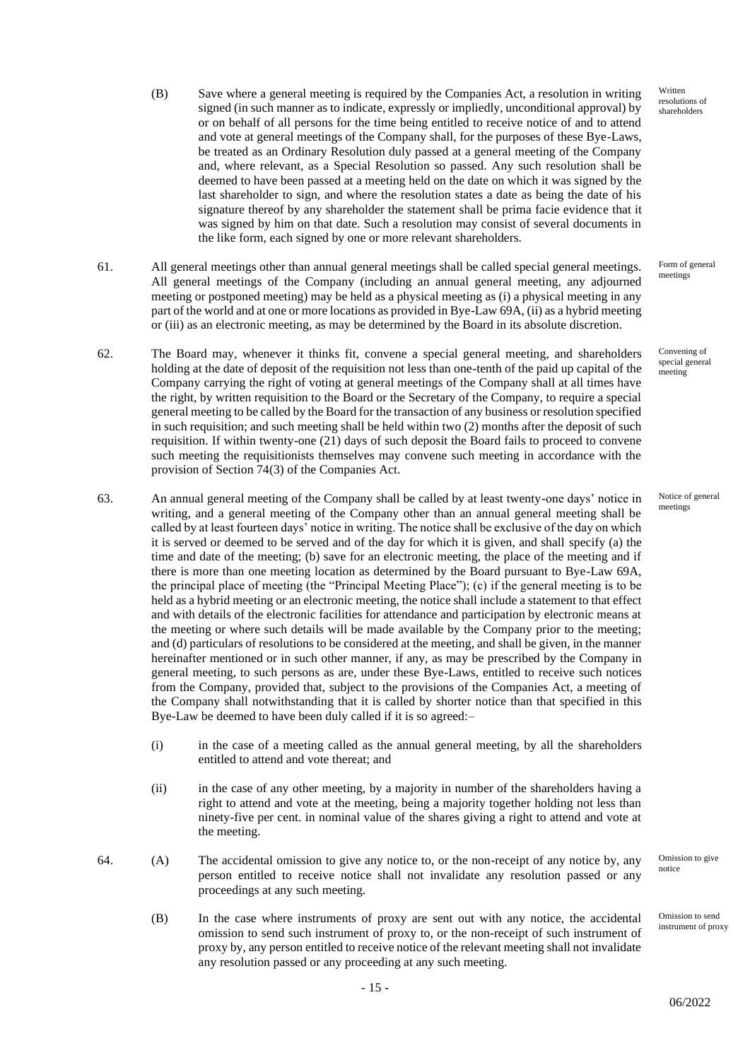(B) Save where a general meeting is required by the Companies Act, a resolution in writing signed (in such manner as to indicate, expressly or impliedly, unconditional approval) by or on behalf of all persons for the time being entitled to receive notice of and to attend and vote at general meetings of the Company shall, for the purposes of these Bye-Laws, be treated as an Ordinary Resolution duly passed at a general meeting of the Company and, where relevant, as a Special Resolution so passed. Any such resolution shall be deemed to have been passed at a meeting held on the date on which it was signed by the last shareholder to sign, and where the resolution states a date as being the date of his signature thereof by any shareholder the statement shall be prima facie evidence that it was signed by him on that date. Such a resolution may consist of several documents in the like form, each signed by one or more relevant shareholders.

*Written resolutions of shareholders*

61. All general meetings other than annual general meetings shall be called special general meetings. All general meetings of the Company (including an annual general meeting, any adjourned meeting or postponed meeting) may be held as a physical meeting as (i) a physical meeting in any part of the world and at one or more locations as provided in Bye-Law 69A, (ii) as a hybrid meeting or (iii) as an electronic meeting, as may be determined by the Board in its absolute discretion.

*Form of general meetings*

62. The Board may, whenever it thinks fit, convene a special general meeting, and shareholders holding at the date of deposit of the requisition not less than one-tenth of the paid up capital of the Company carrying the right of voting at general meetings of the Company shall at all times have the right, by written requisition to the Board or the Secretary of the Company, to require a special general meeting to be called by the Board for the transaction of any business or resolution specified in such requisition; and such meeting shall be held within two (2) months after the deposit of such requisition. If within twenty-one (21) days of such deposit the Board fails to proceed to convene such meeting the requisitionists themselves may convene such meeting in accordance with the provision of Section 74(3) of the Companies Act.

*Convening of special general meeting*

63. An annual general meeting of the Company shall be called by at least twenty-one days' notice in writing, and a general meeting of the Company other than an annual general meeting shall be called by at least fourteen days' notice in writing. The notice shall be exclusive of the day on which it is served or deemed to be served and of the day for which it is given, and shall specify (a) the time and date of the meeting; (b) save for an electronic meeting, the place of the meeting and if there is more than one meeting location as determined by the Board pursuant to Bye-Law 69A, the principal place of meeting (the "Principal Meeting Place"); (c) if the general meeting is to be held as a hybrid meeting or an electronic meeting, the notice shall include a statement to that effect and with details of the electronic facilities for attendance and participation by electronic means at the meeting or where such details will be made available by the Company prior to the meeting; and (d) particulars of resolutions to be considered at the meeting, and shall be given, in the manner hereinafter mentioned or in such other manner, if any, as may be prescribed by the Company in general meeting, to such persons as are, under these Bye-Laws, entitled to receive such notices from the Company, provided that, subject to the provisions of the Companies Act, a meeting of the Company shall notwithstanding that it is called by shorter notice than that specified in this Bye-Law be deemed to have been duly called if it is so agreed:–

*Notice of general meetings*

(i) in the case of a meeting called as the annual general meeting, by all the shareholders entitled to attend and vote thereat; and

(ii) in the case of any other meeting, by a majority in number of the shareholders having a right to attend and vote at the meeting, being a majority together holding not less than ninety-five per cent. in nominal value of the shares giving a right to attend and vote at the meeting.

64. (A) The accidental omission to give any notice to, or the non-receipt of any notice by, any person entitled to receive notice shall not invalidate any resolution passed or any proceedings at any such meeting.

*Omission to give notice*

(B) In the case where instruments of proxy are sent out with any notice, the accidental omission to send such instrument of proxy to, or the non-receipt of such instrument of proxy by, any person entitled to receive notice of the relevant meeting shall not invalidate any resolution passed or any proceeding at any such meeting.

*Omission to send instrument of proxy*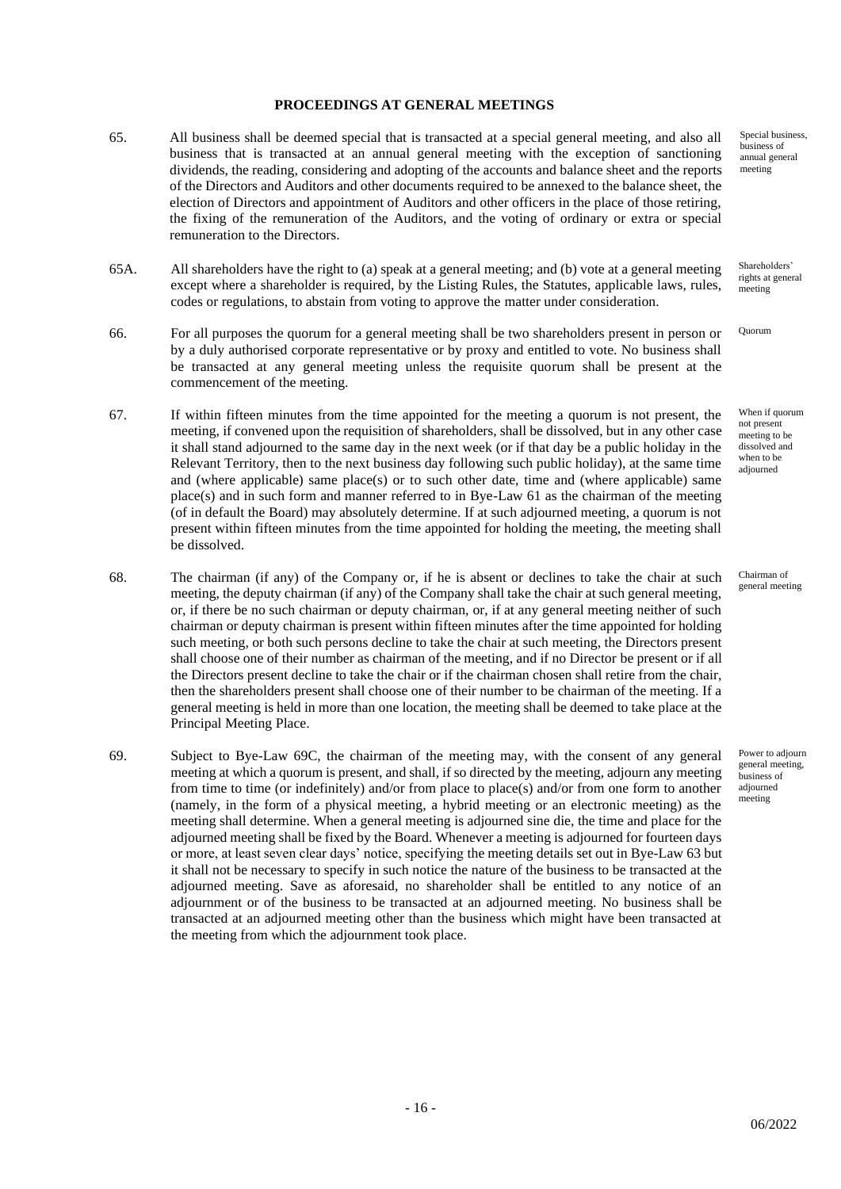## PROCEEDINGS AT GENERAL MEETINGS

65. All business shall be deemed special that is transacted at a special general meeting, and also all business that is transacted at an annual general meeting with the exception of sanctioning dividends, the reading, considering and adopting of the accounts and balance sheet and the reports of the Directors and Auditors and other documents required to be annexed to the balance sheet, the election of Directors and appointment of Auditors and other officers in the place of those retiring, the fixing of the remuneration of the Auditors, and the voting of ordinary or extra or special remuneration to the Directors.

*Special business, business of annual general meeting*

65A. All shareholders have the right to (a) speak at a general meeting; and (b) vote at a general meeting except where a shareholder is required, by the Listing Rules, the Statutes, applicable laws, rules, codes or regulations, to abstain from voting to approve the matter under consideration.

*Shareholders' rights at general meeting*

66. For all purposes the quorum for a general meeting shall be two shareholders present in person or by a duly authorised corporate representative or by proxy and entitled to vote. No business shall be transacted at any general meeting unless the requisite quorum shall be present at the commencement of the meeting.

*Quorum*

67. If within fifteen minutes from the time appointed for the meeting a quorum is not present, the meeting, if convened upon the requisition of shareholders, shall be dissolved, but in any other case it shall stand adjourned to the same day in the next week (or if that day be a public holiday in the Relevant Territory, then to the next business day following such public holiday), at the same time and (where applicable) same place(s) or to such other date, time and (where applicable) same place(s) and in such form and manner referred to in Bye-Law 61 as the chairman of the meeting (of in default the Board) may absolutely determine. If at such adjourned meeting, a quorum is not present within fifteen minutes from the time appointed for holding the meeting, the meeting shall be dissolved.

*When if quorum not present meeting to be dissolved and when to be adjourned*

68. The chairman (if any) of the Company or, if he is absent or declines to take the chair at such meeting, the deputy chairman (if any) of the Company shall take the chair at such general meeting, or, if there be no such chairman or deputy chairman, or, if at any general meeting neither of such chairman or deputy chairman is present within fifteen minutes after the time appointed for holding such meeting, or both such persons decline to take the chair at such meeting, the Directors present shall choose one of their number as chairman of the meeting, and if no Director be present or if all the Directors present decline to take the chair or if the chairman chosen shall retire from the chair, then the shareholders present shall choose one of their number to be chairman of the meeting. If a general meeting is held in more than one location, the meeting shall be deemed to take place at the Principal Meeting Place.

*Chairman of general meeting*

69. Subject to Bye-Law 69C, the chairman of the meeting may, with the consent of any general meeting at which a quorum is present, and shall, if so directed by the meeting, adjourn any meeting from time to time (or indefinitely) and/or from place to place(s) and/or from one form to another (namely, in the form of a physical meeting, a hybrid meeting or an electronic meeting) as the meeting shall determine. When a general meeting is adjourned sine die, the time and place for the adjourned meeting shall be fixed by the Board. Whenever a meeting is adjourned for fourteen days or more, at least seven clear days' notice, specifying the meeting details set out in Bye-Law 63 but it shall not be necessary to specify in such notice the nature of the business to be transacted at the adjourned meeting. Save as aforesaid, no shareholder shall be entitled to any notice of an adjournment or of the business to be transacted at an adjourned meeting. No business shall be transacted at an adjourned meeting other than the business which might have been transacted at the meeting from which the adjournment took place.

*Power to adjourn general meeting, business of adjourned meeting*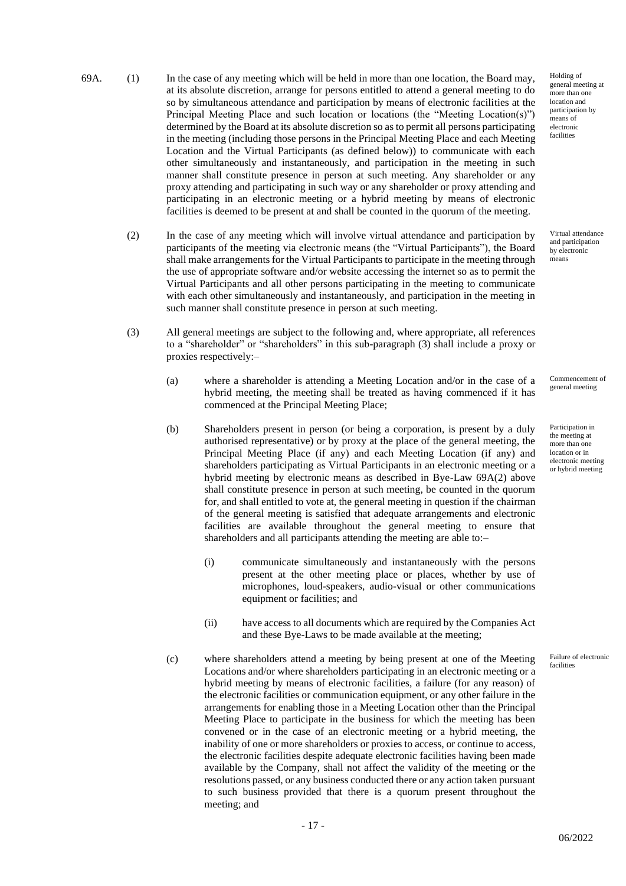69A. (1) In the case of any meeting which will be held in more than one location, the Board may, at its absolute discretion, arrange for persons entitled to attend a general meeting to do so by simultaneous attendance and participation by means of electronic facilities at the Principal Meeting Place and such location or locations (the "Meeting Location(s)") determined by the Board at its absolute discretion so as to permit all persons participating in the meeting (including those persons in the Principal Meeting Place and each Meeting Location and the Virtual Participants (as defined below)) to communicate with each other simultaneously and instantaneously, and participation in the meeting in such manner shall constitute presence in person at such meeting. Any shareholder or any proxy attending and participating in such way or any shareholder or proxy attending and participating in an electronic meeting or a hybrid meeting by means of electronic facilities is deemed to be present at and shall be counted in the quorum of the meeting.

*Holding of general meeting at more than one location and participation by means of electronic facilities*

(2) In the case of any meeting which will involve virtual attendance and participation by participants of the meeting via electronic means (the "Virtual Participants"), the Board shall make arrangements for the Virtual Participants to participate in the meeting through the use of appropriate software and/or website accessing the internet so as to permit the Virtual Participants and all other persons participating in the meeting to communicate with each other simultaneously and instantaneously, and participation in the meeting in such manner shall constitute presence in person at such meeting.

*Virtual attendance and participation by electronic means*

(3) All general meetings are subject to the following and, where appropriate, all references to a "shareholder" or "shareholders" in this sub-paragraph (3) shall include a proxy or proxies respectively:–

(a) where a shareholder is attending a Meeting Location and/or in the case of a hybrid meeting, the meeting shall be treated as having commenced if it has commenced at the Principal Meeting Place;

*Commencement of general meeting*

(b) Shareholders present in person (or being a corporation, is present by a duly authorised representative) or by proxy at the place of the general meeting, the Principal Meeting Place (if any) and each Meeting Location (if any) and shareholders participating as Virtual Participants in an electronic meeting or a hybrid meeting by electronic means as described in Bye-Law 69A(2) above shall constitute presence in person at such meeting, be counted in the quorum for, and shall entitled to vote at, the general meeting in question if the chairman of the general meeting is satisfied that adequate arrangements and electronic facilities are available throughout the general meeting to ensure that shareholders and all participants attending the meeting are able to:–

*Participation in the meeting at more than one location or in electronic meeting or hybrid meeting*

(i) communicate simultaneously and instantaneously with the persons present at the other meeting place or places, whether by use of microphones, loud-speakers, audio-visual or other communications equipment or facilities; and

(ii) have access to all documents which are required by the Companies Act and these Bye-Laws to be made available at the meeting;

(c) where shareholders attend a meeting by being present at one of the Meeting Locations and/or where shareholders participating in an electronic meeting or a hybrid meeting by means of electronic facilities, a failure (for any reason) of the electronic facilities or communication equipment, or any other failure in the arrangements for enabling those in a Meeting Location other than the Principal Meeting Place to participate in the business for which the meeting has been convened or in the case of an electronic meeting or a hybrid meeting, the inability of one or more shareholders or proxies to access, or continue to access, the electronic facilities despite adequate electronic facilities having been made available by the Company, shall not affect the validity of the meeting or the resolutions passed, or any business conducted there or any action taken pursuant to such business provided that there is a quorum present throughout the meeting; and

*Failure of electronic facilities*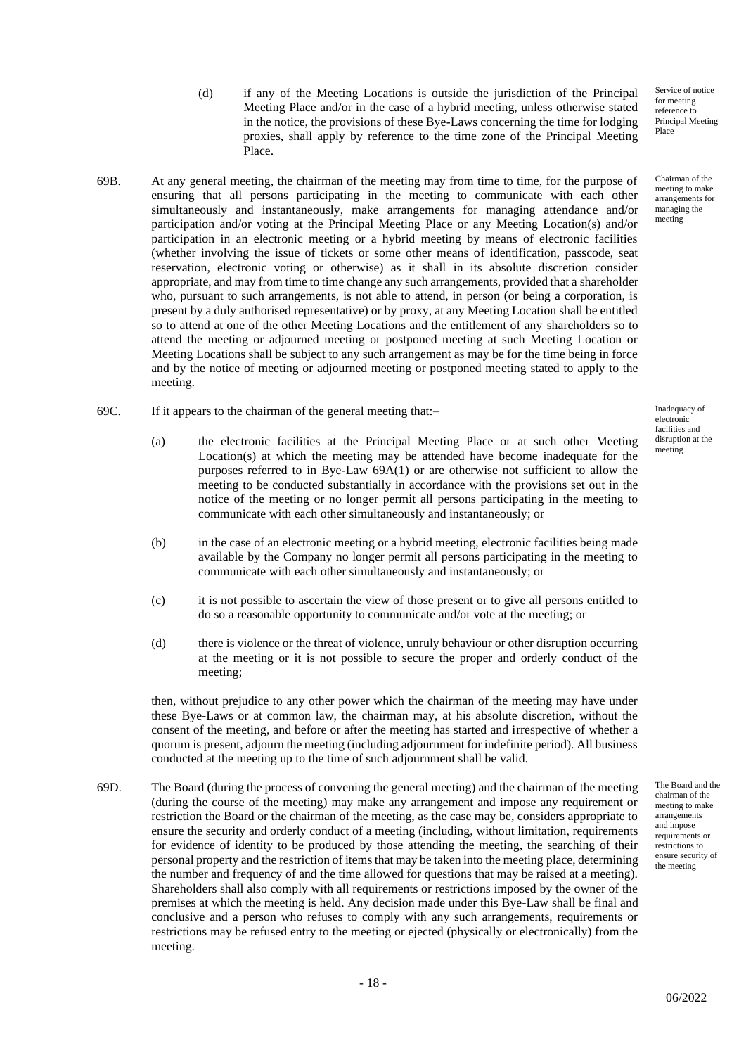(d) if any of the Meeting Locations is outside the jurisdiction of the Principal Meeting Place and/or in the case of a hybrid meeting, unless otherwise stated in the notice, the provisions of these Bye-Laws concerning the time for lodging proxies, shall apply by reference to the time zone of the Principal Meeting Place.

*Service of notice for meeting reference to Principal Meeting Place*

69B. At any general meeting, the chairman of the meeting may from time to time, for the purpose of ensuring that all persons participating in the meeting to communicate with each other simultaneously and instantaneously, make arrangements for managing attendance and/or participation and/or voting at the Principal Meeting Place or any Meeting Location(s) and/or participation in an electronic meeting or a hybrid meeting by means of electronic facilities (whether involving the issue of tickets or some other means of identification, passcode, seat reservation, electronic voting or otherwise) as it shall in its absolute discretion consider appropriate, and may from time to time change any such arrangements, provided that a shareholder who, pursuant to such arrangements, is not able to attend, in person (or being a corporation, is present by a duly authorised representative) or by proxy, at any Meeting Location shall be entitled so to attend at one of the other Meeting Locations and the entitlement of any shareholders so to attend the meeting or adjourned meeting or postponed meeting at such Meeting Location or Meeting Locations shall be subject to any such arrangement as may be for the time being in force and by the notice of meeting or adjourned meeting or postponed meeting stated to apply to the meeting.

*Chairman of the meeting to make arrangements for managing the meeting*

69C. If it appears to the chairman of the general meeting that:–

*Inadequacy of electronic facilities and disruption at the meeting*

(a) the electronic facilities at the Principal Meeting Place or at such other Meeting Location(s) at which the meeting may be attended have become inadequate for the purposes referred to in Bye-Law 69A(1) or are otherwise not sufficient to allow the meeting to be conducted substantially in accordance with the provisions set out in the notice of the meeting or no longer permit all persons participating in the meeting to communicate with each other simultaneously and instantaneously; or

(b) in the case of an electronic meeting or a hybrid meeting, electronic facilities being made available by the Company no longer permit all persons participating in the meeting to communicate with each other simultaneously and instantaneously; or

(c) it is not possible to ascertain the view of those present or to give all persons entitled to do so a reasonable opportunity to communicate and/or vote at the meeting; or

(d) there is violence or the threat of violence, unruly behaviour or other disruption occurring at the meeting or it is not possible to secure the proper and orderly conduct of the meeting;

then, without prejudice to any other power which the chairman of the meeting may have under these Bye-Laws or at common law, the chairman may, at his absolute discretion, without the consent of the meeting, and before or after the meeting has started and irrespective of whether a quorum is present, adjourn the meeting (including adjournment for indefinite period). All business conducted at the meeting up to the time of such adjournment shall be valid.

69D. The Board (during the process of convening the general meeting) and the chairman of the meeting (during the course of the meeting) may make any arrangement and impose any requirement or restriction the Board or the chairman of the meeting, as the case may be, considers appropriate to ensure the security and orderly conduct of a meeting (including, without limitation, requirements for evidence of identity to be produced by those attending the meeting, the searching of their personal property and the restriction of items that may be taken into the meeting place, determining the number and frequency of and the time allowed for questions that may be raised at a meeting). Shareholders shall also comply with all requirements or restrictions imposed by the owner of the premises at which the meeting is held. Any decision made under this Bye-Law shall be final and conclusive and a person who refuses to comply with any such arrangements, requirements or restrictions may be refused entry to the meeting or ejected (physically or electronically) from the meeting.

*The Board and the chairman of the meeting to make arrangements and impose requirements or restrictions to ensure security of the meeting*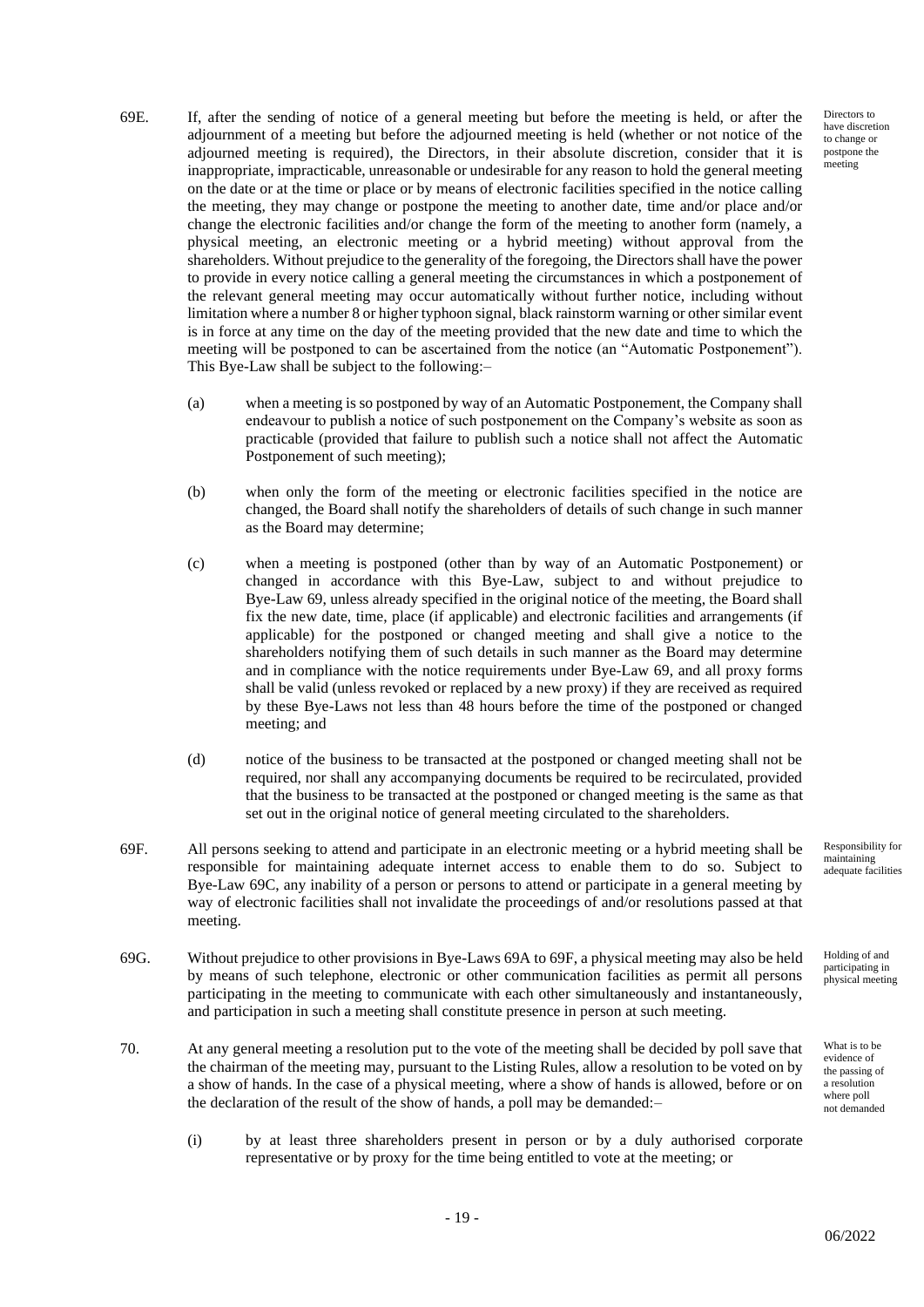69E. If, after the sending of notice of a general meeting but before the meeting is held, or after the adjournment of a meeting but before the adjourned meeting is held (whether or not notice of the adjourned meeting is required), the Directors, in their absolute discretion, consider that it is inappropriate, impracticable, unreasonable or undesirable for any reason to hold the general meeting on the date or at the time or place or by means of electronic facilities specified in the notice calling the meeting, they may change or postpone the meeting to another date, time and/or place and/or change the electronic facilities and/or change the form of the meeting to another form (namely, a physical meeting, an electronic meeting or a hybrid meeting) without approval from the shareholders. Without prejudice to the generality of the foregoing, the Directors shall have the power to provide in every notice calling a general meeting the circumstances in which a postponement of the relevant general meeting may occur automatically without further notice, including without limitation where a number 8 or higher typhoon signal, black rainstorm warning or other similar event is in force at any time on the day of the meeting provided that the new date and time to which the meeting will be postponed to can be ascertained from the notice (an "Automatic Postponement"). This Bye-Law shall be subject to the following:–

*Directors to have discretion to change or postpone the meeting*

(a) when a meeting is so postponed by way of an Automatic Postponement, the Company shall endeavour to publish a notice of such postponement on the Company's website as soon as practicable (provided that failure to publish such a notice shall not affect the Automatic Postponement of such meeting);

(b) when only the form of the meeting or electronic facilities specified in the notice are changed, the Board shall notify the shareholders of details of such change in such manner as the Board may determine;

(c) when a meeting is postponed (other than by way of an Automatic Postponement) or changed in accordance with this Bye-Law, subject to and without prejudice to Bye-Law 69, unless already specified in the original notice of the meeting, the Board shall fix the new date, time, place (if applicable) and electronic facilities and arrangements (if applicable) for the postponed or changed meeting and shall give a notice to the shareholders notifying them of such details in such manner as the Board may determine and in compliance with the notice requirements under Bye-Law 69, and all proxy forms shall be valid (unless revoked or replaced by a new proxy) if they are received as required by these Bye-Laws not less than 48 hours before the time of the postponed or changed meeting; and

(d) notice of the business to be transacted at the postponed or changed meeting shall not be required, nor shall any accompanying documents be required to be recirculated, provided that the business to be transacted at the postponed or changed meeting is the same as that set out in the original notice of general meeting circulated to the shareholders.

69F. All persons seeking to attend and participate in an electronic meeting or a hybrid meeting shall be responsible for maintaining adequate internet access to enable them to do so. Subject to Bye-Law 69C, any inability of a person or persons to attend or participate in a general meeting by way of electronic facilities shall not invalidate the proceedings of and/or resolutions passed at that meeting.

*Responsibility for maintaining adequate facilities*

69G. Without prejudice to other provisions in Bye-Laws 69A to 69F, a physical meeting may also be held by means of such telephone, electronic or other communication facilities as permit all persons participating in the meeting to communicate with each other simultaneously and instantaneously, and participation in such a meeting shall constitute presence in person at such meeting.

*Holding of and participating in physical meeting*

70. At any general meeting a resolution put to the vote of the meeting shall be decided by poll save that the chairman of the meeting may, pursuant to the Listing Rules, allow a resolution to be voted on by a show of hands. In the case of a physical meeting, where a show of hands is allowed, before or on the declaration of the result of the show of hands, a poll may be demanded:–

*What is to be evidence of the passing of a resolution where poll not demanded*

(i) by at least three shareholders present in person or by a duly authorised corporate representative or by proxy for the time being entitled to vote at the meeting; or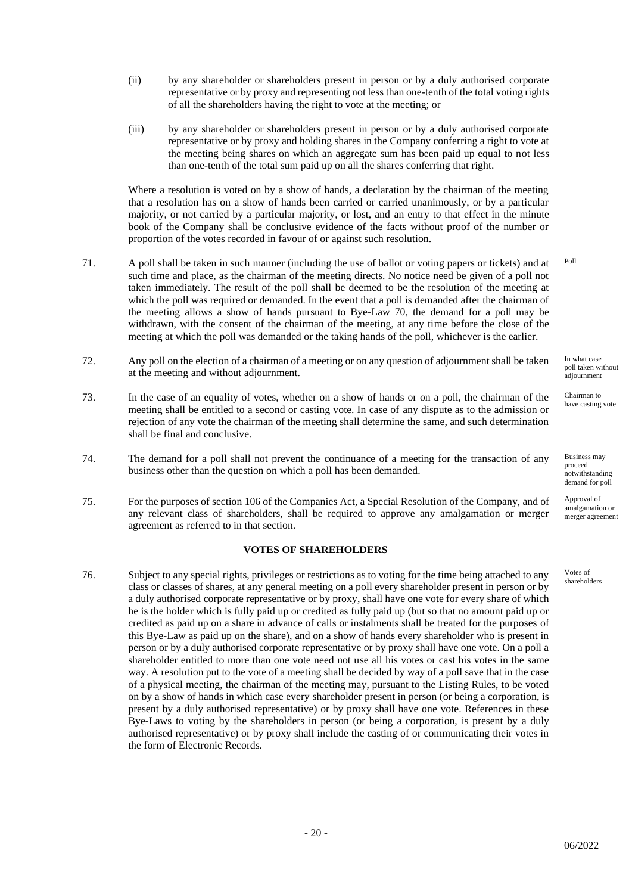(ii) by any shareholder or shareholders present in person or by a duly authorised corporate representative or by proxy and representing not less than one-tenth of the total voting rights of all the shareholders having the right to vote at the meeting; or

(iii) by any shareholder or shareholders present in person or by a duly authorised corporate representative or by proxy and holding shares in the Company conferring a right to vote at the meeting being shares on which an aggregate sum has been paid up equal to not less than one-tenth of the total sum paid up on all the shares conferring that right.

Where a resolution is voted on by a show of hands, a declaration by the chairman of the meeting that a resolution has on a show of hands been carried or carried unanimously, or by a particular majority, or not carried by a particular majority, or lost, and an entry to that effect in the minute book of the Company shall be conclusive evidence of the facts without proof of the number or proportion of the votes recorded in favour of or against such resolution.

71. *Poll* A poll shall be taken in such manner (including the use of ballot or voting papers or tickets) and at such time and place, as the chairman of the meeting directs. No notice need be given of a poll not taken immediately. The result of the poll shall be deemed to be the resolution of the meeting at which the poll was required or demanded. In the event that a poll is demanded after the chairman of the meeting allows a show of hands pursuant to Bye-Law 70, the demand for a poll may be withdrawn, with the consent of the chairman of the meeting, at any time before the close of the meeting at which the poll was demanded or the taking hands of the poll, whichever is the earlier.

72. *In what case poll taken without adjournment* Any poll on the election of a chairman of a meeting or on any question of adjournment shall be taken at the meeting and without adjournment.

73. *Chairman to have casting vote* In the case of an equality of votes, whether on a show of hands or on a poll, the chairman of the meeting shall be entitled to a second or casting vote. In case of any dispute as to the admission or rejection of any vote the chairman of the meeting shall determine the same, and such determination shall be final and conclusive.

74. *Business may proceed notwithstanding demand for poll* The demand for a poll shall not prevent the continuance of a meeting for the transaction of any business other than the question on which a poll has been demanded.

75. *Approval of amalgamation or merger agreement* For the purposes of section 106 of the Companies Act, a Special Resolution of the Company, and of any relevant class of shareholders, shall be required to approve any amalgamation or merger agreement as referred to in that section.

## VOTES OF SHAREHOLDERS

76. *Votes of shareholders* Subject to any special rights, privileges or restrictions as to voting for the time being attached to any class or classes of shares, at any general meeting on a poll every shareholder present in person or by a duly authorised corporate representative or by proxy, shall have one vote for every share of which he is the holder which is fully paid up or credited as fully paid up (but so that no amount paid up or credited as paid up on a share in advance of calls or instalments shall be treated for the purposes of this Bye-Law as paid up on the share), and on a show of hands every shareholder who is present in person or by a duly authorised corporate representative or by proxy shall have one vote. On a poll a shareholder entitled to more than one vote need not use all his votes or cast his votes in the same way. A resolution put to the vote of a meeting shall be decided by way of a poll save that in the case of a physical meeting, the chairman of the meeting may, pursuant to the Listing Rules, to be voted on by a show of hands in which case every shareholder present in person (or being a corporation, is present by a duly authorised representative) or by proxy shall have one vote. References in these Bye-Laws to voting by the shareholders in person (or being a corporation, is present by a duly authorised representative) or by proxy shall include the casting of or communicating their votes in the form of Electronic Records.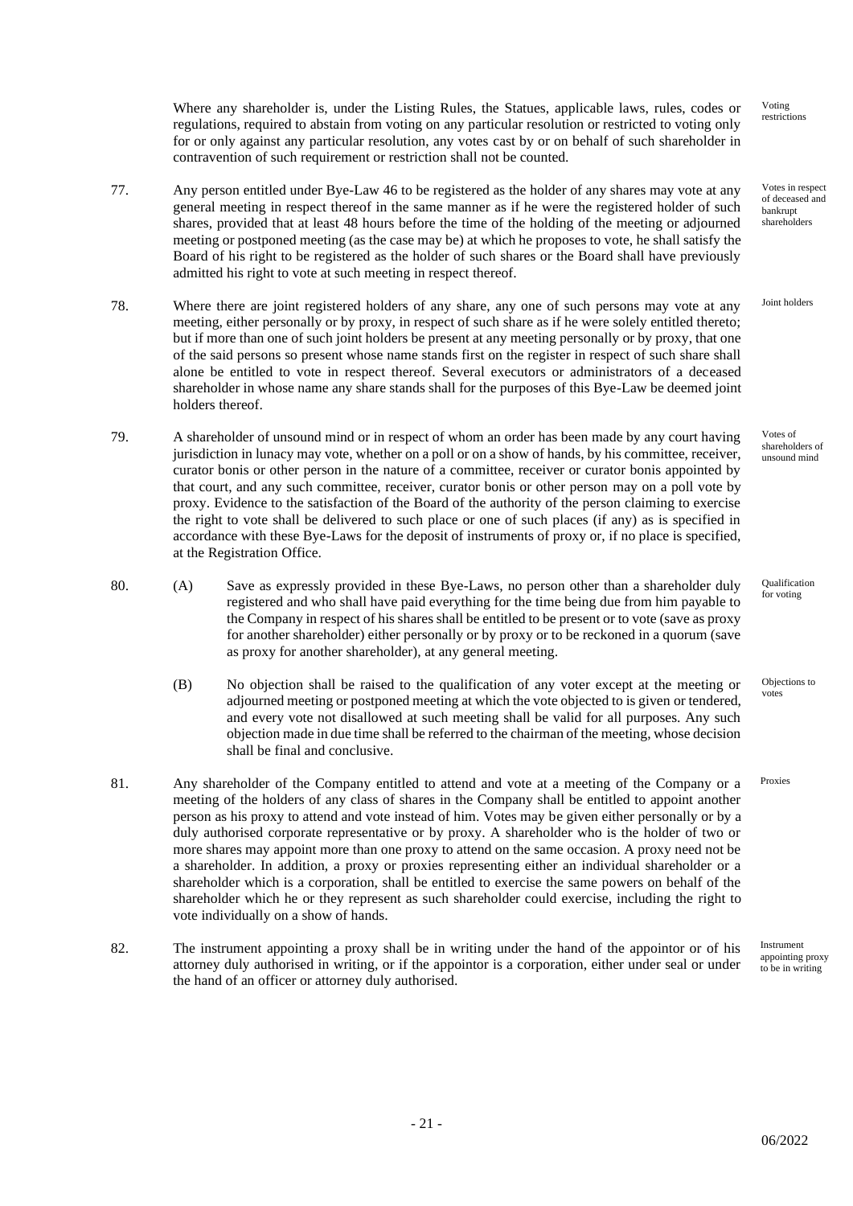Where any shareholder is, under the Listing Rules, the Statues, applicable laws, rules, codes or regulations, required to abstain from voting on any particular resolution or restricted to voting only for or only against any particular resolution, any votes cast by or on behalf of such shareholder in contravention of such requirement or restriction shall not be counted. *Voting restrictions*

77. *Votes in respect of deceased and bankrupt shareholders* Any person entitled under Bye-Law 46 to be registered as the holder of any shares may vote at any general meeting in respect thereof in the same manner as if he were the registered holder of such shares, provided that at least 48 hours before the time of the holding of the meeting or adjourned meeting or postponed meeting (as the case may be) at which he proposes to vote, he shall satisfy the Board of his right to be registered as the holder of such shares or the Board shall have previously admitted his right to vote at such meeting in respect thereof.

78. *Joint holders* Where there are joint registered holders of any share, any one of such persons may vote at any meeting, either personally or by proxy, in respect of such share as if he were solely entitled thereto; but if more than one of such joint holders be present at any meeting personally or by proxy, that one of the said persons so present whose name stands first on the register in respect of such share shall alone be entitled to vote in respect thereof. Several executors or administrators of a deceased shareholder in whose name any share stands shall for the purposes of this Bye-Law be deemed joint holders thereof.

79. *Votes of shareholders of unsound mind* A shareholder of unsound mind or in respect of whom an order has been made by any court having jurisdiction in lunacy may vote, whether on a poll or on a show of hands, by his committee, receiver, curator bonis or other person in the nature of a committee, receiver or curator bonis appointed by that court, and any such committee, receiver, curator bonis or other person may on a poll vote by proxy. Evidence to the satisfaction of the Board of the authority of the person claiming to exercise the right to vote shall be delivered to such place or one of such places (if any) as is specified in accordance with these Bye-Laws for the deposit of instruments of proxy or, if no place is specified, at the Registration Office.

80. (A) *Qualification for voting* Save as expressly provided in these Bye-Laws, no person other than a shareholder duly registered and who shall have paid everything for the time being due from him payable to the Company in respect of his shares shall be entitled to be present or to vote (save as proxy for another shareholder) either personally or by proxy or to be reckoned in a quorum (save as proxy for another shareholder), at any general meeting.

(B) *Objections to votes* No objection shall be raised to the qualification of any voter except at the meeting or adjourned meeting or postponed meeting at which the vote objected to is given or tendered, and every vote not disallowed at such meeting shall be valid for all purposes. Any such objection made in due time shall be referred to the chairman of the meeting, whose decision shall be final and conclusive.

81. *Proxies* Any shareholder of the Company entitled to attend and vote at a meeting of the Company or a meeting of the holders of any class of shares in the Company shall be entitled to appoint another person as his proxy to attend and vote instead of him. Votes may be given either personally or by a duly authorised corporate representative or by proxy. A shareholder who is the holder of two or more shares may appoint more than one proxy to attend on the same occasion. A proxy need not be a shareholder. In addition, a proxy or proxies representing either an individual shareholder or a shareholder which is a corporation, shall be entitled to exercise the same powers on behalf of the shareholder which he or they represent as such shareholder could exercise, including the right to vote individually on a show of hands.

82. *Instrument appointing proxy to be in writing* The instrument appointing a proxy shall be in writing under the hand of the appointor or of his attorney duly authorised in writing, or if the appointor is a corporation, either under seal or under the hand of an officer or attorney duly authorised.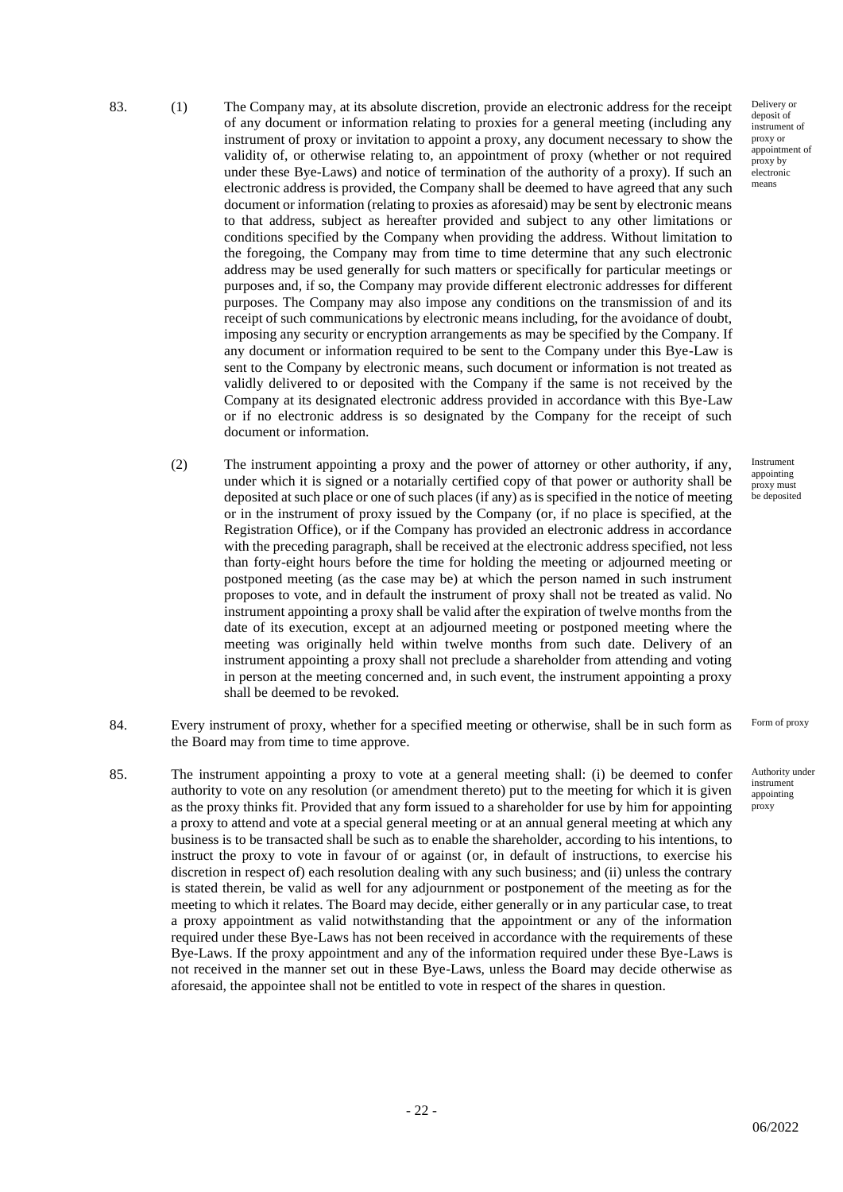83. (1) The Company may, at its absolute discretion, provide an electronic address for the receipt of any document or information relating to proxies for a general meeting (including any instrument of proxy or invitation to appoint a proxy, any document necessary to show the validity of, or otherwise relating to, an appointment of proxy (whether or not required under these Bye-Laws) and notice of termination of the authority of a proxy). If such an electronic address is provided, the Company shall be deemed to have agreed that any such document or information (relating to proxies as aforesaid) may be sent by electronic means to that address, subject as hereafter provided and subject to any other limitations or conditions specified by the Company when providing the address. Without limitation to the foregoing, the Company may from time to time determine that any such electronic address may be used generally for such matters or specifically for particular meetings or purposes and, if so, the Company may provide different electronic addresses for different purposes. The Company may also impose any conditions on the transmission of and its receipt of such communications by electronic means including, for the avoidance of doubt, imposing any security or encryption arrangements as may be specified by the Company. If any document or information required to be sent to the Company under this Bye-Law is sent to the Company by electronic means, such document or information is not treated as validly delivered to or deposited with the Company if the same is not received by the Company at its designated electronic address provided in accordance with this Bye-Law or if no electronic address is so designated by the Company for the receipt of such document or information.

*Delivery or deposit of instrument of proxy or appointment of proxy by electronic means*

(2) The instrument appointing a proxy and the power of attorney or other authority, if any, under which it is signed or a notarially certified copy of that power or authority shall be deposited at such place or one of such places (if any) as is specified in the notice of meeting or in the instrument of proxy issued by the Company (or, if no place is specified, at the Registration Office), or if the Company has provided an electronic address in accordance with the preceding paragraph, shall be received at the electronic address specified, not less than forty-eight hours before the time for holding the meeting or adjourned meeting or postponed meeting (as the case may be) at which the person named in such instrument proposes to vote, and in default the instrument of proxy shall not be treated as valid. No instrument appointing a proxy shall be valid after the expiration of twelve months from the date of its execution, except at an adjourned meeting or postponed meeting where the meeting was originally held within twelve months from such date. Delivery of an instrument appointing a proxy shall not preclude a shareholder from attending and voting in person at the meeting concerned and, in such event, the instrument appointing a proxy shall be deemed to be revoked.

*Instrument appointing proxy must be deposited*

84. Every instrument of proxy, whether for a specified meeting or otherwise, shall be in such form as the Board may from time to time approve.

*Form of proxy*

85. The instrument appointing a proxy to vote at a general meeting shall: (i) be deemed to confer authority to vote on any resolution (or amendment thereto) put to the meeting for which it is given as the proxy thinks fit. Provided that any form issued to a shareholder for use by him for appointing a proxy to attend and vote at a special general meeting or at an annual general meeting at which any business is to be transacted shall be such as to enable the shareholder, according to his intentions, to instruct the proxy to vote in favour of or against (or, in default of instructions, to exercise his discretion in respect of) each resolution dealing with any such business; and (ii) unless the contrary is stated therein, be valid as well for any adjournment or postponement of the meeting as for the meeting to which it relates. The Board may decide, either generally or in any particular case, to treat a proxy appointment as valid notwithstanding that the appointment or any of the information required under these Bye-Laws has not been received in accordance with the requirements of these Bye-Laws. If the proxy appointment and any of the information required under these Bye-Laws is not received in the manner set out in these Bye-Laws, unless the Board may decide otherwise as aforesaid, the appointee shall not be entitled to vote in respect of the shares in question.

*Authority under instrument appointing proxy*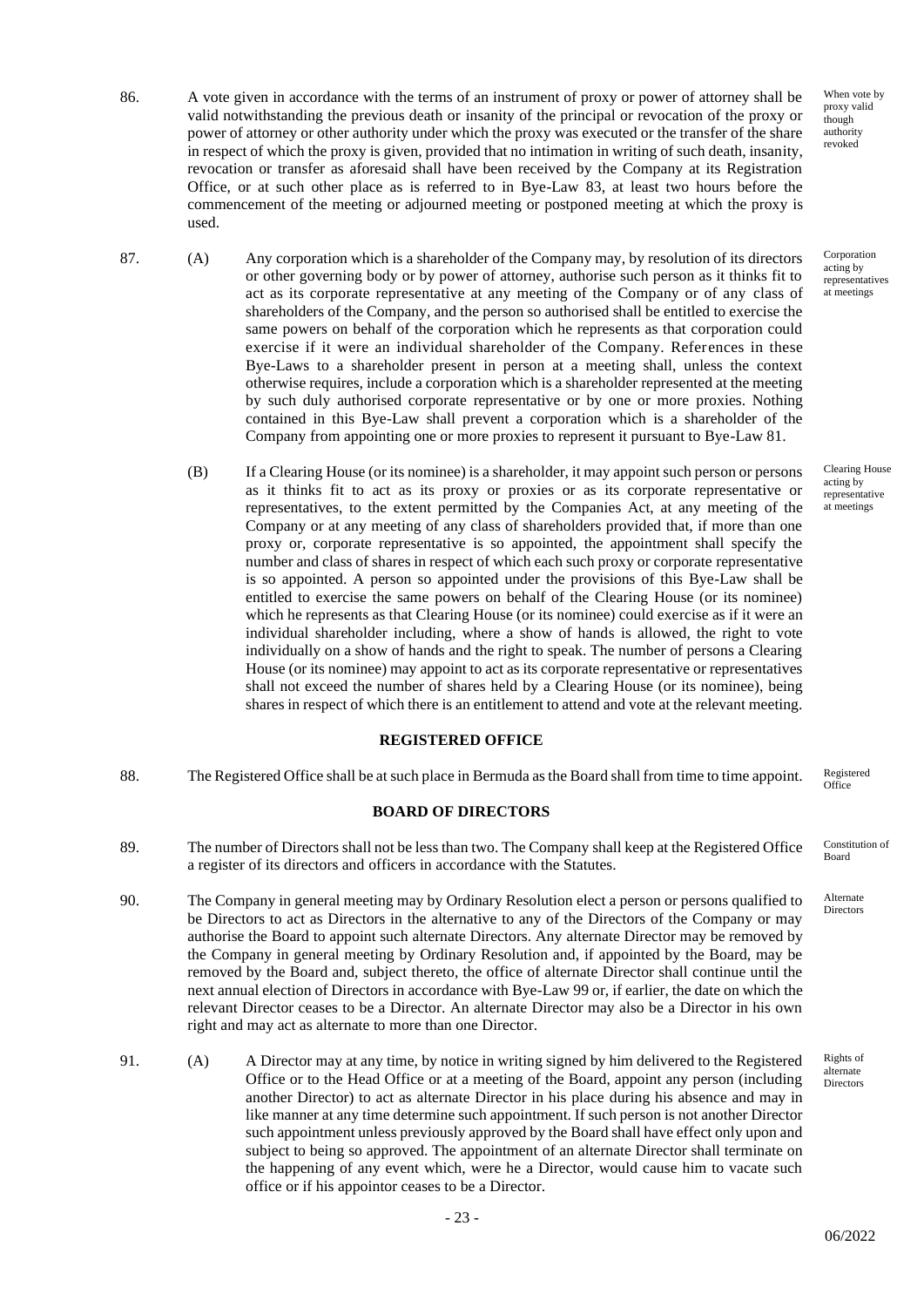86. A vote given in accordance with the terms of an instrument of proxy or power of attorney shall be valid notwithstanding the previous death or insanity of the principal or revocation of the proxy or power of attorney or other authority under which the proxy was executed or the transfer of the share in respect of which the proxy is given, provided that no intimation in writing of such death, insanity, revocation or transfer as aforesaid shall have been received by the Company at its Registration Office, or at such other place as is referred to in Bye-Law 83, at least two hours before the commencement of the meeting or adjourned meeting or postponed meeting at which the proxy is used.

*When vote by proxy valid though authority revoked*

87. (A) Any corporation which is a shareholder of the Company may, by resolution of its directors or other governing body or by power of attorney, authorise such person as it thinks fit to act as its corporate representative at any meeting of the Company or of any class of shareholders of the Company, and the person so authorised shall be entitled to exercise the same powers on behalf of the corporation which he represents as that corporation could exercise if it were an individual shareholder of the Company. References in these Bye-Laws to a shareholder present in person at a meeting shall, unless the context otherwise requires, include a corporation which is a shareholder represented at the meeting by such duly authorised corporate representative or by one or more proxies. Nothing contained in this Bye-Law shall prevent a corporation which is a shareholder of the Company from appointing one or more proxies to represent it pursuant to Bye-Law 81.

*Corporation acting by representatives at meetings*

(B) If a Clearing House (or its nominee) is a shareholder, it may appoint such person or persons as it thinks fit to act as its proxy or proxies or as its corporate representative or representatives, to the extent permitted by the Companies Act, at any meeting of the Company or at any meeting of any class of shareholders provided that, if more than one proxy or, corporate representative is so appointed, the appointment shall specify the number and class of shares in respect of which each such proxy or corporate representative is so appointed. A person so appointed under the provisions of this Bye-Law shall be entitled to exercise the same powers on behalf of the Clearing House (or its nominee) which he represents as that Clearing House (or its nominee) could exercise as if it were an individual shareholder including, where a show of hands is allowed, the right to vote individually on a show of hands and the right to speak. The number of persons a Clearing House (or its nominee) may appoint to act as its corporate representative or representatives shall not exceed the number of shares held by a Clearing House (or its nominee), being shares in respect of which there is an entitlement to attend and vote at the relevant meeting.

*Clearing House acting by representative at meetings*

## REGISTERED OFFICE

88. The Registered Office shall be at such place in Bermuda as the Board shall from time to time appoint.

*Registered Office*

## BOARD OF DIRECTORS

89. The number of Directors shall not be less than two. The Company shall keep at the Registered Office a register of its directors and officers in accordance with the Statutes.

*Constitution of Board*

90. The Company in general meeting may by Ordinary Resolution elect a person or persons qualified to be Directors to act as Directors in the alternative to any of the Directors of the Company or may authorise the Board to appoint such alternate Directors. Any alternate Director may be removed by the Company in general meeting by Ordinary Resolution and, if appointed by the Board, may be removed by the Board and, subject thereto, the office of alternate Director shall continue until the next annual election of Directors in accordance with Bye-Law 99 or, if earlier, the date on which the relevant Director ceases to be a Director. An alternate Director may also be a Director in his own right and may act as alternate to more than one Director.

*Alternate Directors*

91. (A) A Director may at any time, by notice in writing signed by him delivered to the Registered Office or to the Head Office or at a meeting of the Board, appoint any person (including another Director) to act as alternate Director in his place during his absence and may in like manner at any time determine such appointment. If such person is not another Director such appointment unless previously approved by the Board shall have effect only upon and subject to being so approved. The appointment of an alternate Director shall terminate on the happening of any event which, were he a Director, would cause him to vacate such office or if his appointor ceases to be a Director.

*Rights of alternate Directors*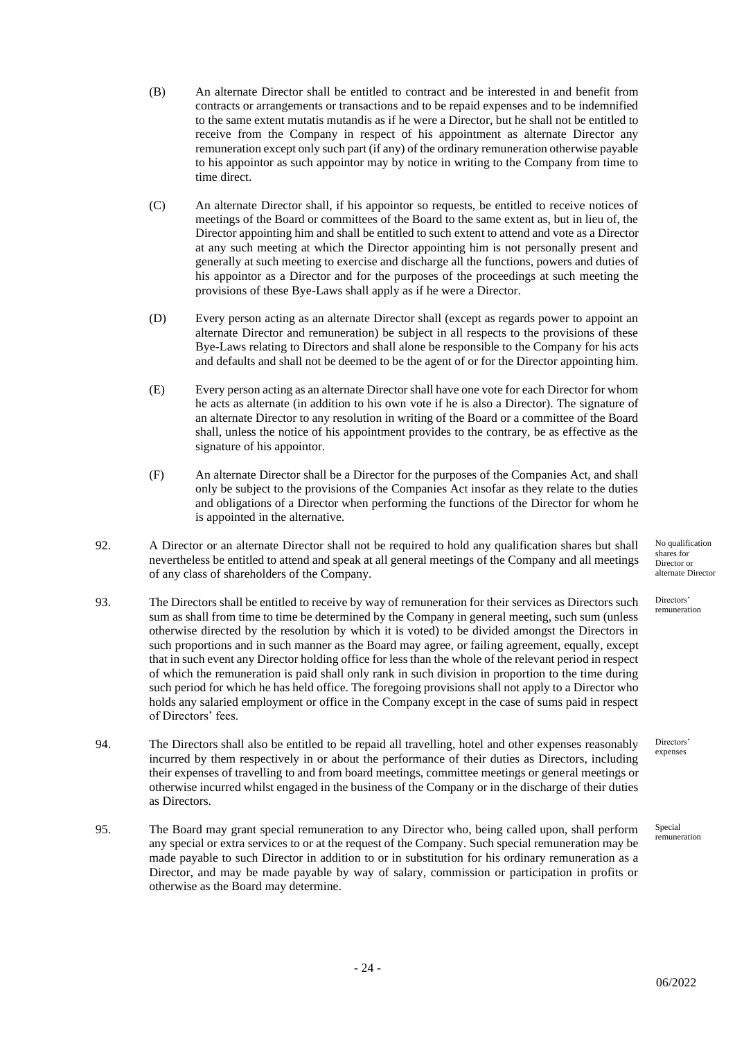(B) An alternate Director shall be entitled to contract and be interested in and benefit from contracts or arrangements or transactions and to be repaid expenses and to be indemnified to the same extent mutatis mutandis as if he were a Director, but he shall not be entitled to receive from the Company in respect of his appointment as alternate Director any remuneration except only such part (if any) of the ordinary remuneration otherwise payable to his appointor as such appointor may by notice in writing to the Company from time to time direct.

(C) An alternate Director shall, if his appointor so requests, be entitled to receive notices of meetings of the Board or committees of the Board to the same extent as, but in lieu of, the Director appointing him and shall be entitled to such extent to attend and vote as a Director at any such meeting at which the Director appointing him is not personally present and generally at such meeting to exercise and discharge all the functions, powers and duties of his appointor as a Director and for the purposes of the proceedings at such meeting the provisions of these Bye-Laws shall apply as if he were a Director.

(D) Every person acting as an alternate Director shall (except as regards power to appoint an alternate Director and remuneration) be subject in all respects to the provisions of these Bye-Laws relating to Directors and shall alone be responsible to the Company for his acts and defaults and shall not be deemed to be the agent of or for the Director appointing him.

(E) Every person acting as an alternate Director shall have one vote for each Director for whom he acts as alternate (in addition to his own vote if he is also a Director). The signature of an alternate Director to any resolution in writing of the Board or a committee of the Board shall, unless the notice of his appointment provides to the contrary, be as effective as the signature of his appointor.

(F) An alternate Director shall be a Director for the purposes of the Companies Act, and shall only be subject to the provisions of the Companies Act insofar as they relate to the duties and obligations of a Director when performing the functions of the Director for whom he is appointed in the alternative.

*No qualification shares for Director or alternate Director*

92. A Director or an alternate Director shall not be required to hold any qualification shares but shall nevertheless be entitled to attend and speak at all general meetings of the Company and all meetings of any class of shareholders of the Company.

*Directors' remuneration*

93. The Directors shall be entitled to receive by way of remuneration for their services as Directors such sum as shall from time to time be determined by the Company in general meeting, such sum (unless otherwise directed by the resolution by which it is voted) to be divided amongst the Directors in such proportions and in such manner as the Board may agree, or failing agreement, equally, except that in such event any Director holding office for less than the whole of the relevant period in respect of which the remuneration is paid shall only rank in such division in proportion to the time during such period for which he has held office. The foregoing provisions shall not apply to a Director who holds any salaried employment or office in the Company except in the case of sums paid in respect of Directors' fees.

*Directors' expenses*

94. The Directors shall also be entitled to be repaid all travelling, hotel and other expenses reasonably incurred by them respectively in or about the performance of their duties as Directors, including their expenses of travelling to and from board meetings, committee meetings or general meetings or otherwise incurred whilst engaged in the business of the Company or in the discharge of their duties as Directors.

*Special remuneration*

95. The Board may grant special remuneration to any Director who, being called upon, shall perform any special or extra services to or at the request of the Company. Such special remuneration may be made payable to such Director in addition to or in substitution for his ordinary remuneration as a Director, and may be made payable by way of salary, commission or participation in profits or otherwise as the Board may determine.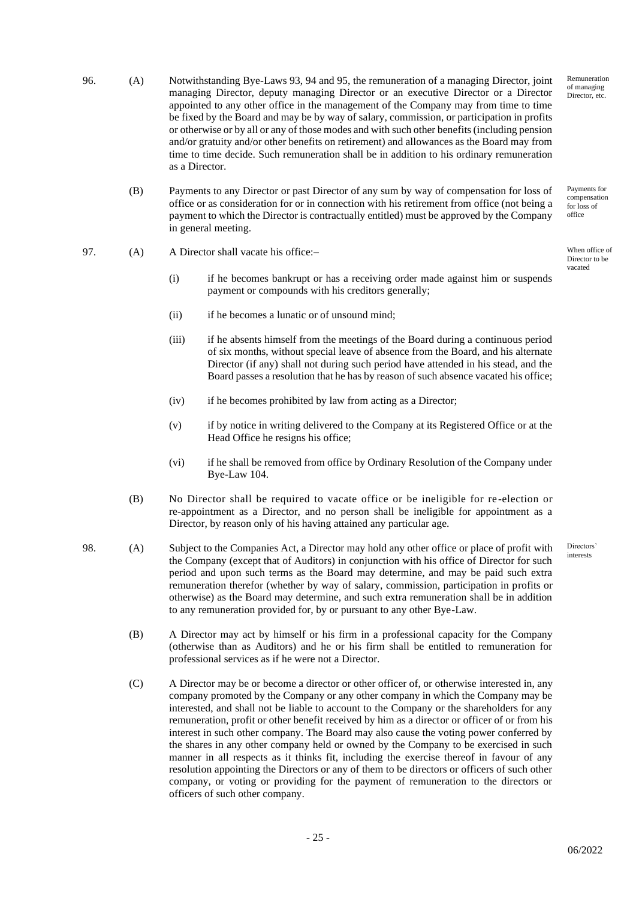96. (A) Notwithstanding Bye-Laws 93, 94 and 95, the remuneration of a managing Director, joint managing Director, deputy managing Director or an executive Director or a Director appointed to any other office in the management of the Company may from time to time be fixed by the Board and may be by way of salary, commission, or participation in profits or otherwise or by all or any of those modes and with such other benefits (including pension and/or gratuity and/or other benefits on retirement) and allowances as the Board may from time to time decide. Such remuneration shall be in addition to his ordinary remuneration as a Director.

*Remuneration of managing Director, etc.*

(B) Payments to any Director or past Director of any sum by way of compensation for loss of office or as consideration for or in connection with his retirement from office (not being a payment to which the Director is contractually entitled) must be approved by the Company in general meeting.

*Payments for compensation for loss of office*

97. (A) A Director shall vacate his office:–

*When office of Director to be vacated*

(i) if he becomes bankrupt or has a receiving order made against him or suspends payment or compounds with his creditors generally;

(ii) if he becomes a lunatic or of unsound mind;

(iii) if he absents himself from the meetings of the Board during a continuous period of six months, without special leave of absence from the Board, and his alternate Director (if any) shall not during such period have attended in his stead, and the Board passes a resolution that he has by reason of such absence vacated his office;

(iv) if he becomes prohibited by law from acting as a Director;

(v) if by notice in writing delivered to the Company at its Registered Office or at the Head Office he resigns his office;

(vi) if he shall be removed from office by Ordinary Resolution of the Company under Bye-Law 104.

(B) No Director shall be required to vacate office or be ineligible for re-election or re-appointment as a Director, and no person shall be ineligible for appointment as a Director, by reason only of his having attained any particular age.

98. (A) Subject to the Companies Act, a Director may hold any other office or place of profit with the Company (except that of Auditors) in conjunction with his office of Director for such period and upon such terms as the Board may determine, and may be paid such extra remuneration therefor (whether by way of salary, commission, participation in profits or otherwise) as the Board may determine, and such extra remuneration shall be in addition to any remuneration provided for, by or pursuant to any other Bye-Law.

*Directors' interests*

(B) A Director may act by himself or his firm in a professional capacity for the Company (otherwise than as Auditors) and he or his firm shall be entitled to remuneration for professional services as if he were not a Director.

(C) A Director may be or become a director or other officer of, or otherwise interested in, any company promoted by the Company or any other company in which the Company may be interested, and shall not be liable to account to the Company or the shareholders for any remuneration, profit or other benefit received by him as a director or officer of or from his interest in such other company. The Board may also cause the voting power conferred by the shares in any other company held or owned by the Company to be exercised in such manner in all respects as it thinks fit, including the exercise thereof in favour of any resolution appointing the Directors or any of them to be directors or officers of such other company, or voting or providing for the payment of remuneration to the directors or officers of such other company.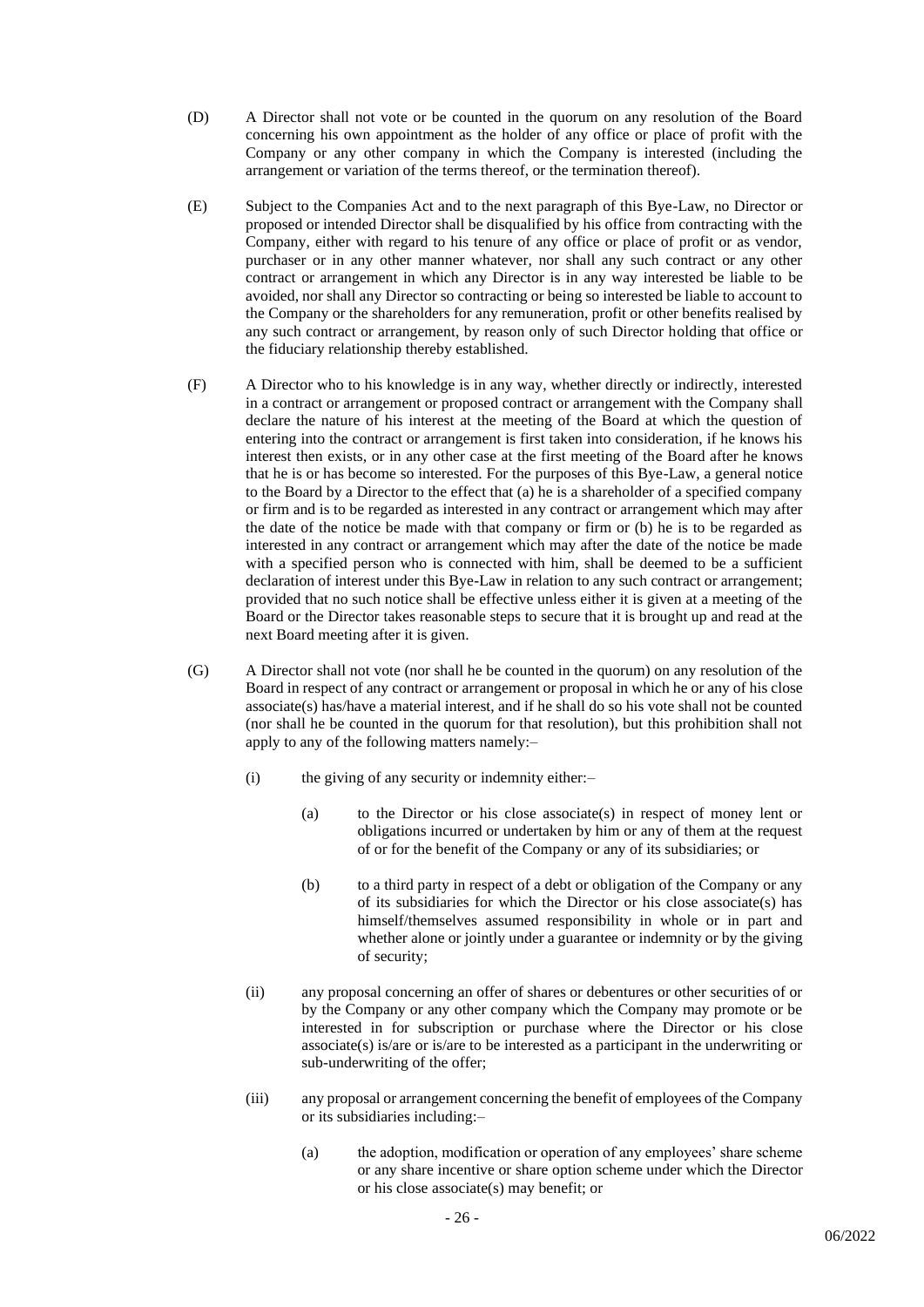(D) A Director shall not vote or be counted in the quorum on any resolution of the Board concerning his own appointment as the holder of any office or place of profit with the Company or any other company in which the Company is interested (including the arrangement or variation of the terms thereof, or the termination thereof).

(E) Subject to the Companies Act and to the next paragraph of this Bye-Law, no Director or proposed or intended Director shall be disqualified by his office from contracting with the Company, either with regard to his tenure of any office or place of profit or as vendor, purchaser or in any other manner whatever, nor shall any such contract or any other contract or arrangement in which any Director is in any way interested be liable to be avoided, nor shall any Director so contracting or being so interested be liable to account to the Company or the shareholders for any remuneration, profit or other benefits realised by any such contract or arrangement, by reason only of such Director holding that office or the fiduciary relationship thereby established.

(F) A Director who to his knowledge is in any way, whether directly or indirectly, interested in a contract or arrangement or proposed contract or arrangement with the Company shall declare the nature of his interest at the meeting of the Board at which the question of entering into the contract or arrangement is first taken into consideration, if he knows his interest then exists, or in any other case at the first meeting of the Board after he knows that he is or has become so interested. For the purposes of this Bye-Law, a general notice to the Board by a Director to the effect that (a) he is a shareholder of a specified company or firm and is to be regarded as interested in any contract or arrangement which may after the date of the notice be made with that company or firm or (b) he is to be regarded as interested in any contract or arrangement which may after the date of the notice be made with a specified person who is connected with him, shall be deemed to be a sufficient declaration of interest under this Bye-Law in relation to any such contract or arrangement; provided that no such notice shall be effective unless either it is given at a meeting of the Board or the Director takes reasonable steps to secure that it is brought up and read at the next Board meeting after it is given.

(G) A Director shall not vote (nor shall he be counted in the quorum) on any resolution of the Board in respect of any contract or arrangement or proposal in which he or any of his close associate(s) has/have a material interest, and if he shall do so his vote shall not be counted (nor shall he be counted in the quorum for that resolution), but this prohibition shall not apply to any of the following matters namely:–

(i) the giving of any security or indemnity either:–

(a) to the Director or his close associate(s) in respect of money lent or obligations incurred or undertaken by him or any of them at the request of or for the benefit of the Company or any of its subsidiaries; or

(b) to a third party in respect of a debt or obligation of the Company or any of its subsidiaries for which the Director or his close associate(s) has himself/themselves assumed responsibility in whole or in part and whether alone or jointly under a guarantee or indemnity or by the giving of security;

(ii) any proposal concerning an offer of shares or debentures or other securities of or by the Company or any other company which the Company may promote or be interested in for subscription or purchase where the Director or his close associate(s) is/are or is/are to be interested as a participant in the underwriting or sub-underwriting of the offer;

(iii) any proposal or arrangement concerning the benefit of employees of the Company or its subsidiaries including:–

(a) the adoption, modification or operation of any employees' share scheme or any share incentive or share option scheme under which the Director or his close associate(s) may benefit; or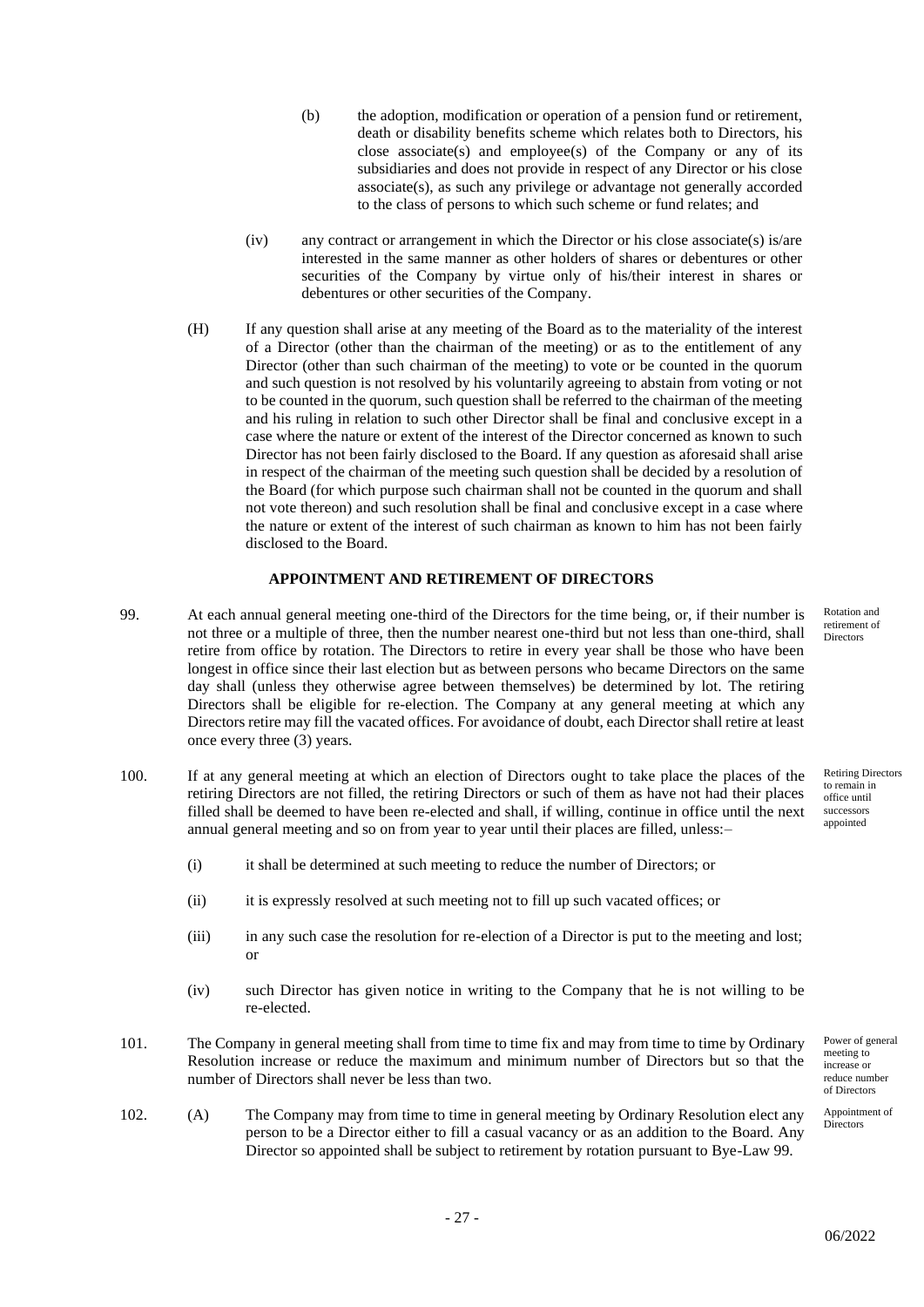(b) the adoption, modification or operation of a pension fund or retirement, death or disability benefits scheme which relates both to Directors, his close associate(s) and employee(s) of the Company or any of its subsidiaries and does not provide in respect of any Director or his close associate(s), as such any privilege or advantage not generally accorded to the class of persons to which such scheme or fund relates; and

(iv) any contract or arrangement in which the Director or his close associate(s) is/are interested in the same manner as other holders of shares or debentures or other securities of the Company by virtue only of his/their interest in shares or debentures or other securities of the Company.

(H) If any question shall arise at any meeting of the Board as to the materiality of the interest of a Director (other than the chairman of the meeting) or as to the entitlement of any Director (other than such chairman of the meeting) to vote or be counted in the quorum and such question is not resolved by his voluntarily agreeing to abstain from voting or not to be counted in the quorum, such question shall be referred to the chairman of the meeting and his ruling in relation to such other Director shall be final and conclusive except in a case where the nature or extent of the interest of the Director concerned as known to such Director has not been fairly disclosed to the Board. If any question as aforesaid shall arise in respect of the chairman of the meeting such question shall be decided by a resolution of the Board (for which purpose such chairman shall not be counted in the quorum and shall not vote thereon) and such resolution shall be final and conclusive except in a case where the nature or extent of the interest of such chairman as known to him has not been fairly disclosed to the Board.

## APPOINTMENT AND RETIREMENT OF DIRECTORS

99. *Rotation and retirement of Directors* — At each annual general meeting one-third of the Directors for the time being, or, if their number is not three or a multiple of three, then the number nearest one-third but not less than one-third, shall retire from office by rotation. The Directors to retire in every year shall be those who have been longest in office since their last election but as between persons who became Directors on the same day shall (unless they otherwise agree between themselves) be determined by lot. The retiring Directors shall be eligible for re-election. The Company at any general meeting at which any Directors retire may fill the vacated offices. For avoidance of doubt, each Director shall retire at least once every three (3) years.

100. *Retiring Directors to remain in office until successors appointed* — If at any general meeting at which an election of Directors ought to take place the places of the retiring Directors are not filled, the retiring Directors or such of them as have not had their places filled shall be deemed to have been re-elected and shall, if willing, continue in office until the next annual general meeting and so on from year to year until their places are filled, unless:–

(i) it shall be determined at such meeting to reduce the number of Directors; or

(ii) it is expressly resolved at such meeting not to fill up such vacated offices; or

(iii) in any such case the resolution for re-election of a Director is put to the meeting and lost; or

(iv) such Director has given notice in writing to the Company that he is not willing to be re-elected.

101. *Power of general meeting to increase or reduce number of Directors* — The Company in general meeting shall from time to time fix and may from time to time by Ordinary Resolution increase or reduce the maximum and minimum number of Directors but so that the number of Directors shall never be less than two.

102. *Appointment of Directors* — (A) The Company may from time to time in general meeting by Ordinary Resolution elect any person to be a Director either to fill a casual vacancy or as an addition to the Board. Any Director so appointed shall be subject to retirement by rotation pursuant to Bye-Law 99.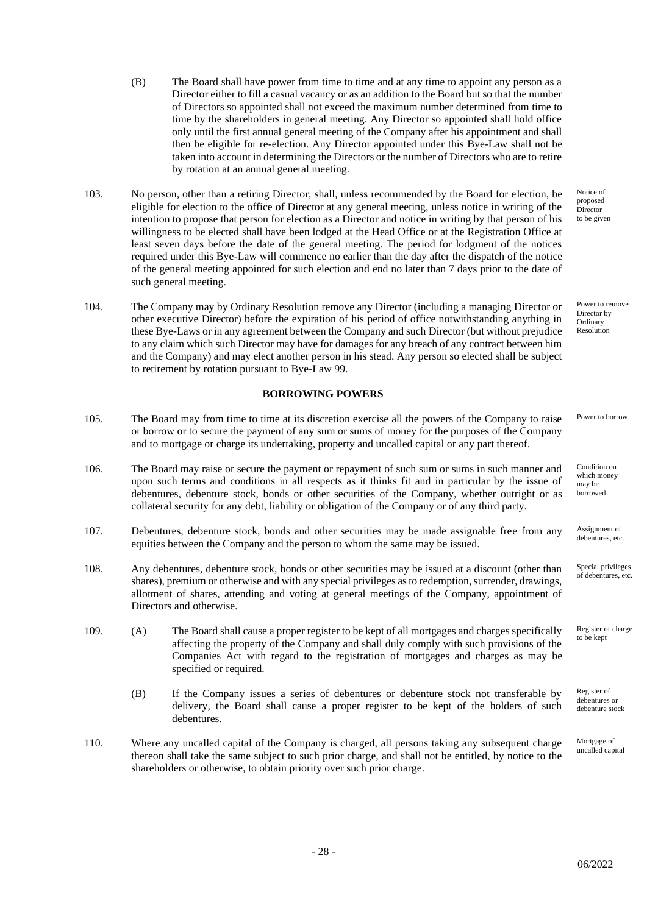(B) The Board shall have power from time to time and at any time to appoint any person as a Director either to fill a casual vacancy or as an addition to the Board but so that the number of Directors so appointed shall not exceed the maximum number determined from time to time by the shareholders in general meeting. Any Director so appointed shall hold office only until the first annual general meeting of the Company after his appointment and shall then be eligible for re-election. Any Director appointed under this Bye-Law shall not be taken into account in determining the Directors or the number of Directors who are to retire by rotation at an annual general meeting.

103. No person, other than a retiring Director, shall, unless recommended by the Board for election, be eligible for election to the office of Director at any general meeting, unless notice in writing of the intention to propose that person for election as a Director and notice in writing by that person of his willingness to be elected shall have been lodged at the Head Office or at the Registration Office at least seven days before the date of the general meeting. The period for lodgment of the notices required under this Bye-Law will commence no earlier than the day after the dispatch of the notice of the general meeting appointed for such election and end no later than 7 days prior to the date of such general meeting.

*Notice of proposed Director to be given*

104. The Company may by Ordinary Resolution remove any Director (including a managing Director or other executive Director) before the expiration of his period of office notwithstanding anything in these Bye-Laws or in any agreement between the Company and such Director (but without prejudice to any claim which such Director may have for damages for any breach of any contract between him and the Company) and may elect another person in his stead. Any person so elected shall be subject to retirement by rotation pursuant to Bye-Law 99.

*Power to remove Director by Ordinary Resolution*

## BORROWING POWERS

105. The Board may from time to time at its discretion exercise all the powers of the Company to raise or borrow or to secure the payment of any sum or sums of money for the purposes of the Company and to mortgage or charge its undertaking, property and uncalled capital or any part thereof.

*Power to borrow*

106. The Board may raise or secure the payment or repayment of such sum or sums in such manner and upon such terms and conditions in all respects as it thinks fit and in particular by the issue of debentures, debenture stock, bonds or other securities of the Company, whether outright or as collateral security for any debt, liability or obligation of the Company or of any third party.

*Condition on which money may be borrowed*

107. Debentures, debenture stock, bonds and other securities may be made assignable free from any equities between the Company and the person to whom the same may be issued.

*Assignment of debentures, etc.*

108. Any debentures, debenture stock, bonds or other securities may be issued at a discount (other than shares), premium or otherwise and with any special privileges as to redemption, surrender, drawings, allotment of shares, attending and voting at general meetings of the Company, appointment of Directors and otherwise.

*Special privileges of debentures, etc.*

109. (A) The Board shall cause a proper register to be kept of all mortgages and charges specifically affecting the property of the Company and shall duly comply with such provisions of the Companies Act with regard to the registration of mortgages and charges as may be specified or required.

*Register of charge to be kept*

(B) If the Company issues a series of debentures or debenture stock not transferable by delivery, the Board shall cause a proper register to be kept of the holders of such debentures.

*Register of debentures or debenture stock*

110. Where any uncalled capital of the Company is charged, all persons taking any subsequent charge thereon shall take the same subject to such prior charge, and shall not be entitled, by notice to the shareholders or otherwise, to obtain priority over such prior charge.

*Mortgage of uncalled capital*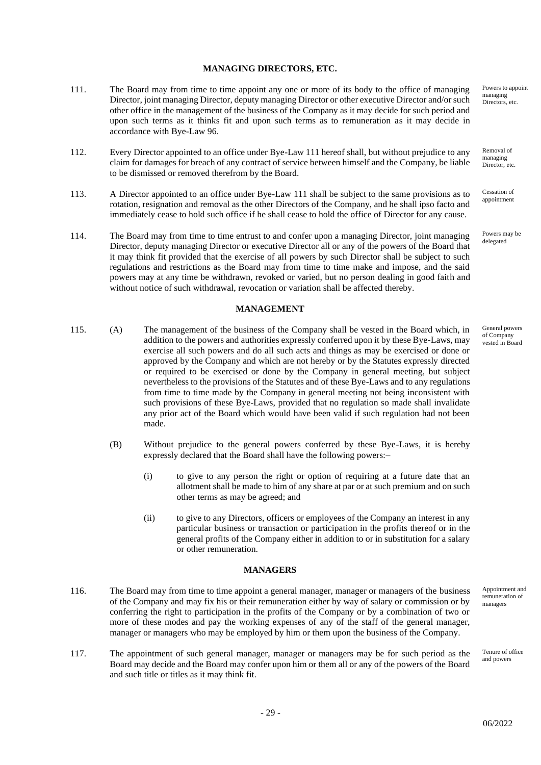## MANAGING DIRECTORS, ETC.

111. The Board may from time to time appoint any one or more of its body to the office of managing Director, joint managing Director, deputy managing Director or other executive Director and/or such other office in the management of the business of the Company as it may decide for such period and upon such terms as it thinks fit and upon such terms as to remuneration as it may decide in accordance with Bye-Law 96.

*Powers to appoint managing Directors, etc.*

112. Every Director appointed to an office under Bye-Law 111 hereof shall, but without prejudice to any claim for damages for breach of any contract of service between himself and the Company, be liable to be dismissed or removed therefrom by the Board.

*Removal of managing Director, etc.*

113. A Director appointed to an office under Bye-Law 111 shall be subject to the same provisions as to rotation, resignation and removal as the other Directors of the Company, and he shall ipso facto and immediately cease to hold such office if he shall cease to hold the office of Director for any cause.

*Cessation of appointment*

114. The Board may from time to time entrust to and confer upon a managing Director, joint managing Director, deputy managing Director or executive Director all or any of the powers of the Board that it may think fit provided that the exercise of all powers by such Director shall be subject to such regulations and restrictions as the Board may from time to time make and impose, and the said powers may at any time be withdrawn, revoked or varied, but no person dealing in good faith and without notice of such withdrawal, revocation or variation shall be affected thereby.

*Powers may be delegated*

## MANAGEMENT

115. (A) The management of the business of the Company shall be vested in the Board which, in addition to the powers and authorities expressly conferred upon it by these Bye-Laws, may exercise all such powers and do all such acts and things as may be exercised or done or approved by the Company and which are not hereby or by the Statutes expressly directed or required to be exercised or done by the Company in general meeting, but subject nevertheless to the provisions of the Statutes and of these Bye-Laws and to any regulations from time to time made by the Company in general meeting not being inconsistent with such provisions of these Bye-Laws, provided that no regulation so made shall invalidate any prior act of the Board which would have been valid if such regulation had not been made.

*General powers of Company vested in Board*

(B) Without prejudice to the general powers conferred by these Bye-Laws, it is hereby expressly declared that the Board shall have the following powers:–

(i) to give to any person the right or option of requiring at a future date that an allotment shall be made to him of any share at par or at such premium and on such other terms as may be agreed; and

(ii) to give to any Directors, officers or employees of the Company an interest in any particular business or transaction or participation in the profits thereof or in the general profits of the Company either in addition to or in substitution for a salary or other remuneration.

## MANAGERS

116. The Board may from time to time appoint a general manager, manager or managers of the business of the Company and may fix his or their remuneration either by way of salary or commission or by conferring the right to participation in the profits of the Company or by a combination of two or more of these modes and pay the working expenses of any of the staff of the general manager, manager or managers who may be employed by him or them upon the business of the Company.

*Appointment and remuneration of managers*

117. The appointment of such general manager, manager or managers may be for such period as the Board may decide and the Board may confer upon him or them all or any of the powers of the Board and such title or titles as it may think fit.

*Tenure of office and powers*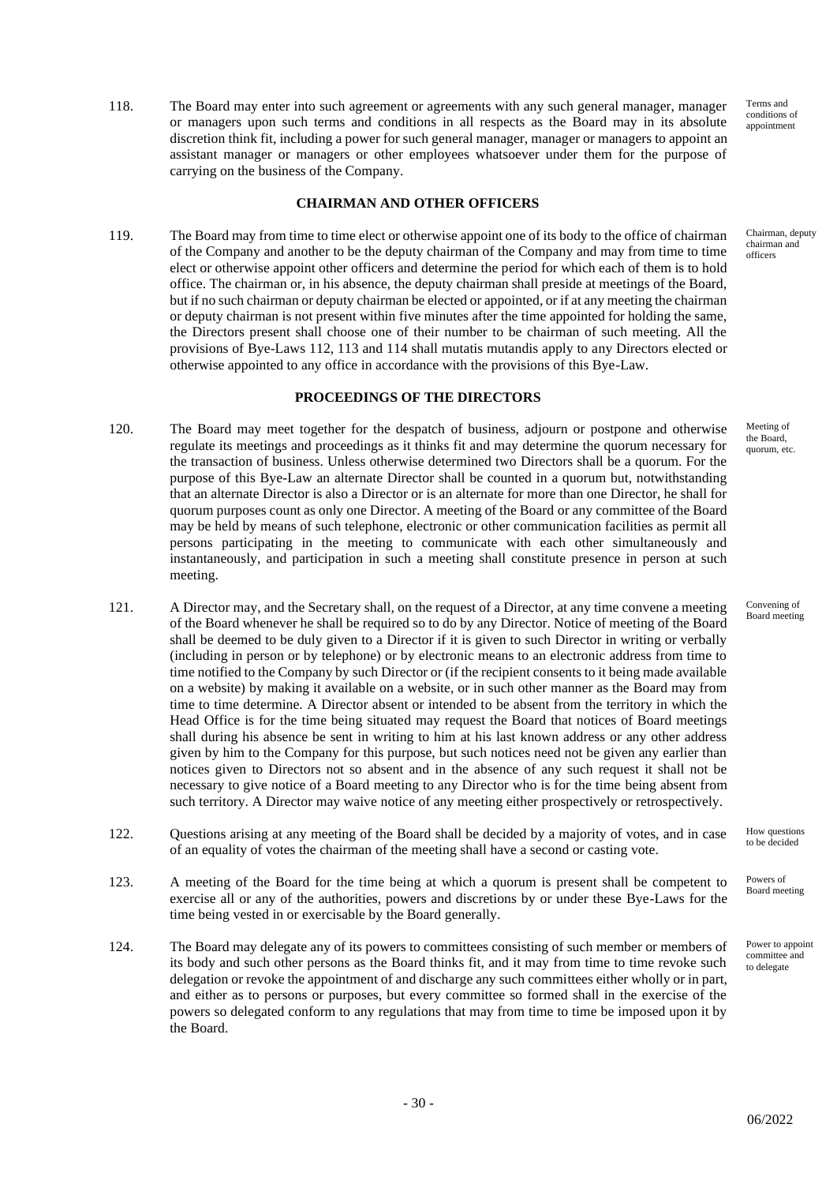118. The Board may enter into such agreement or agreements with any such general manager, manager or managers upon such terms and conditions in all respects as the Board may in its absolute discretion think fit, including a power for such general manager, manager or managers to appoint an assistant manager or managers or other employees whatsoever under them for the purpose of carrying on the business of the Company.

Terms and conditions of appointment

## CHAIRMAN AND OTHER OFFICERS

119. The Board may from time to time elect or otherwise appoint one of its body to the office of chairman of the Company and another to be the deputy chairman of the Company and may from time to time elect or otherwise appoint other officers and determine the period for which each of them is to hold office. The chairman or, in his absence, the deputy chairman shall preside at meetings of the Board, but if no such chairman or deputy chairman be elected or appointed, or if at any meeting the chairman or deputy chairman is not present within five minutes after the time appointed for holding the same, the Directors present shall choose one of their number to be chairman of such meeting. All the provisions of Bye-Laws 112, 113 and 114 shall mutatis mutandis apply to any Directors elected or otherwise appointed to any office in accordance with the provisions of this Bye-Law.

Chairman, deputy chairman and officers

## PROCEEDINGS OF THE DIRECTORS

120. The Board may meet together for the despatch of business, adjourn or postpone and otherwise regulate its meetings and proceedings as it thinks fit and may determine the quorum necessary for the transaction of business. Unless otherwise determined two Directors shall be a quorum. For the purpose of this Bye-Law an alternate Director shall be counted in a quorum but, notwithstanding that an alternate Director is also a Director or is an alternate for more than one Director, he shall for quorum purposes count as only one Director. A meeting of the Board or any committee of the Board may be held by means of such telephone, electronic or other communication facilities as permit all persons participating in the meeting to communicate with each other simultaneously and instantaneously, and participation in such a meeting shall constitute presence in person at such meeting.

Meeting of the Board, quorum, etc.

121. A Director may, and the Secretary shall, on the request of a Director, at any time convene a meeting of the Board whenever he shall be required so to do by any Director. Notice of meeting of the Board shall be deemed to be duly given to a Director if it is given to such Director in writing or verbally (including in person or by telephone) or by electronic means to an electronic address from time to time notified to the Company by such Director or (if the recipient consents to it being made available on a website) by making it available on a website, or in such other manner as the Board may from time to time determine. A Director absent or intended to be absent from the territory in which the Head Office is for the time being situated may request the Board that notices of Board meetings shall during his absence be sent in writing to him at his last known address or any other address given by him to the Company for this purpose, but such notices need not be given any earlier than notices given to Directors not so absent and in the absence of any such request it shall not be necessary to give notice of a Board meeting to any Director who is for the time being absent from such territory. A Director may waive notice of any meeting either prospectively or retrospectively.

Convening of Board meeting

122. Questions arising at any meeting of the Board shall be decided by a majority of votes, and in case of an equality of votes the chairman of the meeting shall have a second or casting vote.

How questions to be decided

123. A meeting of the Board for the time being at which a quorum is present shall be competent to exercise all or any of the authorities, powers and discretions by or under these Bye-Laws for the time being vested in or exercisable by the Board generally.

Powers of Board meeting

124. The Board may delegate any of its powers to committees consisting of such member or members of its body and such other persons as the Board thinks fit, and it may from time to time revoke such delegation or revoke the appointment of and discharge any such committees either wholly or in part, and either as to persons or purposes, but every committee so formed shall in the exercise of the powers so delegated conform to any regulations that may from time to time be imposed upon it by the Board.

Power to appoint committee and to delegate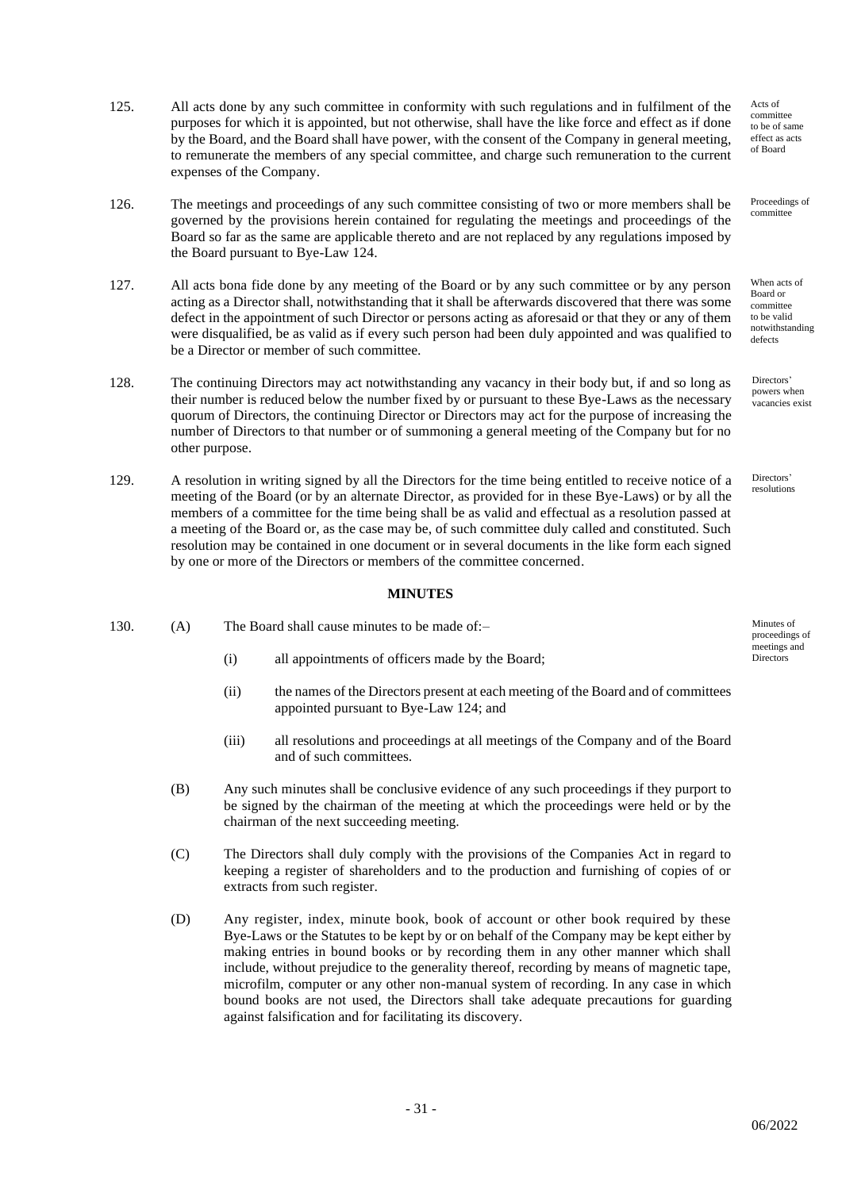125. All acts done by any such committee in conformity with such regulations and in fulfilment of the purposes for which it is appointed, but not otherwise, shall have the like force and effect as if done by the Board, and the Board shall have power, with the consent of the Company in general meeting, to remunerate the members of any special committee, and charge such remuneration to the current expenses of the Company.

*Acts of committee to be of same effect as acts of Board*

126. The meetings and proceedings of any such committee consisting of two or more members shall be governed by the provisions herein contained for regulating the meetings and proceedings of the Board so far as the same are applicable thereto and are not replaced by any regulations imposed by the Board pursuant to Bye-Law 124.

*Proceedings of committee*

127. All acts bona fide done by any meeting of the Board or by any such committee or by any person acting as a Director shall, notwithstanding that it shall be afterwards discovered that there was some defect in the appointment of such Director or persons acting as aforesaid or that they or any of them were disqualified, be as valid as if every such person had been duly appointed and was qualified to be a Director or member of such committee.

*When acts of Board or committee to be valid notwithstanding defects*

128. The continuing Directors may act notwithstanding any vacancy in their body but, if and so long as their number is reduced below the number fixed by or pursuant to these Bye-Laws as the necessary quorum of Directors, the continuing Director or Directors may act for the purpose of increasing the number of Directors to that number or of summoning a general meeting of the Company but for no other purpose.

*Directors' powers when vacancies exist*

129. A resolution in writing signed by all the Directors for the time being entitled to receive notice of a meeting of the Board (or by an alternate Director, as provided for in these Bye-Laws) or by all the members of a committee for the time being shall be as valid and effectual as a resolution passed at a meeting of the Board or, as the case may be, of such committee duly called and constituted. Such resolution may be contained in one document or in several documents in the like form each signed by one or more of the Directors or members of the committee concerned.

*Directors' resolutions*

**MINUTES**

130. (A) The Board shall cause minutes to be made of:–

*Minutes of proceedings of meetings and Directors*

(i) all appointments of officers made by the Board;

(ii) the names of the Directors present at each meeting of the Board and of committees appointed pursuant to Bye-Law 124; and

(iii) all resolutions and proceedings at all meetings of the Company and of the Board and of such committees.

(B) Any such minutes shall be conclusive evidence of any such proceedings if they purport to be signed by the chairman of the meeting at which the proceedings were held or by the chairman of the next succeeding meeting.

(C) The Directors shall duly comply with the provisions of the Companies Act in regard to keeping a register of shareholders and to the production and furnishing of copies of or extracts from such register.

(D) Any register, index, minute book, book of account or other book required by these Bye-Laws or the Statutes to be kept by or on behalf of the Company may be kept either by making entries in bound books or by recording them in any other manner which shall include, without prejudice to the generality thereof, recording by means of magnetic tape, microfilm, computer or any other non-manual system of recording. In any case in which bound books are not used, the Directors shall take adequate precautions for guarding against falsification and for facilitating its discovery.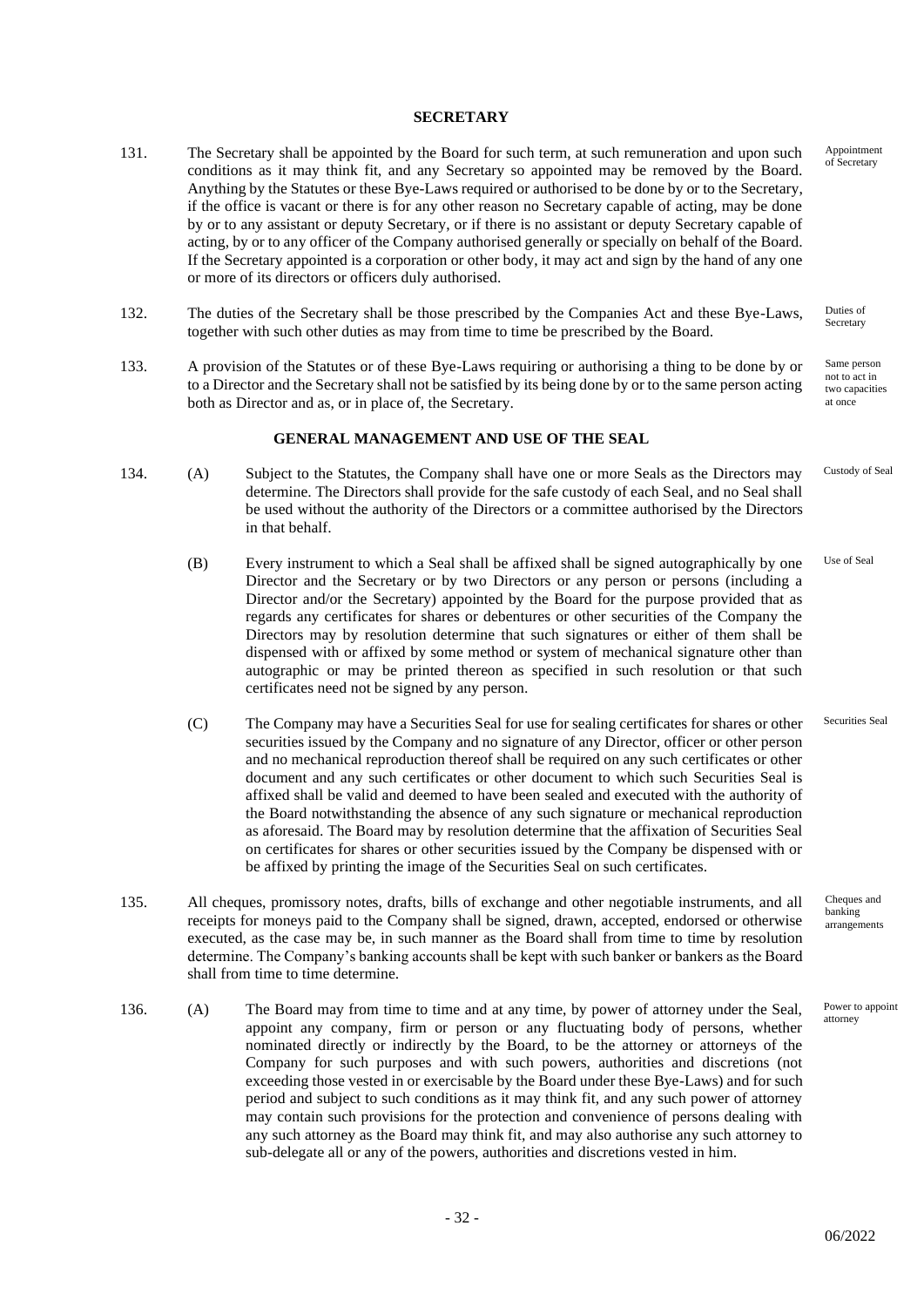## SECRETARY

131. The Secretary shall be appointed by the Board for such term, at such remuneration and upon such conditions as it may think fit, and any Secretary so appointed may be removed by the Board. Anything by the Statutes or these Bye-Laws required or authorised to be done by or to the Secretary, if the office is vacant or there is for any other reason no Secretary capable of acting, may be done by or to any assistant or deputy Secretary, or if there is no assistant or deputy Secretary capable of acting, by or to any officer of the Company authorised generally or specially on behalf of the Board. If the Secretary appointed is a corporation or other body, it may act and sign by the hand of any one or more of its directors or officers duly authorised. *(Appointment of Secretary)*

132. The duties of the Secretary shall be those prescribed by the Companies Act and these Bye-Laws, together with such other duties as may from time to time be prescribed by the Board. *(Duties of Secretary)*

133. A provision of the Statutes or of these Bye-Laws requiring or authorising a thing to be done by or to a Director and the Secretary shall not be satisfied by its being done by or to the same person acting both as Director and as, or in place of, the Secretary. *(Same person not to act in two capacities at once)*

## GENERAL MANAGEMENT AND USE OF THE SEAL

134. (A) Subject to the Statutes, the Company shall have one or more Seals as the Directors may determine. The Directors shall provide for the safe custody of each Seal, and no Seal shall be used without the authority of the Directors or a committee authorised by the Directors in that behalf. *(Custody of Seal)*

(B) Every instrument to which a Seal shall be affixed shall be signed autographically by one Director and the Secretary or by two Directors or any person or persons (including a Director and/or the Secretary) appointed by the Board for the purpose provided that as regards any certificates for shares or debentures or other securities of the Company the Directors may by resolution determine that such signatures or either of them shall be dispensed with or affixed by some method or system of mechanical signature other than autographic or may be printed thereon as specified in such resolution or that such certificates need not be signed by any person. *(Use of Seal)*

(C) The Company may have a Securities Seal for use for sealing certificates for shares or other securities issued by the Company and no signature of any Director, officer or other person and no mechanical reproduction thereof shall be required on any such certificates or other document and any such certificates or other document to which such Securities Seal is affixed shall be valid and deemed to have been sealed and executed with the authority of the Board notwithstanding the absence of any such signature or mechanical reproduction as aforesaid. The Board may by resolution determine that the affixation of Securities Seal on certificates for shares or other securities issued by the Company be dispensed with or be affixed by printing the image of the Securities Seal on such certificates. *(Securities Seal)*

135. All cheques, promissory notes, drafts, bills of exchange and other negotiable instruments, and all receipts for moneys paid to the Company shall be signed, drawn, accepted, endorsed or otherwise executed, as the case may be, in such manner as the Board shall from time to time by resolution determine. The Company's banking accounts shall be kept with such banker or bankers as the Board shall from time to time determine. *(Cheques and banking arrangements)*

136. (A) The Board may from time to time and at any time, by power of attorney under the Seal, appoint any company, firm or person or any fluctuating body of persons, whether nominated directly or indirectly by the Board, to be the attorney or attorneys of the Company for such purposes and with such powers, authorities and discretions (not exceeding those vested in or exercisable by the Board under these Bye-Laws) and for such period and subject to such conditions as it may think fit, and any such power of attorney may contain such provisions for the protection and convenience of persons dealing with any such attorney as the Board may think fit, and may also authorise any such attorney to sub-delegate all or any of the powers, authorities and discretions vested in him. *(Power to appoint attorney)*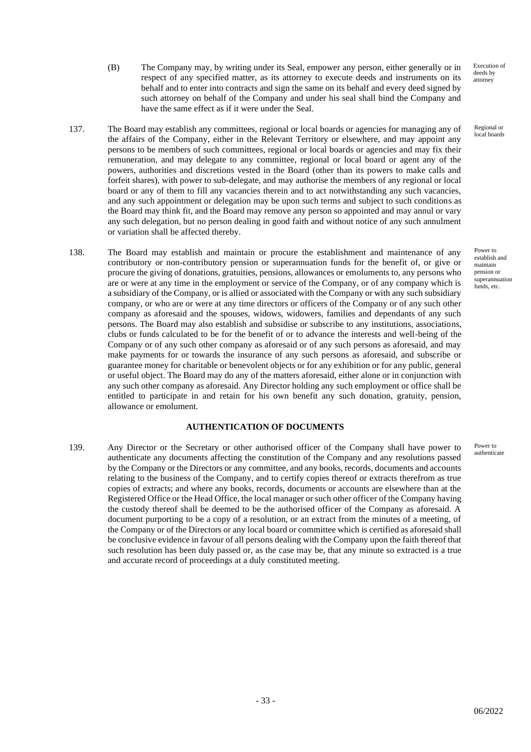(B) The Company may, by writing under its Seal, empower any person, either generally or in respect of any specified matter, as its attorney to execute deeds and instruments on its behalf and to enter into contracts and sign the same on its behalf and every deed signed by such attorney on behalf of the Company and under his seal shall bind the Company and have the same effect as if it were under the Seal.

*Execution of deeds by attorney*

137. The Board may establish any committees, regional or local boards or agencies for managing any of the affairs of the Company, either in the Relevant Territory or elsewhere, and may appoint any persons to be members of such committees, regional or local boards or agencies and may fix their remuneration, and may delegate to any committee, regional or local board or agent any of the powers, authorities and discretions vested in the Board (other than its powers to make calls and forfeit shares), with power to sub-delegate, and may authorise the members of any regional or local board or any of them to fill any vacancies therein and to act notwithstanding any such vacancies, and any such appointment or delegation may be upon such terms and subject to such conditions as the Board may think fit, and the Board may remove any person so appointed and may annul or vary any such delegation, but no person dealing in good faith and without notice of any such annulment or variation shall be affected thereby.

*Regional or local boards*

138. The Board may establish and maintain or procure the establishment and maintenance of any contributory or non-contributory pension or superannuation funds for the benefit of, or give or procure the giving of donations, gratuities, pensions, allowances or emoluments to, any persons who are or were at any time in the employment or service of the Company, or of any company which is a subsidiary of the Company, or is allied or associated with the Company or with any such subsidiary company, or who are or were at any time directors or officers of the Company or of any such other company as aforesaid and the spouses, widows, widowers, families and dependants of any such persons. The Board may also establish and subsidise or subscribe to any institutions, associations, clubs or funds calculated to be for the benefit of or to advance the interests and well-being of the Company or of any such other company as aforesaid or of any such persons as aforesaid, and may make payments for or towards the insurance of any such persons as aforesaid, and subscribe or guarantee money for charitable or benevolent objects or for any exhibition or for any public, general or useful object. The Board may do any of the matters aforesaid, either alone or in conjunction with any such other company as aforesaid. Any Director holding any such employment or office shall be entitled to participate in and retain for his own benefit any such donation, gratuity, pension, allowance or emolument.

*Power to establish and maintain pension or superannuation funds, etc.*

## AUTHENTICATION OF DOCUMENTS

139. Any Director or the Secretary or other authorised officer of the Company shall have power to authenticate any documents affecting the constitution of the Company and any resolutions passed by the Company or the Directors or any committee, and any books, records, documents and accounts relating to the business of the Company, and to certify copies thereof or extracts therefrom as true copies of extracts; and where any books, records, documents or accounts are elsewhere than at the Registered Office or the Head Office, the local manager or such other officer of the Company having the custody thereof shall be deemed to be the authorised officer of the Company as aforesaid. A document purporting to be a copy of a resolution, or an extract from the minutes of a meeting, of the Company or of the Directors or any local board or committee which is certified as aforesaid shall be conclusive evidence in favour of all persons dealing with the Company upon the faith thereof that such resolution has been duly passed or, as the case may be, that any minute so extracted is a true and accurate record of proceedings at a duly constituted meeting.

*Power to authenticate*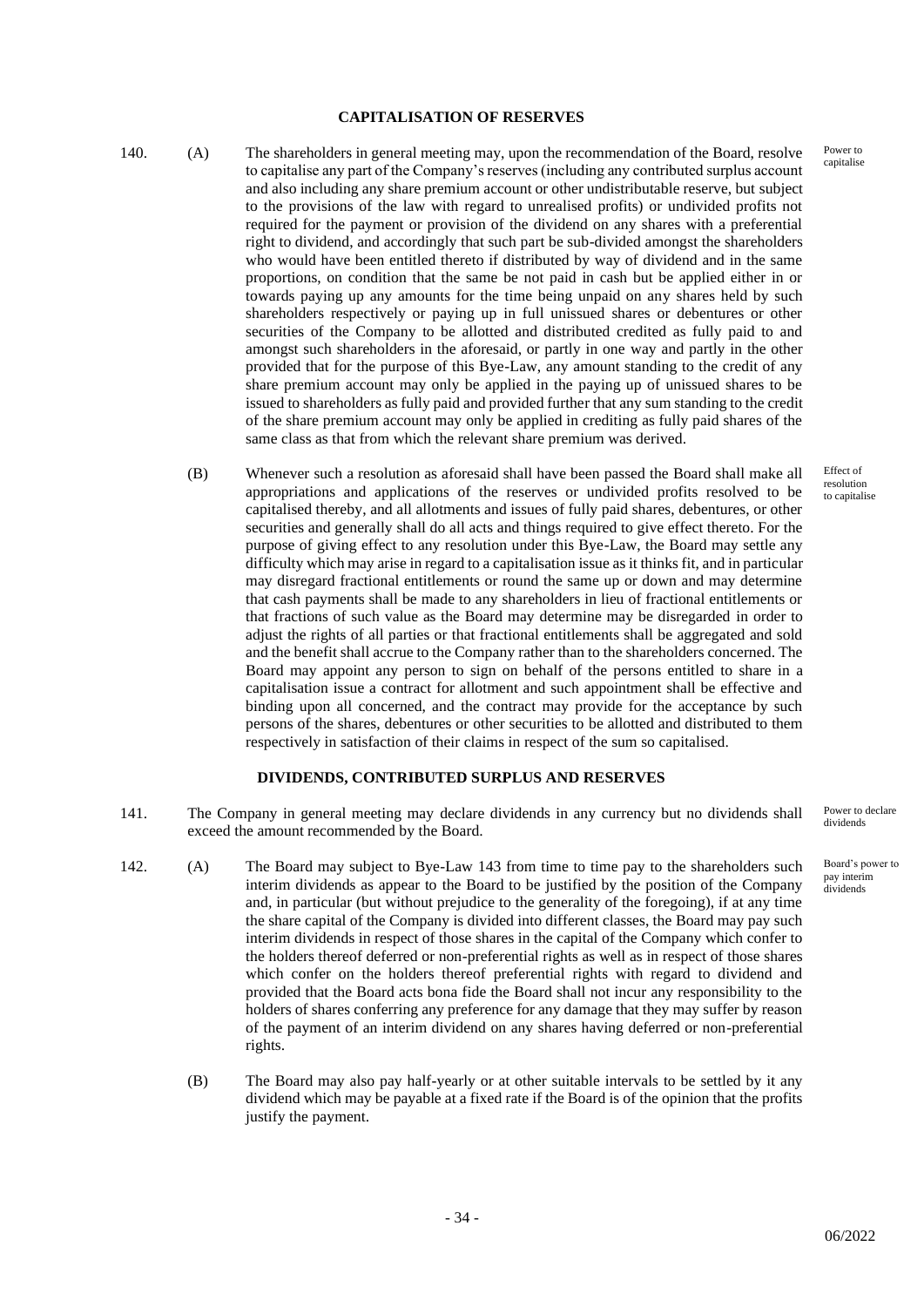## CAPITALISATION OF RESERVES

140. (A) The shareholders in general meeting may, upon the recommendation of the Board, resolve to capitalise any part of the Company's reserves (including any contributed surplus account and also including any share premium account or other undistributable reserve, but subject to the provisions of the law with regard to unrealised profits) or undivided profits not required for the payment or provision of the dividend on any shares with a preferential right to dividend, and accordingly that such part be sub-divided amongst the shareholders who would have been entitled thereto if distributed by way of dividend and in the same proportions, on condition that the same be not paid in cash but be applied either in or towards paying up any amounts for the time being unpaid on any shares held by such shareholders respectively or paying up in full unissued shares or debentures or other securities of the Company to be allotted and distributed credited as fully paid to and amongst such shareholders in the aforesaid, or partly in one way and partly in the other provided that for the purpose of this Bye-Law, any amount standing to the credit of any share premium account may only be applied in the paying up of unissued shares to be issued to shareholders as fully paid and provided further that any sum standing to the credit of the share premium account may only be applied in crediting as fully paid shares of the same class as that from which the relevant share premium was derived.

*Power to capitalise*

(B) Whenever such a resolution as aforesaid shall have been passed the Board shall make all appropriations and applications of the reserves or undivided profits resolved to be capitalised thereby, and all allotments and issues of fully paid shares, debentures, or other securities and generally shall do all acts and things required to give effect thereto. For the purpose of giving effect to any resolution under this Bye-Law, the Board may settle any difficulty which may arise in regard to a capitalisation issue as it thinks fit, and in particular may disregard fractional entitlements or round the same up or down and may determine that cash payments shall be made to any shareholders in lieu of fractional entitlements or that fractions of such value as the Board may determine may be disregarded in order to adjust the rights of all parties or that fractional entitlements shall be aggregated and sold and the benefit shall accrue to the Company rather than to the shareholders concerned. The Board may appoint any person to sign on behalf of the persons entitled to share in a capitalisation issue a contract for allotment and such appointment shall be effective and binding upon all concerned, and the contract may provide for the acceptance by such persons of the shares, debentures or other securities to be allotted and distributed to them respectively in satisfaction of their claims in respect of the sum so capitalised.

*Effect of resolution to capitalise*

## DIVIDENDS, CONTRIBUTED SURPLUS AND RESERVES

141. The Company in general meeting may declare dividends in any currency but no dividends shall exceed the amount recommended by the Board.

*Power to declare dividends*

142. (A) The Board may subject to Bye-Law 143 from time to time pay to the shareholders such interim dividends as appear to the Board to be justified by the position of the Company and, in particular (but without prejudice to the generality of the foregoing), if at any time the share capital of the Company is divided into different classes, the Board may pay such interim dividends in respect of those shares in the capital of the Company which confer to the holders thereof deferred or non-preferential rights as well as in respect of those shares which confer on the holders thereof preferential rights with regard to dividend and provided that the Board acts bona fide the Board shall not incur any responsibility to the holders of shares conferring any preference for any damage that they may suffer by reason of the payment of an interim dividend on any shares having deferred or non-preferential rights.

*Board's power to pay interim dividends*

(B) The Board may also pay half-yearly or at other suitable intervals to be settled by it any dividend which may be payable at a fixed rate if the Board is of the opinion that the profits justify the payment.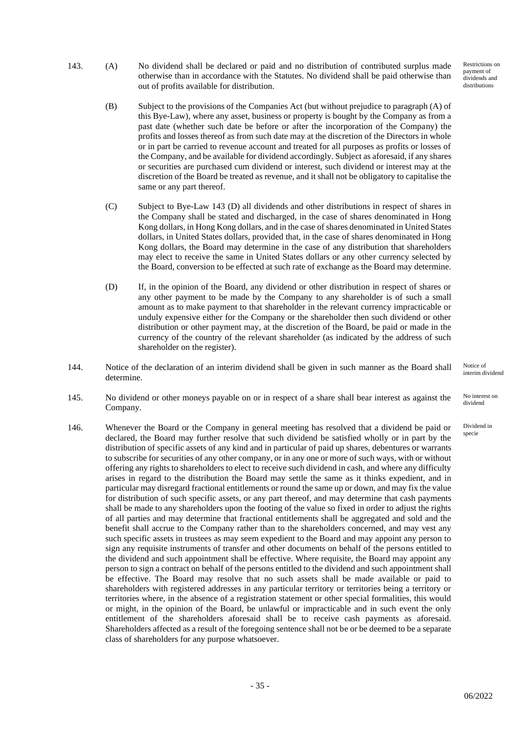143. (A) No dividend shall be declared or paid and no distribution of contributed surplus made otherwise than in accordance with the Statutes. No dividend shall be paid otherwise than out of profits available for distribution.

*Restrictions on payment of dividends and distributions*

(B) Subject to the provisions of the Companies Act (but without prejudice to paragraph (A) of this Bye-Law), where any asset, business or property is bought by the Company as from a past date (whether such date be before or after the incorporation of the Company) the profits and losses thereof as from such date may at the discretion of the Directors in whole or in part be carried to revenue account and treated for all purposes as profits or losses of the Company, and be available for dividend accordingly. Subject as aforesaid, if any shares or securities are purchased cum dividend or interest, such dividend or interest may at the discretion of the Board be treated as revenue, and it shall not be obligatory to capitalise the same or any part thereof.

(C) Subject to Bye-Law 143 (D) all dividends and other distributions in respect of shares in the Company shall be stated and discharged, in the case of shares denominated in Hong Kong dollars, in Hong Kong dollars, and in the case of shares denominated in United States dollars, in United States dollars, provided that, in the case of shares denominated in Hong Kong dollars, the Board may determine in the case of any distribution that shareholders may elect to receive the same in United States dollars or any other currency selected by the Board, conversion to be effected at such rate of exchange as the Board may determine.

(D) If, in the opinion of the Board, any dividend or other distribution in respect of shares or any other payment to be made by the Company to any shareholder is of such a small amount as to make payment to that shareholder in the relevant currency impracticable or unduly expensive either for the Company or the shareholder then such dividend or other distribution or other payment may, at the discretion of the Board, be paid or made in the currency of the country of the relevant shareholder (as indicated by the address of such shareholder on the register).

144. Notice of the declaration of an interim dividend shall be given in such manner as the Board shall determine.

*Notice of interim dividend*

145. No dividend or other moneys payable on or in respect of a share shall bear interest as against the Company.

*No interest on dividend*

146. Whenever the Board or the Company in general meeting has resolved that a dividend be paid or declared, the Board may further resolve that such dividend be satisfied wholly or in part by the distribution of specific assets of any kind and in particular of paid up shares, debentures or warrants to subscribe for securities of any other company, or in any one or more of such ways, with or without offering any rights to shareholders to elect to receive such dividend in cash, and where any difficulty arises in regard to the distribution the Board may settle the same as it thinks expedient, and in particular may disregard fractional entitlements or round the same up or down, and may fix the value for distribution of such specific assets, or any part thereof, and may determine that cash payments shall be made to any shareholders upon the footing of the value so fixed in order to adjust the rights of all parties and may determine that fractional entitlements shall be aggregated and sold and the benefit shall accrue to the Company rather than to the shareholders concerned, and may vest any such specific assets in trustees as may seem expedient to the Board and may appoint any person to sign any requisite instruments of transfer and other documents on behalf of the persons entitled to the dividend and such appointment shall be effective. Where requisite, the Board may appoint any person to sign a contract on behalf of the persons entitled to the dividend and such appointment shall be effective. The Board may resolve that no such assets shall be made available or paid to shareholders with registered addresses in any particular territory or territories being a territory or territories where, in the absence of a registration statement or other special formalities, this would or might, in the opinion of the Board, be unlawful or impracticable and in such event the only entitlement of the shareholders aforesaid shall be to receive cash payments as aforesaid. Shareholders affected as a result of the foregoing sentence shall not be or be deemed to be a separate class of shareholders for any purpose whatsoever.

*Dividend in specie*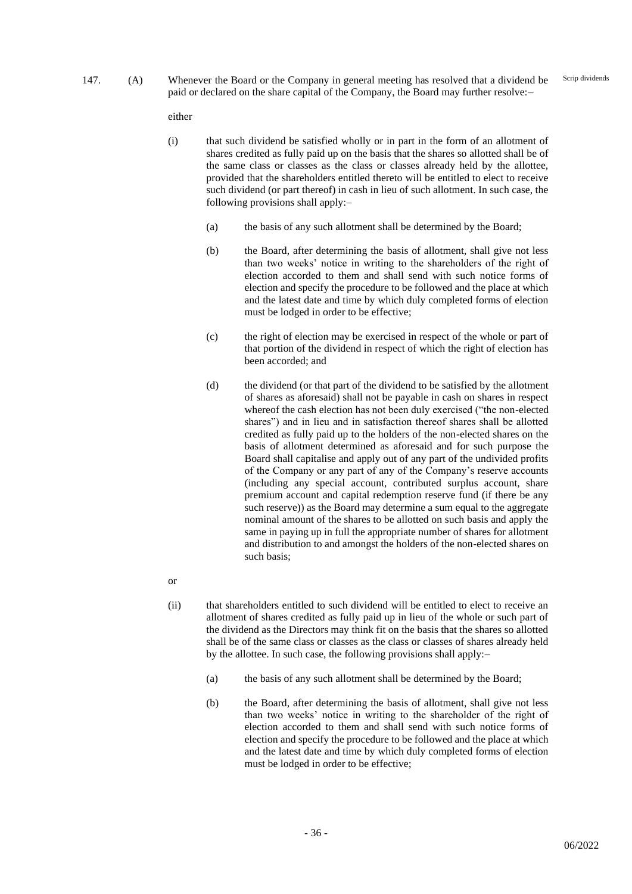147. (A) Whenever the Board or the Company in general meeting has resolved that a dividend be paid or declared on the share capital of the Company, the Board may further resolve:–

Scrip dividends

either

(i) that such dividend be satisfied wholly or in part in the form of an allotment of shares credited as fully paid up on the basis that the shares so allotted shall be of the same class or classes as the class or classes already held by the allottee, provided that the shareholders entitled thereto will be entitled to elect to receive such dividend (or part thereof) in cash in lieu of such allotment. In such case, the following provisions shall apply:–

(a) the basis of any such allotment shall be determined by the Board;

(b) the Board, after determining the basis of allotment, shall give not less than two weeks' notice in writing to the shareholders of the right of election accorded to them and shall send with such notice forms of election and specify the procedure to be followed and the place at which and the latest date and time by which duly completed forms of election must be lodged in order to be effective;

(c) the right of election may be exercised in respect of the whole or part of that portion of the dividend in respect of which the right of election has been accorded; and

(d) the dividend (or that part of the dividend to be satisfied by the allotment of shares as aforesaid) shall not be payable in cash on shares in respect whereof the cash election has not been duly exercised ("the non-elected shares") and in lieu and in satisfaction thereof shares shall be allotted credited as fully paid up to the holders of the non-elected shares on the basis of allotment determined as aforesaid and for such purpose the Board shall capitalise and apply out of any part of the undivided profits of the Company or any part of any of the Company's reserve accounts (including any special account, contributed surplus account, share premium account and capital redemption reserve fund (if there be any such reserve)) as the Board may determine a sum equal to the aggregate nominal amount of the shares to be allotted on such basis and apply the same in paying up in full the appropriate number of shares for allotment and distribution to and amongst the holders of the non-elected shares on such basis;

or

(ii) that shareholders entitled to such dividend will be entitled to elect to receive an allotment of shares credited as fully paid up in lieu of the whole or such part of the dividend as the Directors may think fit on the basis that the shares so allotted shall be of the same class or classes as the class or classes of shares already held by the allottee. In such case, the following provisions shall apply:–

(a) the basis of any such allotment shall be determined by the Board;

(b) the Board, after determining the basis of allotment, shall give not less than two weeks' notice in writing to the shareholder of the right of election accorded to them and shall send with such notice forms of election and specify the procedure to be followed and the place at which and the latest date and time by which duly completed forms of election must be lodged in order to be effective;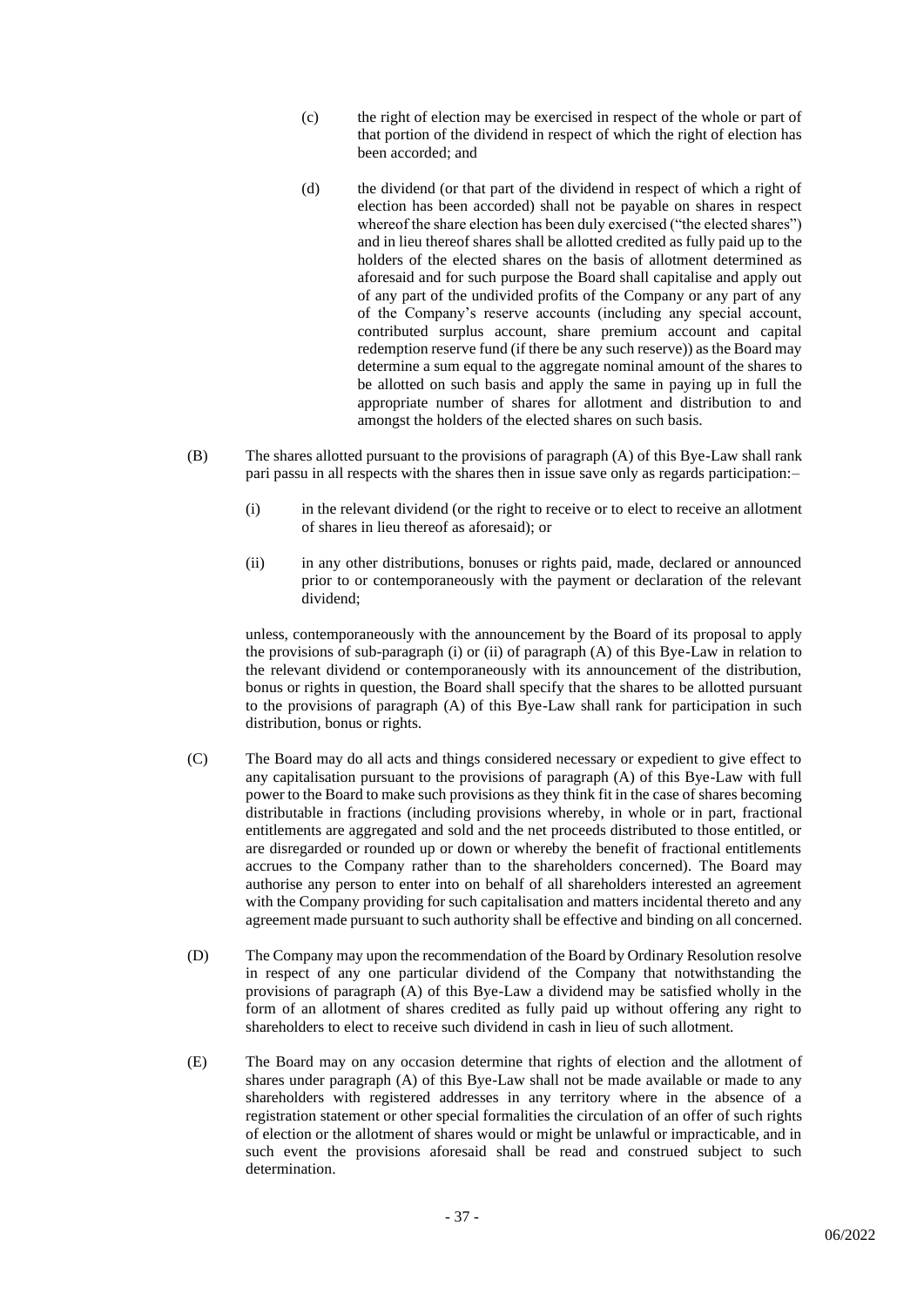(c) the right of election may be exercised in respect of the whole or part of that portion of the dividend in respect of which the right of election has been accorded; and

(d) the dividend (or that part of the dividend in respect of which a right of election has been accorded) shall not be payable on shares in respect whereof the share election has been duly exercised ("the elected shares") and in lieu thereof shares shall be allotted credited as fully paid up to the holders of the elected shares on the basis of allotment determined as aforesaid and for such purpose the Board shall capitalise and apply out of any part of the undivided profits of the Company or any part of any of the Company's reserve accounts (including any special account, contributed surplus account, share premium account and capital redemption reserve fund (if there be any such reserve)) as the Board may determine a sum equal to the aggregate nominal amount of the shares to be allotted on such basis and apply the same in paying up in full the appropriate number of shares for allotment and distribution to and amongst the holders of the elected shares on such basis.

(B) The shares allotted pursuant to the provisions of paragraph (A) of this Bye-Law shall rank pari passu in all respects with the shares then in issue save only as regards participation:–

(i) in the relevant dividend (or the right to receive or to elect to receive an allotment of shares in lieu thereof as aforesaid); or

(ii) in any other distributions, bonuses or rights paid, made, declared or announced prior to or contemporaneously with the payment or declaration of the relevant dividend;

unless, contemporaneously with the announcement by the Board of its proposal to apply the provisions of sub-paragraph (i) or (ii) of paragraph (A) of this Bye-Law in relation to the relevant dividend or contemporaneously with its announcement of the distribution, bonus or rights in question, the Board shall specify that the shares to be allotted pursuant to the provisions of paragraph (A) of this Bye-Law shall rank for participation in such distribution, bonus or rights.

(C) The Board may do all acts and things considered necessary or expedient to give effect to any capitalisation pursuant to the provisions of paragraph (A) of this Bye-Law with full power to the Board to make such provisions as they think fit in the case of shares becoming distributable in fractions (including provisions whereby, in whole or in part, fractional entitlements are aggregated and sold and the net proceeds distributed to those entitled, or are disregarded or rounded up or down or whereby the benefit of fractional entitlements accrues to the Company rather than to the shareholders concerned). The Board may authorise any person to enter into on behalf of all shareholders interested an agreement with the Company providing for such capitalisation and matters incidental thereto and any agreement made pursuant to such authority shall be effective and binding on all concerned.

(D) The Company may upon the recommendation of the Board by Ordinary Resolution resolve in respect of any one particular dividend of the Company that notwithstanding the provisions of paragraph (A) of this Bye-Law a dividend may be satisfied wholly in the form of an allotment of shares credited as fully paid up without offering any right to shareholders to elect to receive such dividend in cash in lieu of such allotment.

(E) The Board may on any occasion determine that rights of election and the allotment of shares under paragraph (A) of this Bye-Law shall not be made available or made to any shareholders with registered addresses in any territory where in the absence of a registration statement or other special formalities the circulation of an offer of such rights of election or the allotment of shares would or might be unlawful or impracticable, and in such event the provisions aforesaid shall be read and construed subject to such determination.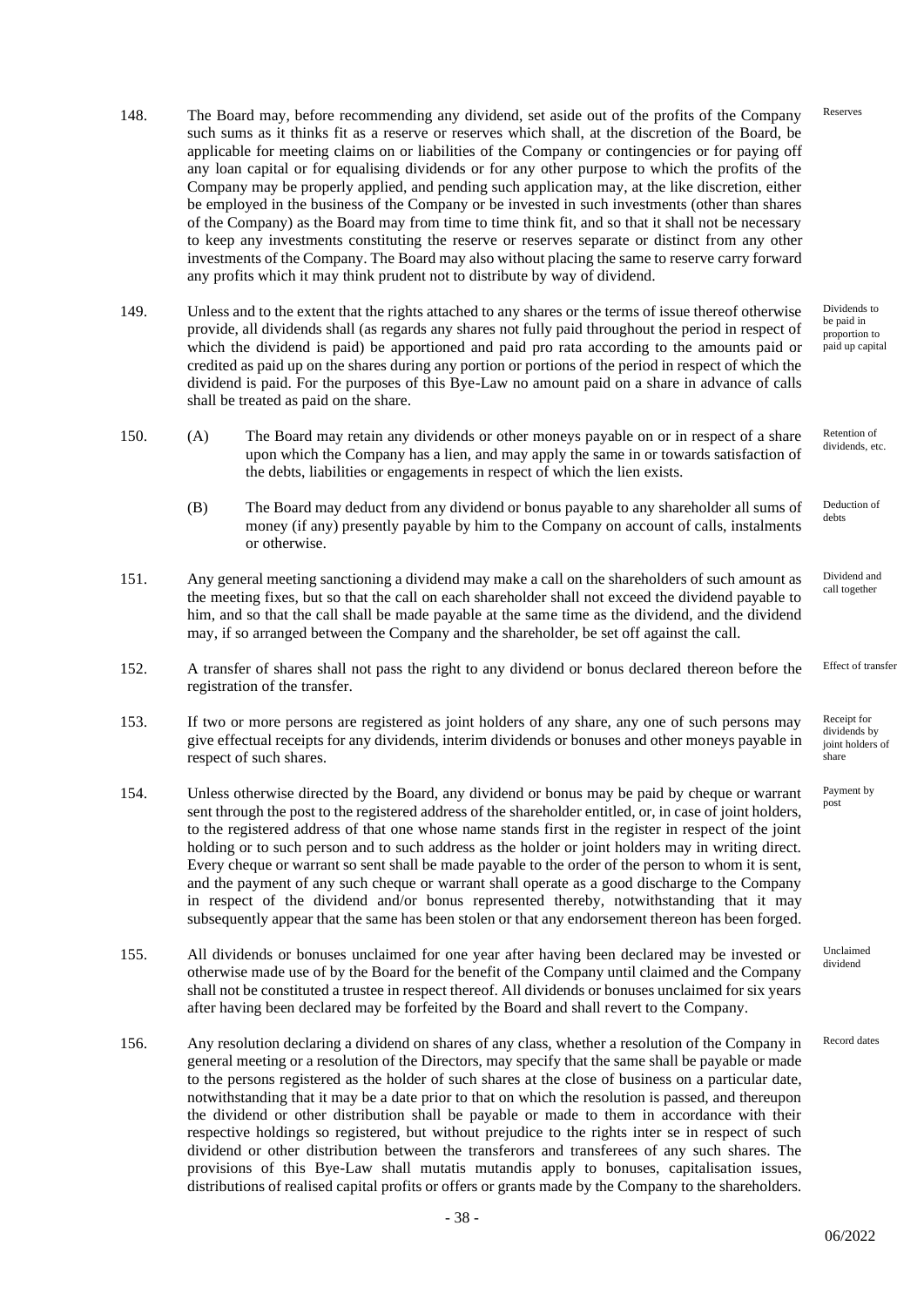148. The Board may, before recommending any dividend, set aside out of the profits of the Company such sums as it thinks fit as a reserve or reserves which shall, at the discretion of the Board, be applicable for meeting claims on or liabilities of the Company or contingencies or for paying off any loan capital or for equalising dividends or for any other purpose to which the profits of the Company may be properly applied, and pending such application may, at the like discretion, either be employed in the business of the Company or be invested in such investments (other than shares of the Company) as the Board may from time to time think fit, and so that it shall not be necessary to keep any investments constituting the reserve or reserves separate or distinct from any other investments of the Company. The Board may also without placing the same to reserve carry forward any profits which it may think prudent not to distribute by way of dividend. *Reserves*

149. Unless and to the extent that the rights attached to any shares or the terms of issue thereof otherwise provide, all dividends shall (as regards any shares not fully paid throughout the period in respect of which the dividend is paid) be apportioned and paid pro rata according to the amounts paid or credited as paid up on the shares during any portion or portions of the period in respect of which the dividend is paid. For the purposes of this Bye-Law no amount paid on a share in advance of calls shall be treated as paid on the share. *Dividends to be paid in proportion to paid up capital*

150. (A) The Board may retain any dividends or other moneys payable on or in respect of a share upon which the Company has a lien, and may apply the same in or towards satisfaction of the debts, liabilities or engagements in respect of which the lien exists. *Retention of dividends, etc.*

(B) The Board may deduct from any dividend or bonus payable to any shareholder all sums of money (if any) presently payable by him to the Company on account of calls, instalments or otherwise. *Deduction of debts*

151. Any general meeting sanctioning a dividend may make a call on the shareholders of such amount as the meeting fixes, but so that the call on each shareholder shall not exceed the dividend payable to him, and so that the call shall be made payable at the same time as the dividend, and the dividend may, if so arranged between the Company and the shareholder, be set off against the call. *Dividend and call together*

152. A transfer of shares shall not pass the right to any dividend or bonus declared thereon before the registration of the transfer. *Effect of transfer*

153. If two or more persons are registered as joint holders of any share, any one of such persons may give effectual receipts for any dividends, interim dividends or bonuses and other moneys payable in respect of such shares. *Receipt for dividends by joint holders of share*

154. Unless otherwise directed by the Board, any dividend or bonus may be paid by cheque or warrant sent through the post to the registered address of the shareholder entitled, or, in case of joint holders, to the registered address of that one whose name stands first in the register in respect of the joint holding or to such person and to such address as the holder or joint holders may in writing direct. Every cheque or warrant so sent shall be made payable to the order of the person to whom it is sent, and the payment of any such cheque or warrant shall operate as a good discharge to the Company in respect of the dividend and/or bonus represented thereby, notwithstanding that it may subsequently appear that the same has been stolen or that any endorsement thereon has been forged. *Payment by post*

155. All dividends or bonuses unclaimed for one year after having been declared may be invested or otherwise made use of by the Board for the benefit of the Company until claimed and the Company shall not be constituted a trustee in respect thereof. All dividends or bonuses unclaimed for six years after having been declared may be forfeited by the Board and shall revert to the Company. *Unclaimed dividend*

156. Any resolution declaring a dividend on shares of any class, whether a resolution of the Company in general meeting or a resolution of the Directors, may specify that the same shall be payable or made to the persons registered as the holder of such shares at the close of business on a particular date, notwithstanding that it may be a date prior to that on which the resolution is passed, and thereupon the dividend or other distribution shall be payable or made to them in accordance with their respective holdings so registered, but without prejudice to the rights inter se in respect of such dividend or other distribution between the transferors and transferees of any such shares. The provisions of this Bye-Law shall mutatis mutandis apply to bonuses, capitalisation issues, distributions of realised capital profits or offers or grants made by the Company to the shareholders. *Record dates*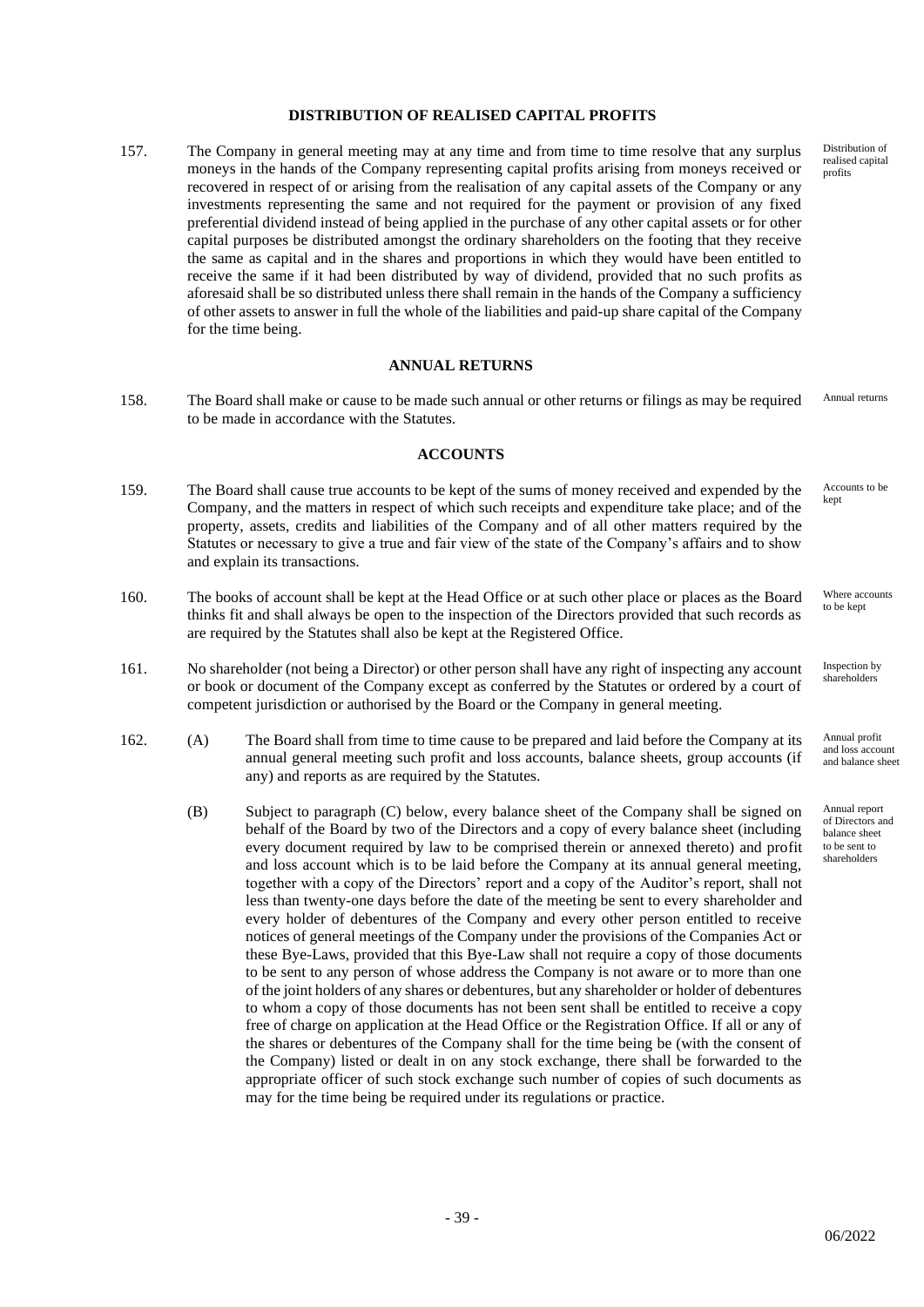## DISTRIBUTION OF REALISED CAPITAL PROFITS

157. The Company in general meeting may at any time and from time to time resolve that any surplus moneys in the hands of the Company representing capital profits arising from moneys received or recovered in respect of or arising from the realisation of any capital assets of the Company or any investments representing the same and not required for the payment or provision of any fixed preferential dividend instead of being applied in the purchase of any other capital assets or for other capital purposes be distributed amongst the ordinary shareholders on the footing that they receive the same as capital and in the shares and proportions in which they would have been entitled to receive the same if it had been distributed by way of dividend, provided that no such profits as aforesaid shall be so distributed unless there shall remain in the hands of the Company a sufficiency of other assets to answer in full the whole of the liabilities and paid-up share capital of the Company for the time being.

*Distribution of realised capital profits*

## ANNUAL RETURNS

158. The Board shall make or cause to be made such annual or other returns or filings as may be required to be made in accordance with the Statutes.

*Annual returns*

## ACCOUNTS

159. The Board shall cause true accounts to be kept of the sums of money received and expended by the Company, and the matters in respect of which such receipts and expenditure take place; and of the property, assets, credits and liabilities of the Company and of all other matters required by the Statutes or necessary to give a true and fair view of the state of the Company's affairs and to show and explain its transactions.

*Accounts to be kept*

160. The books of account shall be kept at the Head Office or at such other place or places as the Board thinks fit and shall always be open to the inspection of the Directors provided that such records as are required by the Statutes shall also be kept at the Registered Office.

*Where accounts to be kept*

161. No shareholder (not being a Director) or other person shall have any right of inspecting any account or book or document of the Company except as conferred by the Statutes or ordered by a court of competent jurisdiction or authorised by the Board or the Company in general meeting.

*Inspection by shareholders*

162. (A) The Board shall from time to time cause to be prepared and laid before the Company at its annual general meeting such profit and loss accounts, balance sheets, group accounts (if any) and reports as are required by the Statutes.

*Annual profit and loss account and balance sheet*

(B) Subject to paragraph (C) below, every balance sheet of the Company shall be signed on behalf of the Board by two of the Directors and a copy of every balance sheet (including every document required by law to be comprised therein or annexed thereto) and profit and loss account which is to be laid before the Company at its annual general meeting, together with a copy of the Directors' report and a copy of the Auditor's report, shall not less than twenty-one days before the date of the meeting be sent to every shareholder and every holder of debentures of the Company and every other person entitled to receive notices of general meetings of the Company under the provisions of the Companies Act or these Bye-Laws, provided that this Bye-Law shall not require a copy of those documents to be sent to any person of whose address the Company is not aware or to more than one of the joint holders of any shares or debentures, but any shareholder or holder of debentures to whom a copy of those documents has not been sent shall be entitled to receive a copy free of charge on application at the Head Office or the Registration Office. If all or any of the shares or debentures of the Company shall for the time being be (with the consent of the Company) listed or dealt in on any stock exchange, there shall be forwarded to the appropriate officer of such stock exchange such number of copies of such documents as may for the time being be required under its regulations or practice.

*Annual report of Directors and balance sheet to be sent to shareholders*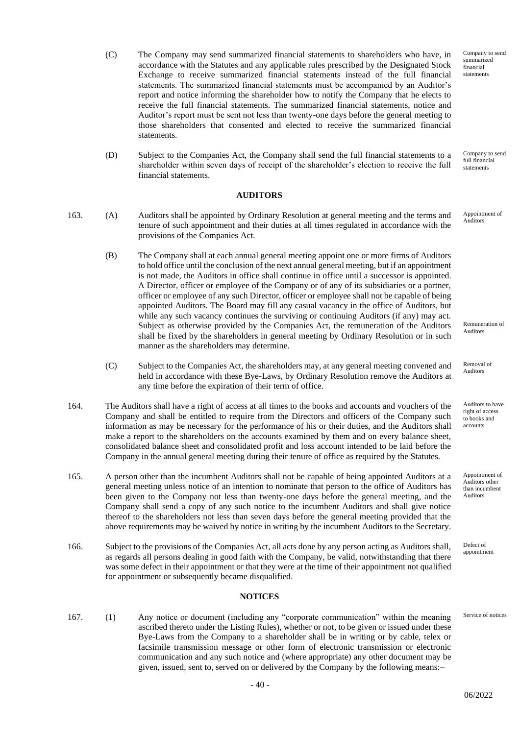(C) The Company may send summarized financial statements to shareholders who have, in accordance with the Statutes and any applicable rules prescribed by the Designated Stock Exchange to receive summarized financial statements instead of the full financial statements. The summarized financial statements must be accompanied by an Auditor's report and notice informing the shareholder how to notify the Company that he elects to receive the full financial statements. The summarized financial statements, notice and Auditor's report must be sent not less than twenty-one days before the general meeting to those shareholders that consented and elected to receive the summarized financial statements. *Company to send summarized financial statements*

(D) Subject to the Companies Act, the Company shall send the full financial statements to a shareholder within seven days of receipt of the shareholder's election to receive the full financial statements. *Company to send full financial statements*

## AUDITORS

163. (A) Auditors shall be appointed by Ordinary Resolution at general meeting and the terms and tenure of such appointment and their duties at all times regulated in accordance with the provisions of the Companies Act. *Appointment of Auditors*

(B) The Company shall at each annual general meeting appoint one or more firms of Auditors to hold office until the conclusion of the next annual general meeting, but if an appointment is not made, the Auditors in office shall continue in office until a successor is appointed. A Director, officer or employee of the Company or of any of its subsidiaries or a partner, officer or employee of any such Director, officer or employee shall not be capable of being appointed Auditors. The Board may fill any casual vacancy in the office of Auditors, but while any such vacancy continues the surviving or continuing Auditors (if any) may act. Subject as otherwise provided by the Companies Act, the remuneration of the Auditors shall be fixed by the shareholders in general meeting by Ordinary Resolution or in such manner as the shareholders may determine. *Remuneration of Auditors*

(C) Subject to the Companies Act, the shareholders may, at any general meeting convened and held in accordance with these Bye-Laws, by Ordinary Resolution remove the Auditors at any time before the expiration of their term of office. *Removal of Auditors*

164. The Auditors shall have a right of access at all times to the books and accounts and vouchers of the Company and shall be entitled to require from the Directors and officers of the Company such information as may be necessary for the performance of his or their duties, and the Auditors shall make a report to the shareholders on the accounts examined by them and on every balance sheet, consolidated balance sheet and consolidated profit and loss account intended to be laid before the Company in the annual general meeting during their tenure of office as required by the Statutes. *Auditors to have right of access to books and accounts*

165. A person other than the incumbent Auditors shall not be capable of being appointed Auditors at a general meeting unless notice of an intention to nominate that person to the office of Auditors has been given to the Company not less than twenty-one days before the general meeting, and the Company shall send a copy of any such notice to the incumbent Auditors and shall give notice thereof to the shareholders not less than seven days before the general meeting provided that the above requirements may be waived by notice in writing by the incumbent Auditors to the Secretary. *Appointment of Auditors other than incumbent Auditors*

166. Subject to the provisions of the Companies Act, all acts done by any person acting as Auditors shall, as regards all persons dealing in good faith with the Company, be valid, notwithstanding that there was some defect in their appointment or that they were at the time of their appointment not qualified for appointment or subsequently became disqualified. *Defect of appointment*

## NOTICES

167. (1) Any notice or document (including any "corporate communication" within the meaning ascribed thereto under the Listing Rules), whether or not, to be given or issued under these Bye-Laws from the Company to a shareholder shall be in writing or by cable, telex or facsimile transmission message or other form of electronic transmission or electronic communication and any such notice and (where appropriate) any other document may be given, issued, sent to, served on or delivered by the Company by the following means:– *Service of notices*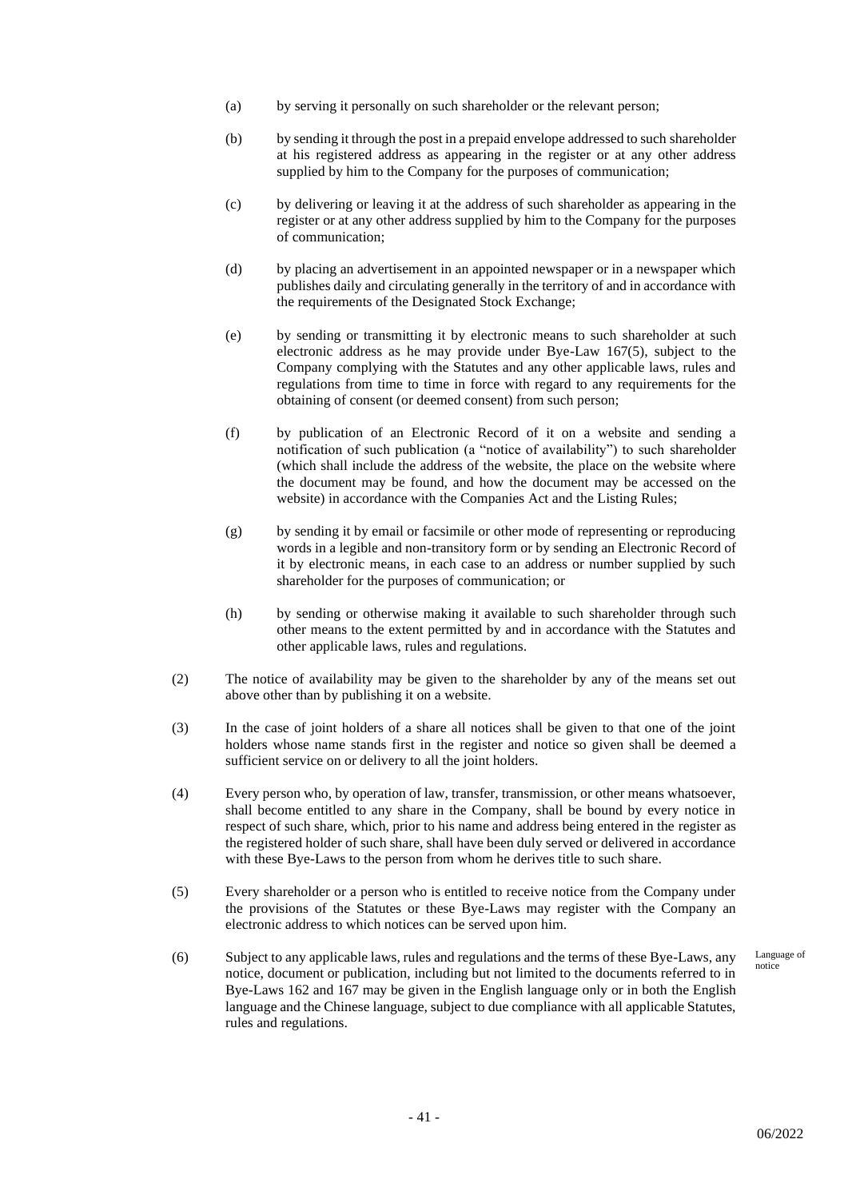(a) by serving it personally on such shareholder or the relevant person;

(b) by sending it through the post in a prepaid envelope addressed to such shareholder at his registered address as appearing in the register or at any other address supplied by him to the Company for the purposes of communication;

(c) by delivering or leaving it at the address of such shareholder as appearing in the register or at any other address supplied by him to the Company for the purposes of communication;

(d) by placing an advertisement in an appointed newspaper or in a newspaper which publishes daily and circulating generally in the territory of and in accordance with the requirements of the Designated Stock Exchange;

(e) by sending or transmitting it by electronic means to such shareholder at such electronic address as he may provide under Bye-Law 167(5), subject to the Company complying with the Statutes and any other applicable laws, rules and regulations from time to time in force with regard to any requirements for the obtaining of consent (or deemed consent) from such person;

(f) by publication of an Electronic Record of it on a website and sending a notification of such publication (a "notice of availability") to such shareholder (which shall include the address of the website, the place on the website where the document may be found, and how the document may be accessed on the website) in accordance with the Companies Act and the Listing Rules;

(g) by sending it by email or facsimile or other mode of representing or reproducing words in a legible and non-transitory form or by sending an Electronic Record of it by electronic means, in each case to an address or number supplied by such shareholder for the purposes of communication; or

(h) by sending or otherwise making it available to such shareholder through such other means to the extent permitted by and in accordance with the Statutes and other applicable laws, rules and regulations.

(2) The notice of availability may be given to the shareholder by any of the means set out above other than by publishing it on a website.

(3) In the case of joint holders of a share all notices shall be given to that one of the joint holders whose name stands first in the register and notice so given shall be deemed a sufficient service on or delivery to all the joint holders.

(4) Every person who, by operation of law, transfer, transmission, or other means whatsoever, shall become entitled to any share in the Company, shall be bound by every notice in respect of such share, which, prior to his name and address being entered in the register as the registered holder of such share, shall have been duly served or delivered in accordance with these Bye-Laws to the person from whom he derives title to such share.

(5) Every shareholder or a person who is entitled to receive notice from the Company under the provisions of the Statutes or these Bye-Laws may register with the Company an electronic address to which notices can be served upon him.

Language of notice

(6) Subject to any applicable laws, rules and regulations and the terms of these Bye-Laws, any notice, document or publication, including but not limited to the documents referred to in Bye-Laws 162 and 167 may be given in the English language only or in both the English language and the Chinese language, subject to due compliance with all applicable Statutes, rules and regulations.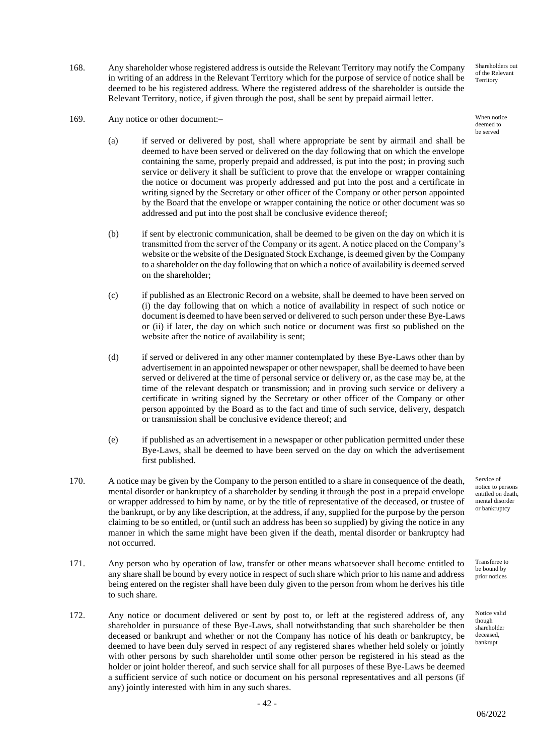168. Any shareholder whose registered address is outside the Relevant Territory may notify the Company in writing of an address in the Relevant Territory which for the purpose of service of notice shall be deemed to be his registered address. Where the registered address of the shareholder is outside the Relevant Territory, notice, if given through the post, shall be sent by prepaid airmail letter.

*Shareholders out of the Relevant Territory*

169. Any notice or other document:–

*When notice deemed to be served*

(a) if served or delivered by post, shall where appropriate be sent by airmail and shall be deemed to have been served or delivered on the day following that on which the envelope containing the same, properly prepaid and addressed, is put into the post; in proving such service or delivery it shall be sufficient to prove that the envelope or wrapper containing the notice or document was properly addressed and put into the post and a certificate in writing signed by the Secretary or other officer of the Company or other person appointed by the Board that the envelope or wrapper containing the notice or other document was so addressed and put into the post shall be conclusive evidence thereof;

(b) if sent by electronic communication, shall be deemed to be given on the day on which it is transmitted from the server of the Company or its agent. A notice placed on the Company's website or the website of the Designated Stock Exchange, is deemed given by the Company to a shareholder on the day following that on which a notice of availability is deemed served on the shareholder;

(c) if published as an Electronic Record on a website, shall be deemed to have been served on (i) the day following that on which a notice of availability in respect of such notice or document is deemed to have been served or delivered to such person under these Bye-Laws or (ii) if later, the day on which such notice or document was first so published on the website after the notice of availability is sent;

(d) if served or delivered in any other manner contemplated by these Bye-Laws other than by advertisement in an appointed newspaper or other newspaper, shall be deemed to have been served or delivered at the time of personal service or delivery or, as the case may be, at the time of the relevant despatch or transmission; and in proving such service or delivery a certificate in writing signed by the Secretary or other officer of the Company or other person appointed by the Board as to the fact and time of such service, delivery, despatch or transmission shall be conclusive evidence thereof; and

(e) if published as an advertisement in a newspaper or other publication permitted under these Bye-Laws, shall be deemed to have been served on the day on which the advertisement first published.

170. A notice may be given by the Company to the person entitled to a share in consequence of the death, mental disorder or bankruptcy of a shareholder by sending it through the post in a prepaid envelope or wrapper addressed to him by name, or by the title of representative of the deceased, or trustee of the bankrupt, or by any like description, at the address, if any, supplied for the purpose by the person claiming to be so entitled, or (until such an address has been so supplied) by giving the notice in any manner in which the same might have been given if the death, mental disorder or bankruptcy had not occurred.

*Service of notice to persons entitled on death, mental disorder or bankruptcy*

171. Any person who by operation of law, transfer or other means whatsoever shall become entitled to any share shall be bound by every notice in respect of such share which prior to his name and address being entered on the register shall have been duly given to the person from whom he derives his title to such share.

*Transferee to be bound by prior notices*

172. Any notice or document delivered or sent by post to, or left at the registered address of, any shareholder in pursuance of these Bye-Laws, shall notwithstanding that such shareholder be then deceased or bankrupt and whether or not the Company has notice of his death or bankruptcy, be deemed to have been duly served in respect of any registered shares whether held solely or jointly with other persons by such shareholder until some other person be registered in his stead as the holder or joint holder thereof, and such service shall for all purposes of these Bye-Laws be deemed a sufficient service of such notice or document on his personal representatives and all persons (if any) jointly interested with him in any such shares.

*Notice valid though shareholder deceased, bankrupt*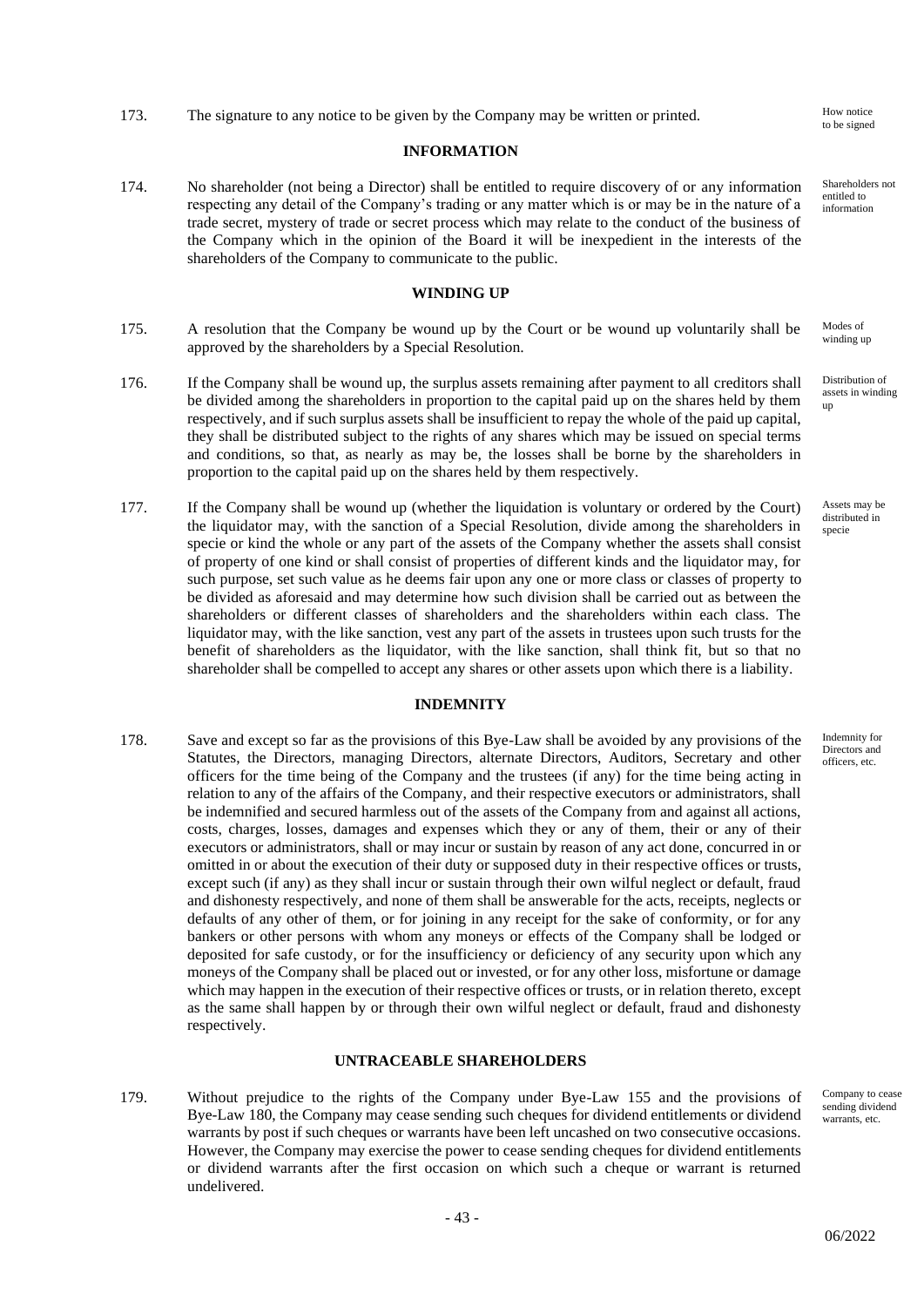173. The signature to any notice to be given by the Company may be written or printed. *How notice to be signed*

## INFORMATION

174. No shareholder (not being a Director) shall be entitled to require discovery of or any information respecting any detail of the Company's trading or any matter which is or may be in the nature of a trade secret, mystery of trade or secret process which may relate to the conduct of the business of the Company which in the opinion of the Board it will be inexpedient in the interests of the shareholders of the Company to communicate to the public. *Shareholders not entitled to information*

## WINDING UP

175. A resolution that the Company be wound up by the Court or be wound up voluntarily shall be approved by the shareholders by a Special Resolution. *Modes of winding up*

176. If the Company shall be wound up, the surplus assets remaining after payment to all creditors shall be divided among the shareholders in proportion to the capital paid up on the shares held by them respectively, and if such surplus assets shall be insufficient to repay the whole of the paid up capital, they shall be distributed subject to the rights of any shares which may be issued on special terms and conditions, so that, as nearly as may be, the losses shall be borne by the shareholders in proportion to the capital paid up on the shares held by them respectively. *Distribution of assets in winding up*

177. If the Company shall be wound up (whether the liquidation is voluntary or ordered by the Court) the liquidator may, with the sanction of a Special Resolution, divide among the shareholders in specie or kind the whole or any part of the assets of the Company whether the assets shall consist of property of one kind or shall consist of properties of different kinds and the liquidator may, for such purpose, set such value as he deems fair upon any one or more class or classes of property to be divided as aforesaid and may determine how such division shall be carried out as between the shareholders or different classes of shareholders and the shareholders within each class. The liquidator may, with the like sanction, vest any part of the assets in trustees upon such trusts for the benefit of shareholders as the liquidator, with the like sanction, shall think fit, but so that no shareholder shall be compelled to accept any shares or other assets upon which there is a liability. *Assets may be distributed in specie*

## INDEMNITY

178. Save and except so far as the provisions of this Bye-Law shall be avoided by any provisions of the Statutes, the Directors, managing Directors, alternate Directors, Auditors, Secretary and other officers for the time being of the Company and the trustees (if any) for the time being acting in relation to any of the affairs of the Company, and their respective executors or administrators, shall be indemnified and secured harmless out of the assets of the Company from and against all actions, costs, charges, losses, damages and expenses which they or any of them, their or any of their executors or administrators, shall or may incur or sustain by reason of any act done, concurred in or omitted in or about the execution of their duty or supposed duty in their respective offices or trusts, except such (if any) as they shall incur or sustain through their own wilful neglect or default, fraud and dishonesty respectively, and none of them shall be answerable for the acts, receipts, neglects or defaults of any other of them, or for joining in any receipt for the sake of conformity, or for any bankers or other persons with whom any moneys or effects of the Company shall be lodged or deposited for safe custody, or for the insufficiency or deficiency of any security upon which any moneys of the Company shall be placed out or invested, or for any other loss, misfortune or damage which may happen in the execution of their respective offices or trusts, or in relation thereto, except as the same shall happen by or through their own wilful neglect or default, fraud and dishonesty respectively. *Indemnity for Directors and officers, etc.*

## UNTRACEABLE SHAREHOLDERS

179. Without prejudice to the rights of the Company under Bye-Law 155 and the provisions of Bye-Law 180, the Company may cease sending such cheques for dividend entitlements or dividend warrants by post if such cheques or warrants have been left uncashed on two consecutive occasions. However, the Company may exercise the power to cease sending cheques for dividend entitlements or dividend warrants after the first occasion on which such a cheque or warrant is returned undelivered. *Company to cease sending dividend warrants, etc.*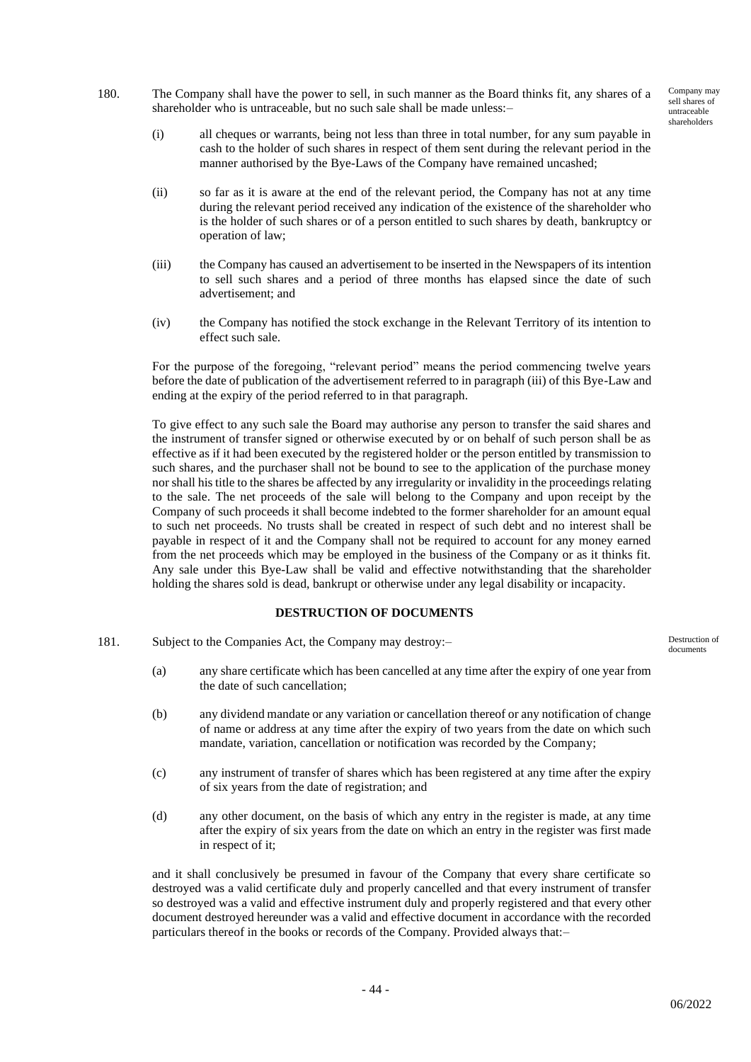180. The Company shall have the power to sell, in such manner as the Board thinks fit, any shares of a shareholder who is untraceable, but no such sale shall be made unless:–

Company may sell shares of untraceable shareholders

(i) all cheques or warrants, being not less than three in total number, for any sum payable in cash to the holder of such shares in respect of them sent during the relevant period in the manner authorised by the Bye-Laws of the Company have remained uncashed;

(ii) so far as it is aware at the end of the relevant period, the Company has not at any time during the relevant period received any indication of the existence of the shareholder who is the holder of such shares or of a person entitled to such shares by death, bankruptcy or operation of law;

(iii) the Company has caused an advertisement to be inserted in the Newspapers of its intention to sell such shares and a period of three months has elapsed since the date of such advertisement; and

(iv) the Company has notified the stock exchange in the Relevant Territory of its intention to effect such sale.

For the purpose of the foregoing, "relevant period" means the period commencing twelve years before the date of publication of the advertisement referred to in paragraph (iii) of this Bye-Law and ending at the expiry of the period referred to in that paragraph.

To give effect to any such sale the Board may authorise any person to transfer the said shares and the instrument of transfer signed or otherwise executed by or on behalf of such person shall be as effective as if it had been executed by the registered holder or the person entitled by transmission to such shares, and the purchaser shall not be bound to see to the application of the purchase money nor shall his title to the shares be affected by any irregularity or invalidity in the proceedings relating to the sale. The net proceeds of the sale will belong to the Company and upon receipt by the Company of such proceeds it shall become indebted to the former shareholder for an amount equal to such net proceeds. No trusts shall be created in respect of such debt and no interest shall be payable in respect of it and the Company shall not be required to account for any money earned from the net proceeds which may be employed in the business of the Company or as it thinks fit. Any sale under this Bye-Law shall be valid and effective notwithstanding that the shareholder holding the shares sold is dead, bankrupt or otherwise under any legal disability or incapacity.

## DESTRUCTION OF DOCUMENTS

181. Subject to the Companies Act, the Company may destroy:–

Destruction of documents

(a) any share certificate which has been cancelled at any time after the expiry of one year from the date of such cancellation;

(b) any dividend mandate or any variation or cancellation thereof or any notification of change of name or address at any time after the expiry of two years from the date on which such mandate, variation, cancellation or notification was recorded by the Company;

(c) any instrument of transfer of shares which has been registered at any time after the expiry of six years from the date of registration; and

(d) any other document, on the basis of which any entry in the register is made, at any time after the expiry of six years from the date on which an entry in the register was first made in respect of it;

and it shall conclusively be presumed in favour of the Company that every share certificate so destroyed was a valid certificate duly and properly cancelled and that every instrument of transfer so destroyed was a valid and effective instrument duly and properly registered and that every other document destroyed hereunder was a valid and effective document in accordance with the recorded particulars thereof in the books or records of the Company. Provided always that:–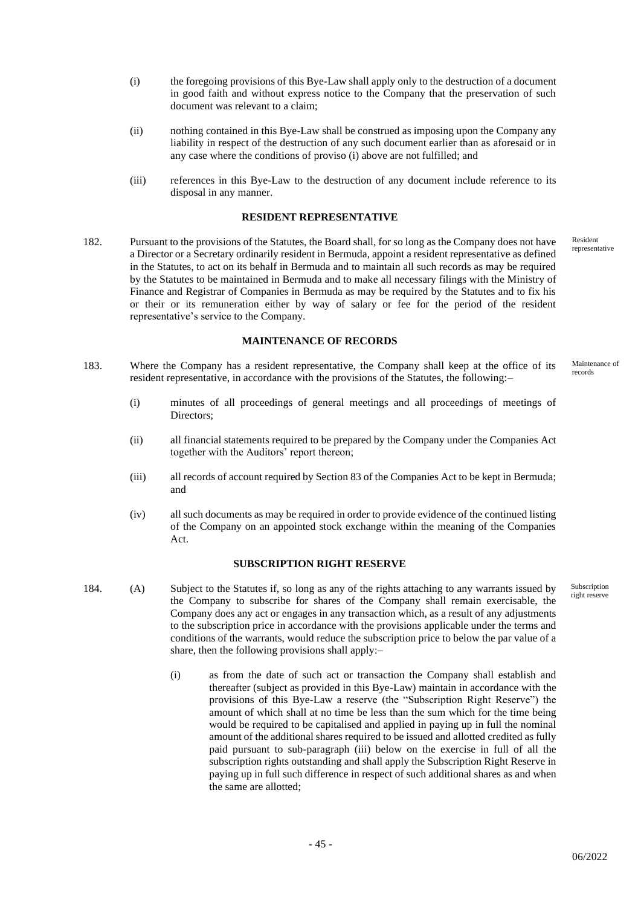(i) the foregoing provisions of this Bye-Law shall apply only to the destruction of a document in good faith and without express notice to the Company that the preservation of such document was relevant to a claim;

(ii) nothing contained in this Bye-Law shall be construed as imposing upon the Company any liability in respect of the destruction of any such document earlier than as aforesaid or in any case where the conditions of proviso (i) above are not fulfilled; and

(iii) references in this Bye-Law to the destruction of any document include reference to its disposal in any manner.

**RESIDENT REPRESENTATIVE**

182. Pursuant to the provisions of the Statutes, the Board shall, for so long as the Company does not have a Director or a Secretary ordinarily resident in Bermuda, appoint a resident representative as defined in the Statutes, to act on its behalf in Bermuda and to maintain all such records as may be required by the Statutes to be maintained in Bermuda and to make all necessary filings with the Ministry of Finance and Registrar of Companies in Bermuda as may be required by the Statutes and to fix his or their or its remuneration either by way of salary or fee for the period of the resident representative's service to the Company.

Resident representative

**MAINTENANCE OF RECORDS**

183. Where the Company has a resident representative, the Company shall keep at the office of its resident representative, in accordance with the provisions of the Statutes, the following:–

Maintenance of records

(i) minutes of all proceedings of general meetings and all proceedings of meetings of Directors;

(ii) all financial statements required to be prepared by the Company under the Companies Act together with the Auditors' report thereon;

(iii) all records of account required by Section 83 of the Companies Act to be kept in Bermuda; and

(iv) all such documents as may be required in order to provide evidence of the continued listing of the Company on an appointed stock exchange within the meaning of the Companies Act.

**SUBSCRIPTION RIGHT RESERVE**

184. (A) Subject to the Statutes if, so long as any of the rights attaching to any warrants issued by the Company to subscribe for shares of the Company shall remain exercisable, the Company does any act or engages in any transaction which, as a result of any adjustments to the subscription price in accordance with the provisions applicable under the terms and conditions of the warrants, would reduce the subscription price to below the par value of a share, then the following provisions shall apply:–

Subscription right reserve

(i) as from the date of such act or transaction the Company shall establish and thereafter (subject as provided in this Bye-Law) maintain in accordance with the provisions of this Bye-Law a reserve (the "Subscription Right Reserve") the amount of which shall at no time be less than the sum which for the time being would be required to be capitalised and applied in paying up in full the nominal amount of the additional shares required to be issued and allotted credited as fully paid pursuant to sub-paragraph (iii) below on the exercise in full of all the subscription rights outstanding and shall apply the Subscription Right Reserve in paying up in full such difference in respect of such additional shares as and when the same are allotted;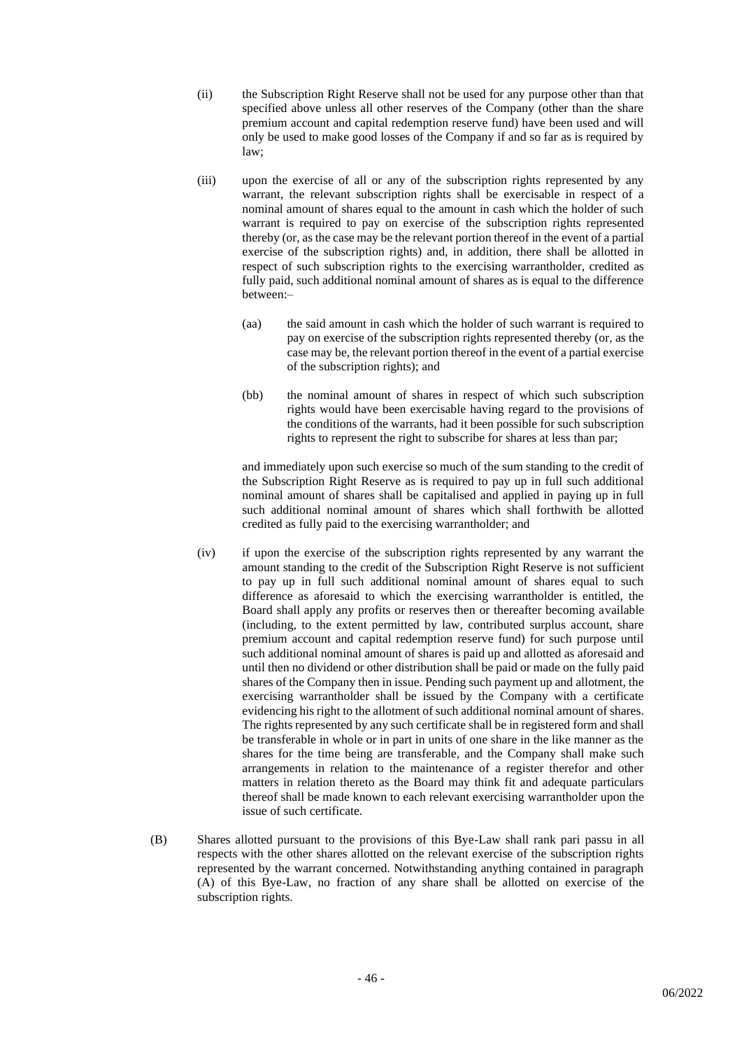(ii) the Subscription Right Reserve shall not be used for any purpose other than that specified above unless all other reserves of the Company (other than the share premium account and capital redemption reserve fund) have been used and will only be used to make good losses of the Company if and so far as is required by law;

(iii) upon the exercise of all or any of the subscription rights represented by any warrant, the relevant subscription rights shall be exercisable in respect of a nominal amount of shares equal to the amount in cash which the holder of such warrant is required to pay on exercise of the subscription rights represented thereby (or, as the case may be the relevant portion thereof in the event of a partial exercise of the subscription rights) and, in addition, there shall be allotted in respect of such subscription rights to the exercising warrantholder, credited as fully paid, such additional nominal amount of shares as is equal to the difference between:–

(aa) the said amount in cash which the holder of such warrant is required to pay on exercise of the subscription rights represented thereby (or, as the case may be, the relevant portion thereof in the event of a partial exercise of the subscription rights); and

(bb) the nominal amount of shares in respect of which such subscription rights would have been exercisable having regard to the provisions of the conditions of the warrants, had it been possible for such subscription rights to represent the right to subscribe for shares at less than par;

and immediately upon such exercise so much of the sum standing to the credit of the Subscription Right Reserve as is required to pay up in full such additional nominal amount of shares shall be capitalised and applied in paying up in full such additional nominal amount of shares which shall forthwith be allotted credited as fully paid to the exercising warrantholder; and

(iv) if upon the exercise of the subscription rights represented by any warrant the amount standing to the credit of the Subscription Right Reserve is not sufficient to pay up in full such additional nominal amount of shares equal to such difference as aforesaid to which the exercising warrantholder is entitled, the Board shall apply any profits or reserves then or thereafter becoming available (including, to the extent permitted by law, contributed surplus account, share premium account and capital redemption reserve fund) for such purpose until such additional nominal amount of shares is paid up and allotted as aforesaid and until then no dividend or other distribution shall be paid or made on the fully paid shares of the Company then in issue. Pending such payment up and allotment, the exercising warrantholder shall be issued by the Company with a certificate evidencing his right to the allotment of such additional nominal amount of shares. The rights represented by any such certificate shall be in registered form and shall be transferable in whole or in part in units of one share in the like manner as the shares for the time being are transferable, and the Company shall make such arrangements in relation to the maintenance of a register therefor and other matters in relation thereto as the Board may think fit and adequate particulars thereof shall be made known to each relevant exercising warrantholder upon the issue of such certificate.

(B) Shares allotted pursuant to the provisions of this Bye-Law shall rank pari passu in all respects with the other shares allotted on the relevant exercise of the subscription rights represented by the warrant concerned. Notwithstanding anything contained in paragraph (A) of this Bye-Law, no fraction of any share shall be allotted on exercise of the subscription rights.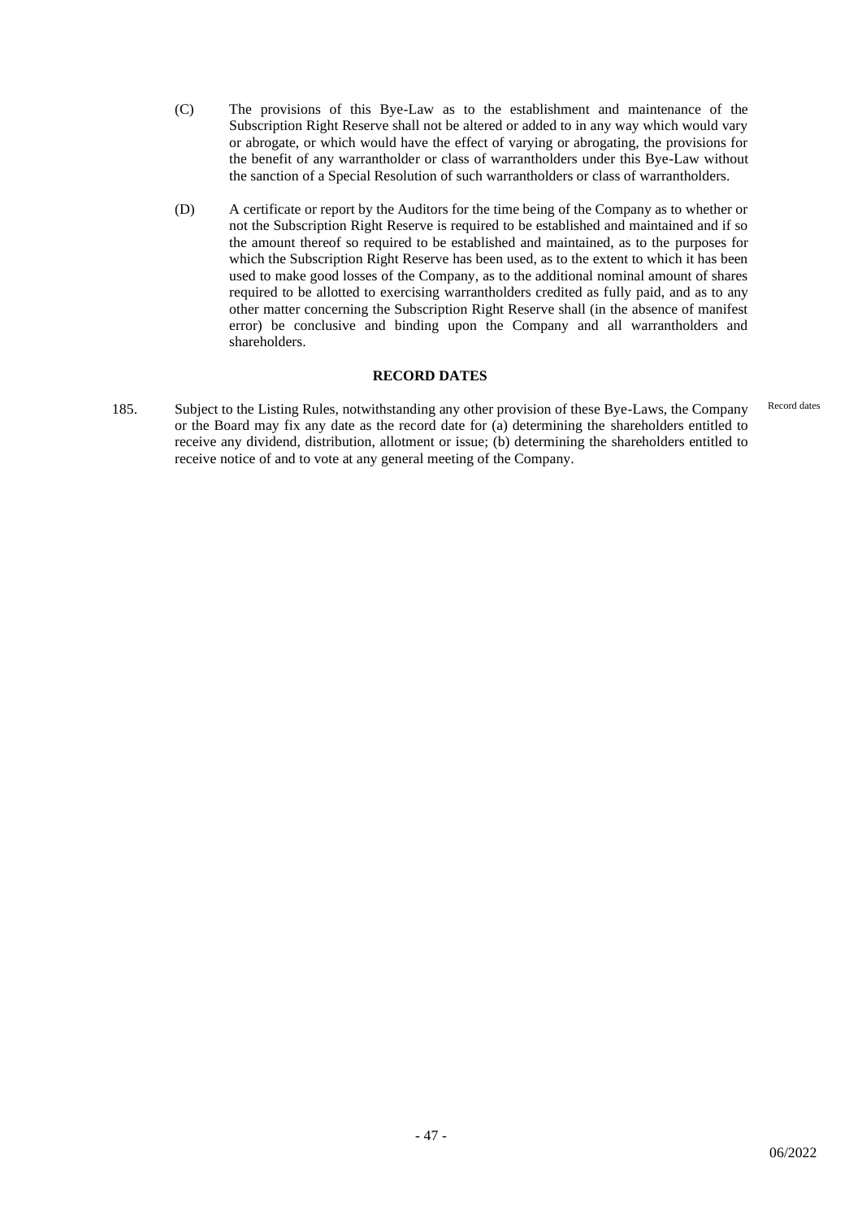(C) The provisions of this Bye-Law as to the establishment and maintenance of the Subscription Right Reserve shall not be altered or added to in any way which would vary or abrogate, or which would have the effect of varying or abrogating, the provisions for the benefit of any warrantholder or class of warrantholders under this Bye-Law without the sanction of a Special Resolution of such warrantholders or class of warrantholders.

(D) A certificate or report by the Auditors for the time being of the Company as to whether or not the Subscription Right Reserve is required to be established and maintained and if so the amount thereof so required to be established and maintained, as to the purposes for which the Subscription Right Reserve has been used, as to the extent to which it has been used to make good losses of the Company, as to the additional nominal amount of shares required to be allotted to exercising warrantholders credited as fully paid, and as to any other matter concerning the Subscription Right Reserve shall (in the absence of manifest error) be conclusive and binding upon the Company and all warrantholders and shareholders.

**RECORD DATES**

185. Subject to the Listing Rules, notwithstanding any other provision of these Bye-Laws, the Company or the Board may fix any date as the record date for (a) determining the shareholders entitled to receive any dividend, distribution, allotment or issue; (b) determining the shareholders entitled to receive notice of and to vote at any general meeting of the Company.

Record dates